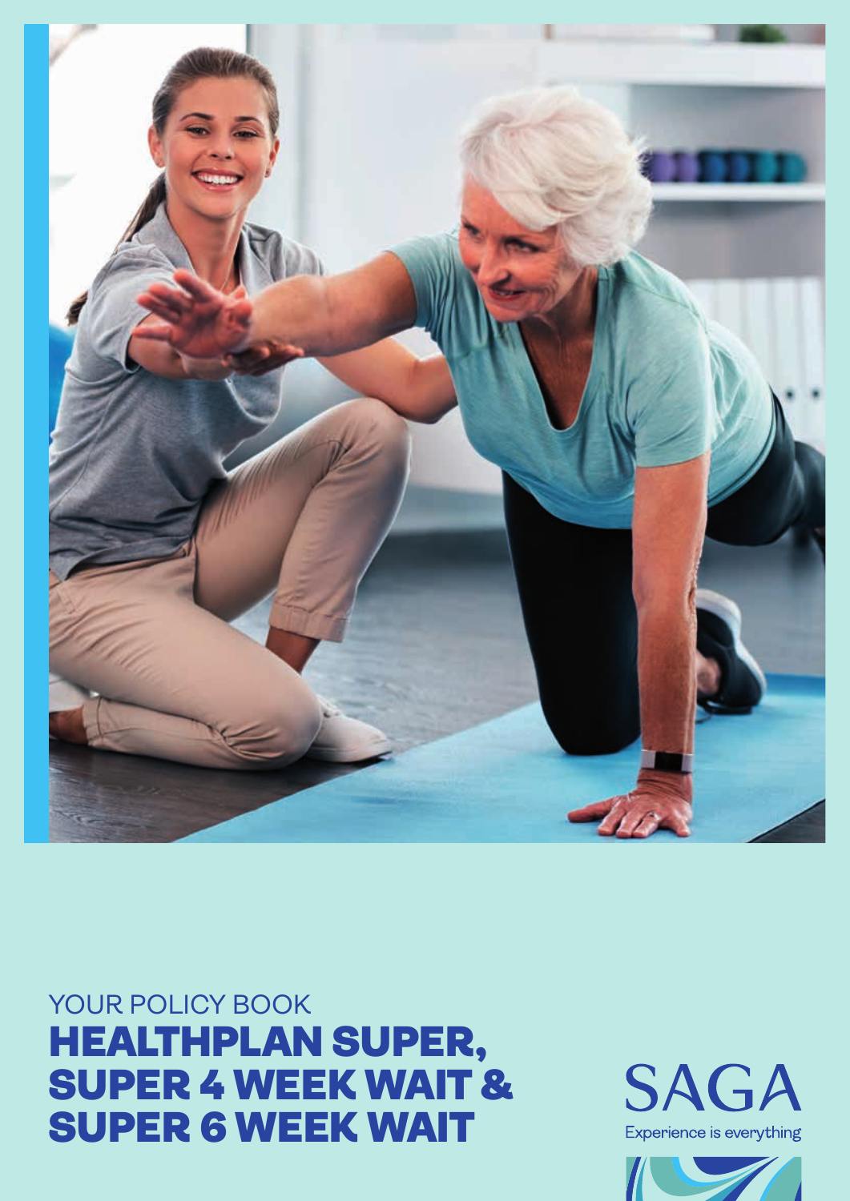YOUR POLICY BOOK

# HEALTHPLAN SUPER, SUPER 4 WEEK WAIT & SUPER 6 WEEK WAIT

SAGA

Experience is everything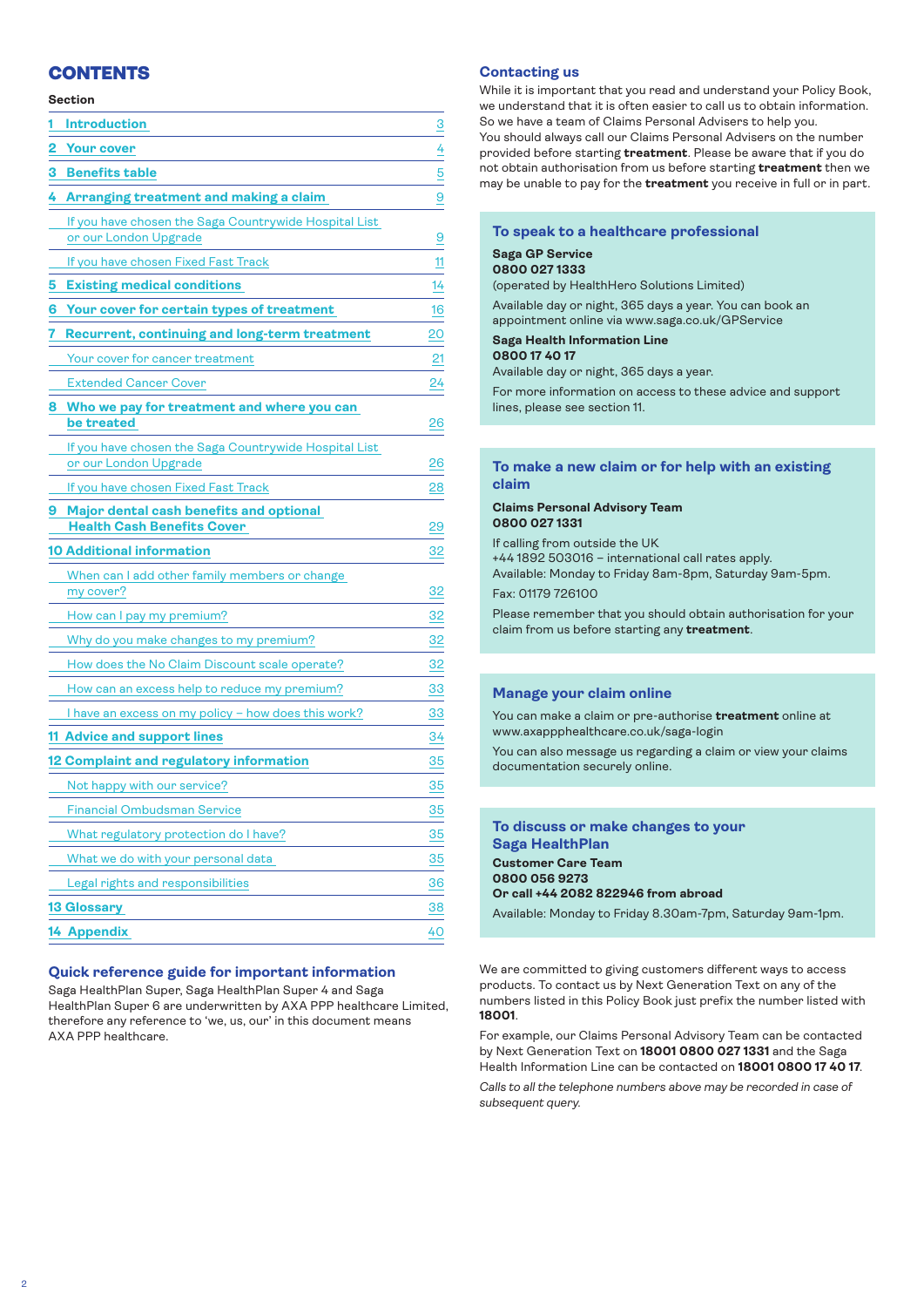# CONTENTS

| Section | |
|---|---|
| 1 Introduction | 3 |
| 2 Your cover | 4 |
| 3 Benefits table | 5 |
| 4 Arranging treatment and making a claim | 9 |
| If you have chosen the Saga Countrywide Hospital List or our London Upgrade | 9 |
| If you have chosen Fixed Fast Track | 11 |
| 5 Existing medical conditions | 14 |
| 6 Your cover for certain types of treatment | 16 |
| 7 Recurrent, continuing and long-term treatment | 20 |
| Your cover for cancer treatment | 21 |
| Extended Cancer Cover | 24 |
| 8 Who we pay for treatment and where you can be treated | 26 |
| If you have chosen the Saga Countrywide Hospital List or our London Upgrade | 26 |
| If you have chosen Fixed Fast Track | 28 |
| 9 Major dental cash benefits and optional Health Cash Benefits Cover | 29 |
| 10 Additional information | 32 |
| When can I add other family members or change my cover? | 32 |
| How can I pay my premium? | 32 |
| Why do you make changes to my premium? | 32 |
| How does the No Claim Discount scale operate? | 32 |
| How can an excess help to reduce my premium? | 33 |
| I have an excess on my policy – how does this work? | 33 |
| 11 Advice and support lines | 34 |
| 12 Complaint and regulatory information | 35 |
| Not happy with our service? | 35 |
| Financial Ombudsman Service | 35 |
| What regulatory protection do I have? | 35 |
| What we do with your personal data | 35 |
| Legal rights and responsibilities | 36 |
| 13 Glossary | 38 |
| 14 Appendix | 40 |

## Quick reference guide for important information

Saga HealthPlan Super, Saga HealthPlan Super 4 and Saga HealthPlan Super 6 are underwritten by AXA PPP healthcare Limited, therefore any reference to 'we, us, our' in this document means AXA PPP healthcare.

## Contacting us

While it is important that you read and understand your Policy Book, we understand that it is often easier to call us to obtain information. So we have a team of Claims Personal Advisers to help you. You should always call our Claims Personal Advisers on the number provided before starting **treatment**. Please be aware that if you do not obtain authorisation from us before starting **treatment** then we may be unable to pay for the **treatment** you receive in full or in part.

### To speak to a healthcare professional

**Saga GP Service**
**0800 027 1333**
(operated by HealthHero Solutions Limited)

Available day or night, 365 days a year. You can book an appointment online via www.saga.co.uk/GPService

**Saga Health Information Line**
**0800 17 40 17**
Available day or night, 365 days a year.

For more information on access to these advice and support lines, please see section 11.

### To make a new claim or for help with an existing claim

**Claims Personal Advisory Team**
**0800 027 1331**

If calling from outside the UK
+44 1892 503016 – international call rates apply.
Available: Monday to Friday 8am-8pm, Saturday 9am-5pm.

Fax: 01179 726100

Please remember that you should obtain authorisation for your claim from us before starting any **treatment**.

### Manage your claim online

You can make a claim or pre-authorise **treatment** online at www.axappphealthcare.co.uk/saga-login

You can also message us regarding a claim or view your claims documentation securely online.

### To discuss or make changes to your Saga HealthPlan

**Customer Care Team**
**0800 056 9273**
**Or call +44 2082 822946 from abroad**

Available: Monday to Friday 8.30am-7pm, Saturday 9am-1pm.

We are committed to giving customers different ways to access products. To contact us by Next Generation Text on any of the numbers listed in this Policy Book just prefix the number listed with **18001**.

For example, our Claims Personal Advisory Team can be contacted by Next Generation Text on **18001 0800 027 1331** and the Saga Health Information Line can be contacted on **18001 0800 17 40 17**.

*Calls to all the telephone numbers above may be recorded in case of subsequent query.*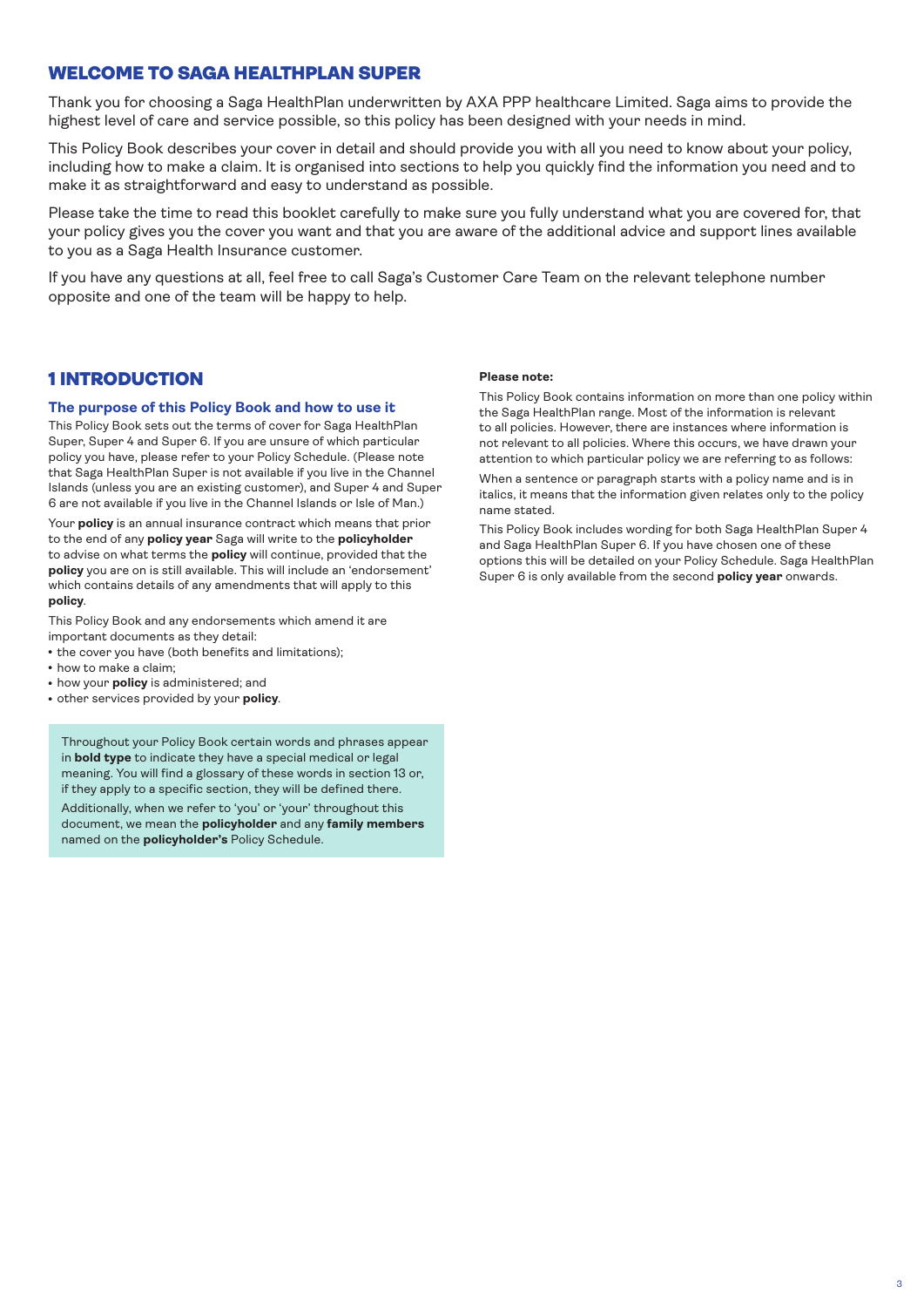## WELCOME TO SAGA HEALTHPLAN SUPER

Thank you for choosing a Saga HealthPlan underwritten by AXA PPP healthcare Limited. Saga aims to provide the highest level of care and service possible, so this policy has been designed with your needs in mind.

This Policy Book describes your cover in detail and should provide you with all you need to know about your policy, including how to make a claim. It is organised into sections to help you quickly find the information you need and to make it as straightforward and easy to understand as possible.

Please take the time to read this booklet carefully to make sure you fully understand what you are covered for, that your policy gives you the cover you want and that you are aware of the additional advice and support lines available to you as a Saga Health Insurance customer.

If you have any questions at all, feel free to call Saga's Customer Care Team on the relevant telephone number opposite and one of the team will be happy to help.

## 1 INTRODUCTION

### The purpose of this Policy Book and how to use it

This Policy Book sets out the terms of cover for Saga HealthPlan Super, Super 4 and Super 6. If you are unsure of which particular policy you have, please refer to your Policy Schedule. (Please note that Saga HealthPlan Super is not available if you live in the Channel Islands (unless you are an existing customer), and Super 4 and Super 6 are not available if you live in the Channel Islands or Isle of Man.)

Your **policy** is an annual insurance contract which means that prior to the end of any **policy year** Saga will write to the **policyholder** to advise on what terms the **policy** will continue, provided that the **policy** you are on is still available. This will include an 'endorsement' which contains details of any amendments that will apply to this **policy**.

This Policy Book and any endorsements which amend it are important documents as they detail:

- the cover you have (both benefits and limitations);
- how to make a claim;
- how your **policy** is administered; and
- other services provided by your **policy**.

Throughout your Policy Book certain words and phrases appear in **bold type** to indicate they have a special medical or legal meaning. You will find a glossary of these words in section 13 or, if they apply to a specific section, they will be defined there.

Additionally, when we refer to 'you' or 'your' throughout this document, we mean the **policyholder** and any **family members** named on the **policyholder's** Policy Schedule.

**Please note:**

This Policy Book contains information on more than one policy within the Saga HealthPlan range. Most of the information is relevant to all policies. However, there are instances where information is not relevant to all policies. Where this occurs, we have drawn your attention to which particular policy we are referring to as follows:

When a sentence or paragraph starts with a policy name and is in italics, it means that the information given relates only to the policy name stated.

This Policy Book includes wording for both Saga HealthPlan Super 4 and Saga HealthPlan Super 6. If you have chosen one of these options this will be detailed on your Policy Schedule. Saga HealthPlan Super 6 is only available from the second **policy year** onwards.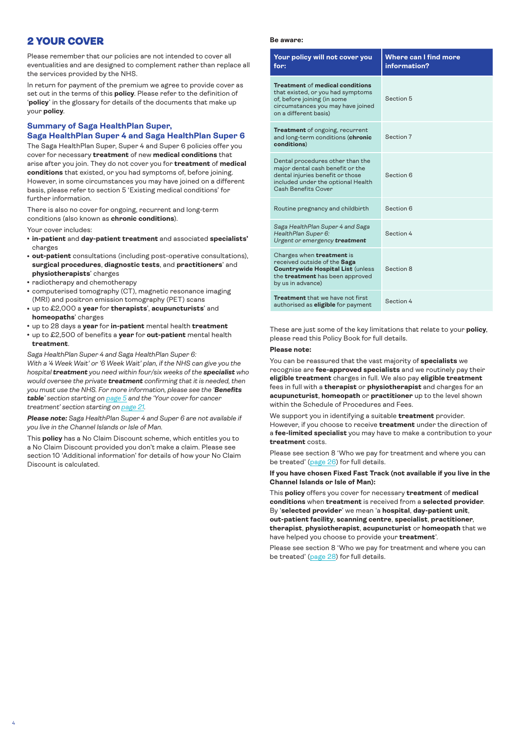# 2 YOUR COVER

Please remember that our policies are not intended to cover all eventualities and are designed to complement rather than replace all the services provided by the NHS.

In return for payment of the premium we agree to provide cover as set out in the terms of this **policy**. Please refer to the definition of '**policy**' in the glossary for details of the documents that make up your **policy**.

## Summary of Saga HealthPlan Super, Saga HealthPlan Super 4 and Saga HealthPlan Super 6

The Saga HealthPlan Super, Super 4 and Super 6 policies offer you cover for necessary **treatment** of new **medical conditions** that arise after you join. They do not cover you for **treatment** of **medical conditions** that existed, or you had symptoms of, before joining. However, in some circumstances you may have joined on a different basis, please refer to section 5 'Existing medical conditions' for further information.

There is also no cover for ongoing, recurrent and long-term conditions (also known as **chronic conditions**).

Your cover includes:

- **in-patient** and **day-patient treatment** and associated **specialists'** charges
- **out-patient** consultations (including post-operative consultations), **surgical procedures**, **diagnostic tests**, and **practitioners**' and **physiotherapists**' charges
- radiotherapy and chemotherapy
- computerised tomography (CT), magnetic resonance imaging (MRI) and positron emission tomography (PET) scans
- up to £2,000 a **year** for **therapists**', **acupuncturists**' and **homeopaths**' charges
- up to 28 days a **year** for **in-patient** mental health **treatment**
- up to £2,500 of benefits a **year** for **out-patient** mental health **treatment**.

*Saga HealthPlan Super 4 and Saga HealthPlan Super 6:*
*With a '4 Week Wait' or '6 Week Wait' plan, if the NHS can give you the hospital **treatment** you need within four/six weeks of the **specialist** who would oversee the private **treatment** confirming that it is needed, then you must use the NHS. For more information, please see the '**Benefits table**' section starting on page 5 and the 'Your cover for cancer treatment' section starting on page 21.*

***Please note:** Saga HealthPlan Super 4 and Super 6 are not available if you live in the Channel Islands or Isle of Man.*

This **policy** has a No Claim Discount scheme, which entitles you to a No Claim Discount provided you don't make a claim. Please see section 10 'Additional information' for details of how your No Claim Discount is calculated.

**Be aware:**

| Your policy will not cover you for: | Where can I find more information? |
|---|---|
| **Treatment** of **medical conditions** that existed, or you had symptoms of, before joining (in some circumstances you may have joined on a different basis) | Section 5 |
| **Treatment** of ongoing, recurrent and long-term conditions (**chronic conditions**) | Section 7 |
| Dental procedures other than the major dental cash benefit or the dental injuries benefit or those included under the optional Health Cash Benefits Cover | Section 6 |
| Routine pregnancy and childbirth | Section 6 |
| *Saga HealthPlan Super 4 and Saga HealthPlan Super 6: Urgent or emergency **treatment*** | Section 4 |
| Charges when **treatment** is received outside of the **Saga Countrywide Hospital List** (unless the **treatment** has been approved by us in advance) | Section 8 |
| **Treatment** that we have not first authorised as **eligible** for payment | Section 4 |

These are just some of the key limitations that relate to your **policy**, please read this Policy Book for full details.

**Please note:**

You can be reassured that the vast majority of **specialists** we recognise are **fee-approved specialists** and we routinely pay their **eligible treatment** charges in full. We also pay **eligible treatment** fees in full with a **therapist** or **physiotherapist** and charges for an **acupuncturist**, **homeopath** or **practitioner** up to the level shown within the Schedule of Procedures and Fees.

We support you in identifying a suitable **treatment** provider. However, if you choose to receive **treatment** under the direction of a **fee-limited specialist** you may have to make a contribution to your **treatment** costs.

Please see section 8 'Who we pay for treatment and where you can be treated' (page 26) for full details.

**If you have chosen Fixed Fast Track (not available if you live in the Channel Islands or Isle of Man):**

This **policy** offers you cover for necessary **treatment** of **medical conditions** when **treatment** is received from a **selected provider**. By '**selected provider**' we mean 'a **hospital**, **day-patient unit**, **out-patient facility**, **scanning centre**, **specialist**, **practitioner**, **therapist**, **physiotherapist**, **acupuncturist** or **homeopath** that we have helped you choose to provide your **treatment**'.

Please see section 8 'Who we pay for treatment and where you can be treated' (page 28) for full details.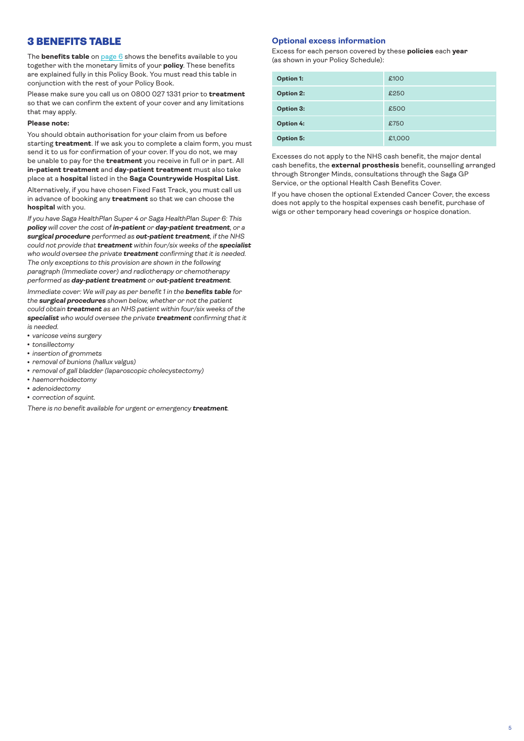## 3 BENEFITS TABLE

The **benefits table** on page 6 shows the benefits available to you together with the monetary limits of your **policy**. These benefits are explained fully in this Policy Book. You must read this table in conjunction with the rest of your Policy Book.

Please make sure you call us on 0800 027 1331 prior to **treatment** so that we can confirm the extent of your cover and any limitations that may apply.

**Please note:**

You should obtain authorisation for your claim from us before starting **treatment**. If we ask you to complete a claim form, you must send it to us for confirmation of your cover. If you do not, we may be unable to pay for the **treatment** you receive in full or in part. All **in-patient treatment** and **day-patient treatment** must also take place at a **hospital** listed in the **Saga Countrywide Hospital List**.

Alternatively, if you have chosen Fixed Fast Track, you must call us in advance of booking any **treatment** so that we can choose the **hospital** with you.

*If you have Saga HealthPlan Super 4 or Saga HealthPlan Super 6: This **policy** will cover the cost of **in-patient** or **day-patient treatment**, or a **surgical procedure** performed as **out-patient treatment**, if the NHS could not provide that **treatment** within four/six weeks of the **specialist** who would oversee the private **treatment** confirming that it is needed. The only exceptions to this provision are shown in the following paragraph (Immediate cover) and radiotherapy or chemotherapy performed as **day-patient treatment** or **out-patient treatment**.*

*Immediate cover: We will pay as per benefit 1 in the **benefits table** for the **surgical procedures** shown below, whether or not the patient could obtain **treatment** as an NHS patient within four/six weeks of the **specialist** who would oversee the private **treatment** confirming that it is needed.*

- *varicose veins surgery*
- *tonsillectomy*
- *insertion of grommets*
- *removal of bunions (hallux valgus)*
- *removal of gall bladder (laparoscopic cholecystectomy)*
- *haemorrhoidectomy*
- *adenoidectomy*
- *correction of squint.*

*There is no benefit available for urgent or emergency **treatment**.*

### Optional excess information

Excess for each person covered by these **policies** each **year** (as shown in your Policy Schedule):

| | |
|---|---|
| **Option 1:** | £100 |
| **Option 2:** | £250 |
| **Option 3:** | £500 |
| **Option 4:** | £750 |
| **Option 5:** | £1,000 |

Excesses do not apply to the NHS cash benefit, the major dental cash benefits, the **external prosthesis** benefit, counselling arranged through Stronger Minds, consultations through the Saga GP Service, or the optional Health Cash Benefits Cover.

If you have chosen the optional Extended Cancer Cover, the excess does not apply to the hospital expenses cash benefit, purchase of wigs or other temporary head coverings or hospice donation.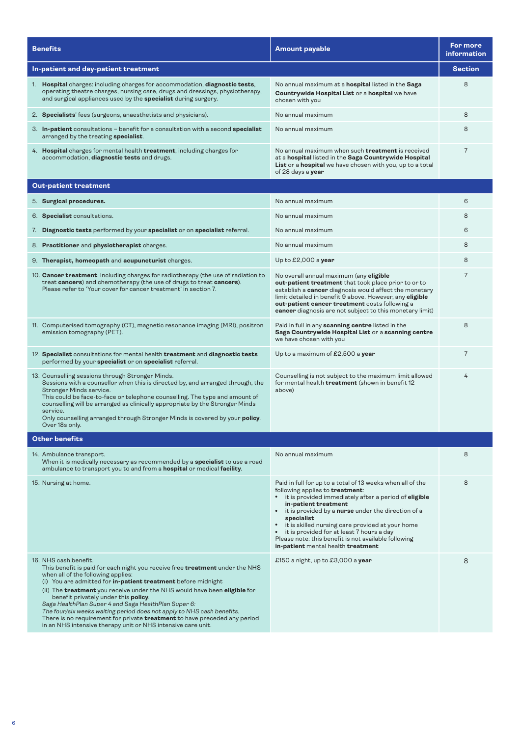| Benefits | Amount payable | For more information |
|---|---|---|
| **In-patient and day-patient treatment** | | **Section** |
| 1. **Hospital** charges: including charges for accommodation, **diagnostic tests**, operating theatre charges, nursing care, drugs and dressings, physiotherapy, and surgical appliances used by the **specialist** during surgery. | No annual maximum at a **hospital** listed in the **Saga Countrywide Hospital List** or a **hospital** we have chosen with you | 8 |
| 2. **Specialists**' fees (surgeons, anaesthetists and physicians). | No annual maximum | 8 |
| 3. **In-patient** consultations – benefit for a consultation with a second **specialist** arranged by the treating **specialist**. | No annual maximum | 8 |
| 4. **Hospital** charges for mental health **treatment**, including charges for accommodation, **diagnostic tests** and drugs. | No annual maximum when such **treatment** is received at a **hospital** listed in the **Saga Countrywide Hospital List** or a **hospital** we have chosen with you, up to a total of 28 days a **year** | 7 |
| **Out-patient treatment** | | |
| 5. **Surgical procedures.** | No annual maximum | 6 |
| 6. **Specialist** consultations. | No annual maximum | 8 |
| 7. **Diagnostic tests** performed by your **specialist** or on **specialist** referral. | No annual maximum | 6 |
| 8. **Practitioner** and **physiotherapist** charges. | No annual maximum | 8 |
| 9. **Therapist, homeopath** and **acupuncturist** charges. | Up to £2,000 a **year** | 8 |
| 10. **Cancer treatment**. Including charges for radiotherapy (the use of radiation to treat **cancers**) and chemotherapy (the use of drugs to treat **cancers**). Please refer to 'Your cover for cancer treatment' in section 7. | No overall annual maximum (any **eligible out-patient treatment** that took place prior to or to establish a **cancer** diagnosis would affect the monetary limit detailed in benefit 9 above. However, any **eligible out-patient cancer treatment** costs following a **cancer** diagnosis are not subject to this monetary limit) | 7 |
| 11. Computerised tomography (CT), magnetic resonance imaging (MRI), positron emission tomography (PET). | Paid in full in any **scanning centre** listed in the **Saga Countrywide Hospital List** or a **scanning centre** we have chosen with you | 8 |
| 12. **Specialist** consultations for mental health **treatment** and **diagnostic tests** performed by your **specialist** or on **specialist** referral. | Up to a maximum of £2,500 a **year** | 7 |
| 13. Counselling sessions through Stronger Minds. Sessions with a counsellor when this is directed by, and arranged through, the Stronger Minds service. This could be face-to-face or telephone counselling. The type and amount of counselling will be arranged as clinically appropriate by the Stronger Minds service. Only counselling arranged through Stronger Minds is covered by your **policy**. Over 18s only. | Counselling is not subject to the maximum limit allowed for mental health **treatment** (shown in benefit 12 above) | 4 |
| **Other benefits** | | |
| 14. Ambulance transport. When it is medically necessary as recommended by a **specialist** to use a road ambulance to transport you to and from a **hospital** or medical **facility**. | No annual maximum | 8 |
| 15. Nursing at home. | Paid in full for up to a total of 13 weeks when all of the following applies to **treatment**:<br>• it is provided immediately after a period of **eligible in-patient treatment**<br>• it is provided by a **nurse** under the direction of a **specialist**<br>• it is skilled nursing care provided at your home<br>• it is provided for at least 7 hours a day<br>Please note: this benefit is not available following **in-patient** mental health **treatment** | 8 |
| 16. NHS cash benefit. This benefit is paid for each night you receive free **treatment** under the NHS when all of the following applies:<br>(i) You are admitted for **in-patient treatment** before midnight<br>(ii) The **treatment** you receive under the NHS would have been **eligible** for benefit privately under this **policy**.<br>*Saga HealthPlan Super 4 and Saga HealthPlan Super 6:*<br>*The four/six weeks waiting period does not apply to NHS cash benefits.*<br>There is no requirement for private **treatment** to have preceded any period in an NHS intensive therapy unit or NHS intensive care unit. | £150 a night, up to £3,000 a **year** | 8 |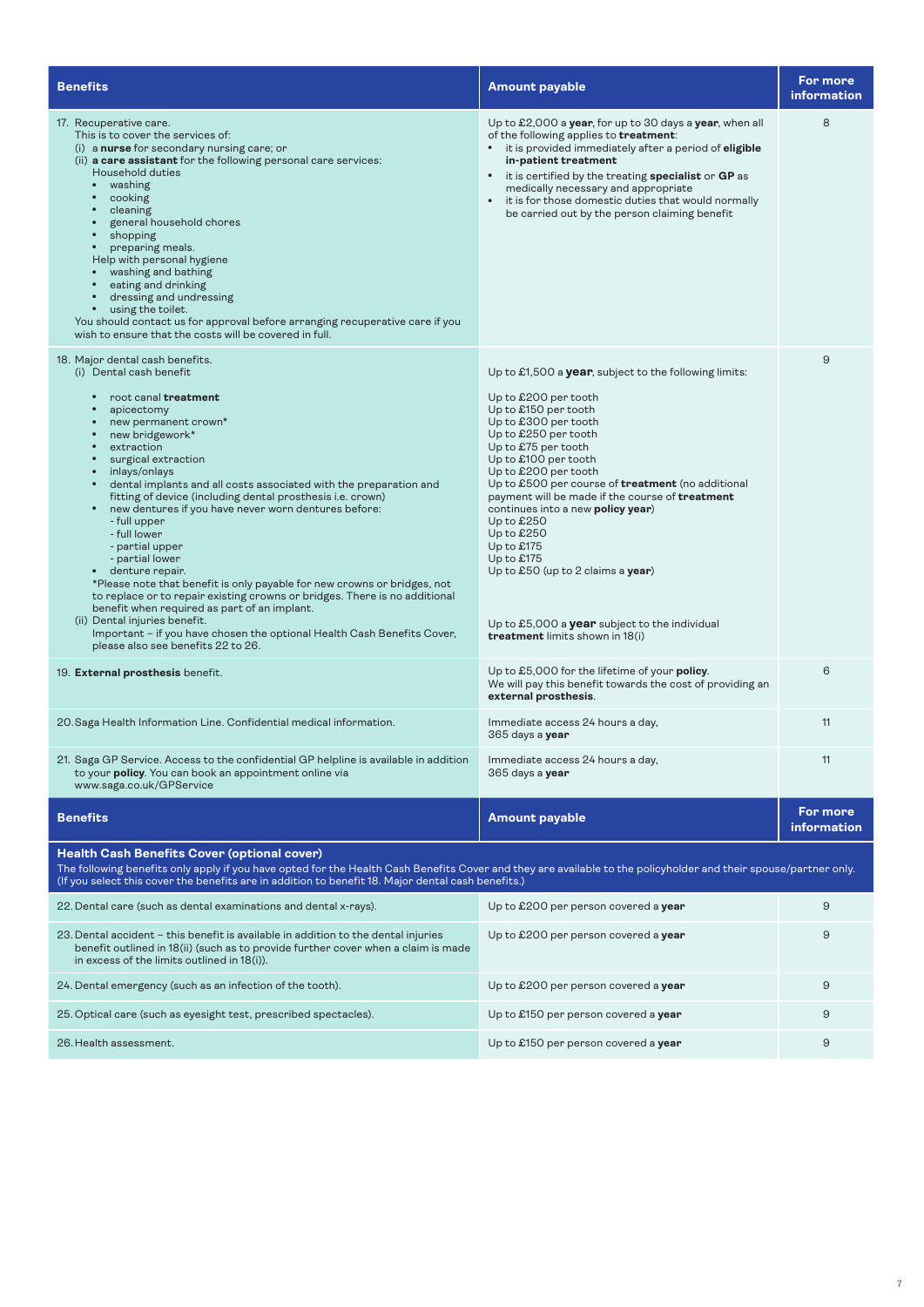| Benefits | Amount payable | For more information |
|---|---|---|
| 17. Recuperative care.<br>This is to cover the services of:<br>(i) a **nurse** for secondary nursing care; or<br>(ii) **a care assistant** for the following personal care services:<br>Household duties<br>• washing<br>• cooking<br>• cleaning<br>• general household chores<br>• shopping<br>• preparing meals.<br>Help with personal hygiene<br>• washing and bathing<br>• eating and drinking<br>• dressing and undressing<br>• using the toilet.<br>You should contact us for approval before arranging recuperative care if you wish to ensure that the costs will be covered in full. | Up to £2,000 a **year**, for up to 30 days a **year**, when all of the following applies to **treatment**:<br>• it is provided immediately after a period of **eligible in-patient treatment**<br>• it is certified by the treating **specialist** or **GP** as medically necessary and appropriate<br>• it is for those domestic duties that would normally be carried out by the person claiming benefit | 8 |
| 18. Major dental cash benefits.<br>(i) Dental cash benefit<br>• root canal **treatment**<br>• apicectomy<br>• new permanent crown*<br>• new bridgework*<br>• extraction<br>• surgical extraction<br>• inlays/onlays<br>• dental implants and all costs associated with the preparation and fitting of device (including dental prosthesis i.e. crown)<br>• new dentures if you have never worn dentures before:<br>- full upper<br>- full lower<br>- partial upper<br>- partial lower<br>• denture repair.<br>*Please note that benefit is only payable for new crowns or bridges, not to replace or to repair existing crowns or bridges. There is no additional benefit when required as part of an implant.<br>(ii) Dental injuries benefit.<br>Important – if you have chosen the optional Health Cash Benefits Cover, please also see benefits 22 to 26. | Up to £1,500 a **year**, subject to the following limits:<br>Up to £200 per tooth<br>Up to £150 per tooth<br>Up to £300 per tooth<br>Up to £250 per tooth<br>Up to £75 per tooth<br>Up to £100 per tooth<br>Up to £200 per tooth<br>Up to £500 per course of **treatment** (no additional payment will be made if the course of **treatment** continues into a new **policy year**)<br>Up to £250<br>Up to £250<br>Up to £175<br>Up to £175<br>Up to £50 (up to 2 claims a **year**)<br>Up to £5,000 a **year** subject to the individual **treatment** limits shown in 18(i) | 9 |
| 19. **External prosthesis** benefit. | Up to £5,000 for the lifetime of your **policy**.<br>We will pay this benefit towards the cost of providing an **external prosthesis**. | 6 |
| 20. Saga Health Information Line. Confidential medical information. | Immediate access 24 hours a day, 365 days a **year** | 11 |
| 21. Saga GP Service. Access to the confidential GP helpline is available in addition to your **policy**. You can book an appointment online via www.saga.co.uk/GPService | Immediate access 24 hours a day, 365 days a **year** | 11 |

| Benefits | Amount payable | For more information |
|---|---|---|
| **Health Cash Benefits Cover (optional cover)**<br>The following benefits only apply if you have opted for the Health Cash Benefits Cover and they are available to the policyholder and their spouse/partner only. (If you select this cover the benefits are in addition to benefit 18. Major dental cash benefits.) | | |
| 22. Dental care (such as dental examinations and dental x-rays). | Up to £200 per person covered a **year** | 9 |
| 23. Dental accident – this benefit is available in addition to the dental injuries benefit outlined in 18(ii) (such as to provide further cover when a claim is made in excess of the limits outlined in 18(i)). | Up to £200 per person covered a **year** | 9 |
| 24. Dental emergency (such as an infection of the tooth). | Up to £200 per person covered a **year** | 9 |
| 25. Optical care (such as eyesight test, prescribed spectacles). | Up to £150 per person covered a **year** | 9 |
| 26. Health assessment. | Up to £150 per person covered a **year** | 9 |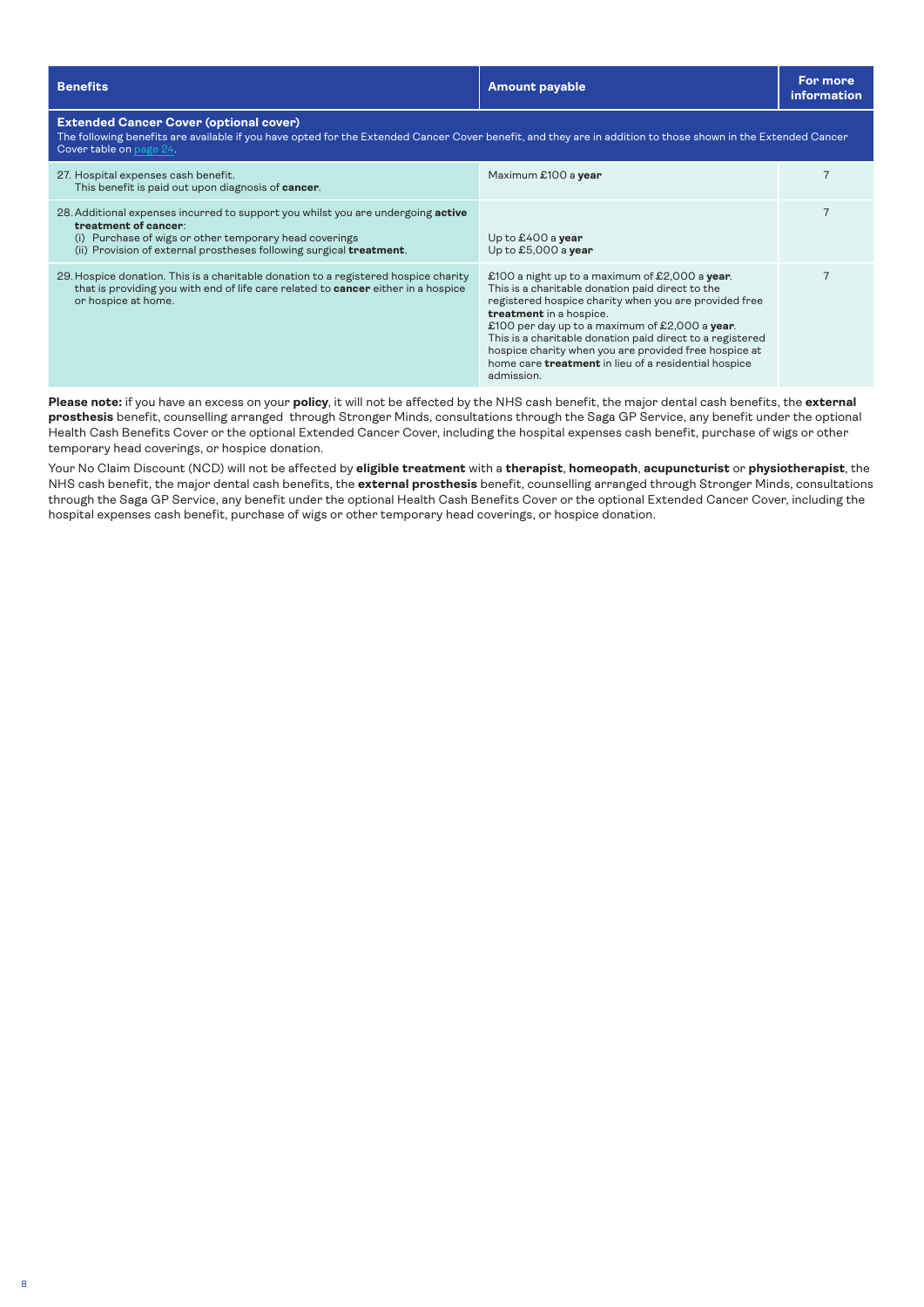| Benefits | Amount payable | For more information |
|---|---|---|
| **Extended Cancer Cover (optional cover)**<br>The following benefits are available if you have opted for the Extended Cancer Cover benefit, and they are in addition to those shown in the Extended Cancer Cover table on page 24. | | |
| 27. Hospital expenses cash benefit.<br>This benefit is paid out upon diagnosis of **cancer**. | Maximum £100 a **year** | 7 |
| 28. Additional expenses incurred to support you whilst you are undergoing **active treatment of cancer**:<br>(i) Purchase of wigs or other temporary head coverings<br>(ii) Provision of external prostheses following surgical **treatment**. | <br><br>Up to £400 a **year**<br>Up to £5,000 a **year** | 7 |
| 29. Hospice donation. This is a charitable donation to a registered hospice charity that is providing you with end of life care related to **cancer** either in a hospice or hospice at home. | £100 a night up to a maximum of £2,000 a **year**.<br>This is a charitable donation paid direct to the registered hospice charity when you are provided free **treatment** in a hospice.<br>£100 per day up to a maximum of £2,000 a **year**.<br>This is a charitable donation paid direct to a registered hospice charity when you are provided free hospice at home care **treatment** in lieu of a residential hospice admission. | 7 |

**Please note:** if you have an excess on your **policy**, it will not be affected by the NHS cash benefit, the major dental cash benefits, the **external prosthesis** benefit, counselling arranged through Stronger Minds, consultations through the Saga GP Service, any benefit under the optional Health Cash Benefits Cover or the optional Extended Cancer Cover, including the hospital expenses cash benefit, purchase of wigs or other temporary head coverings, or hospice donation.

Your No Claim Discount (NCD) will not be affected by **eligible treatment** with a **therapist**, **homeopath**, **acupuncturist** or **physiotherapist**, the NHS cash benefit, the major dental cash benefits, the **external prosthesis** benefit, counselling arranged through Stronger Minds, consultations through the Saga GP Service, any benefit under the optional Health Cash Benefits Cover or the optional Extended Cancer Cover, including the hospital expenses cash benefit, purchase of wigs or other temporary head coverings, or hospice donation.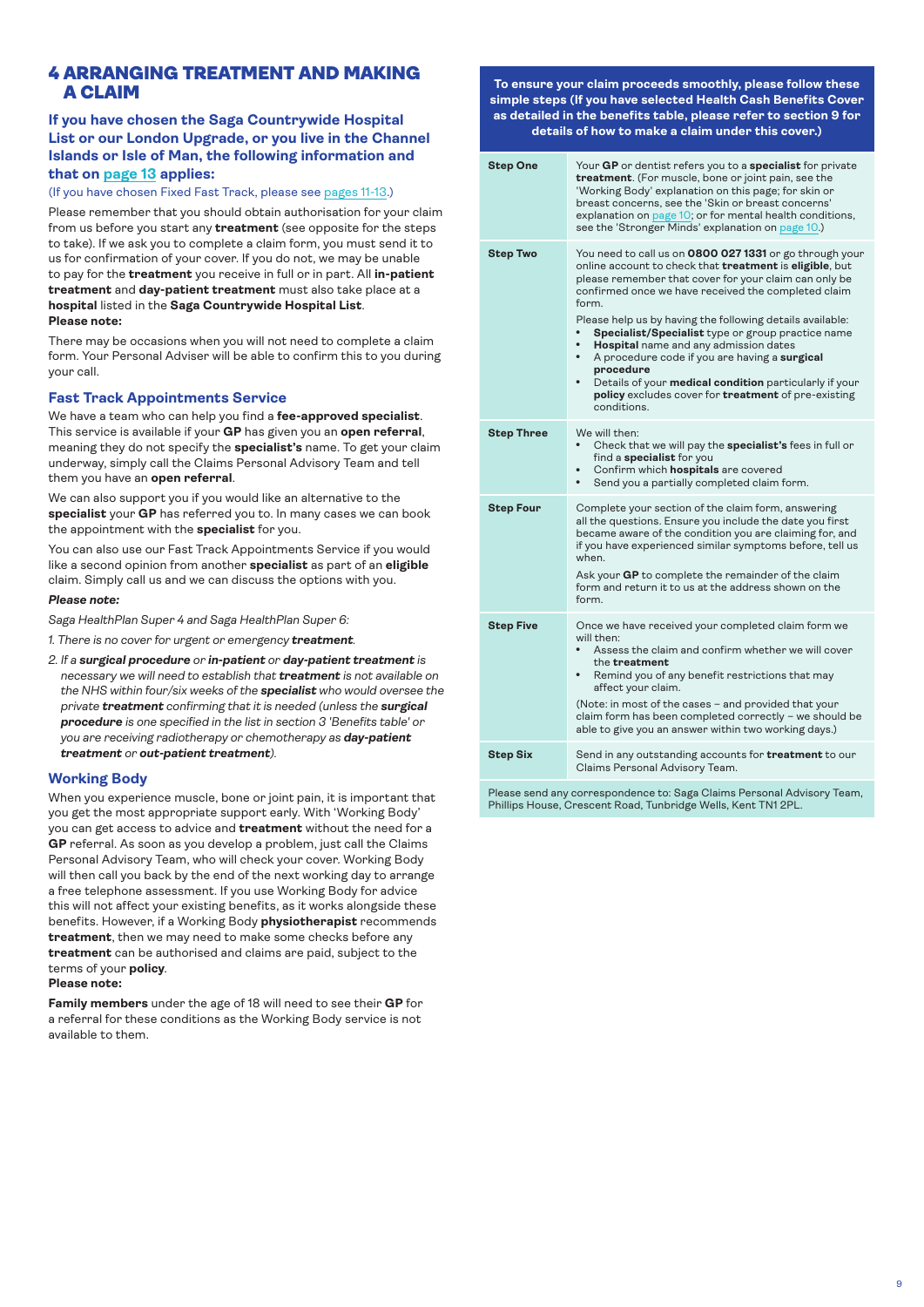## 4 ARRANGING TREATMENT AND MAKING A CLAIM

### If you have chosen the Saga Countrywide Hospital List or our London Upgrade, or you live in the Channel Islands or Isle of Man, the following information and that on page 13 applies:

(If you have chosen Fixed Fast Track, please see pages 11-13.)

Please remember that you should obtain authorisation for your claim from us before you start any **treatment** (see opposite for the steps to take). If we ask you to complete a claim form, you must send it to us for confirmation of your cover. If you do not, we may be unable to pay for the **treatment** you receive in full or in part. All **in-patient treatment** and **day-patient treatment** must also take place at a **hospital** listed in the **Saga Countrywide Hospital List**.

**Please note:**

There may be occasions when you will not need to complete a claim form. Your Personal Adviser will be able to confirm this to you during your call.

### Fast Track Appointments Service

We have a team who can help you find a **fee-approved specialist**. This service is available if your **GP** has given you an **open referral**, meaning they do not specify the **specialist's** name. To get your claim underway, simply call the Claims Personal Advisory Team and tell them you have an **open referral**.

We can also support you if you would like an alternative to the **specialist** your **GP** has referred you to. In many cases we can book the appointment with the **specialist** for you.

You can also use our Fast Track Appointments Service if you would like a second opinion from another **specialist** as part of an **eligible** claim. Simply call us and we can discuss the options with you.

***Please note:***

*Saga HealthPlan Super 4 and Saga HealthPlan Super 6:*

1. *There is no cover for urgent or emergency **treatment**.*
2. *If a **surgical procedure** or **in-patient** or **day-patient treatment** is necessary we will need to establish that **treatment** is not available on the NHS within four/six weeks of the **specialist** who would oversee the private **treatment** confirming that it is needed (unless the **surgical procedure** is one specified in the list in section 3 'Benefits table' or you are receiving radiotherapy or chemotherapy as **day-patient treatment** or **out-patient treatment**).*

### Working Body

When you experience muscle, bone or joint pain, it is important that you get the most appropriate support early. With 'Working Body' you can get access to advice and **treatment** without the need for a **GP** referral. As soon as you develop a problem, just call the Claims Personal Advisory Team, who will check your cover. Working Body will then call you back by the end of the next working day to arrange a free telephone assessment. If you use Working Body for advice this will not affect your existing benefits, as it works alongside these benefits. However, if a Working Body **physiotherapist** recommends **treatment**, then we may need to make some checks before any **treatment** can be authorised and claims are paid, subject to the terms of your **policy**.

**Please note:**

**Family members** under the age of 18 will need to see their **GP** for a referral for these conditions as the Working Body service is not available to them.

**To ensure your claim proceeds smoothly, please follow these simple steps (If you have selected Health Cash Benefits Cover as detailed in the benefits table, please refer to section 9 for details of how to make a claim under this cover.)**

| | |
|---|---|
| **Step One** | Your **GP** or dentist refers you to a **specialist** for private **treatment**. (For muscle, bone or joint pain, see the 'Working Body' explanation on this page; for skin or breast concerns, see the 'Skin or breast concerns' explanation on page 10; or for mental health conditions, see the 'Stronger Minds' explanation on page 10.) |
| **Step Two** | You need to call us on **0800 027 1331** or go through your online account to check that **treatment** is **eligible**, but please remember that cover for your claim can only be confirmed once we have received the completed claim form.<br><br>Please help us by having the following details available:<br>• **Specialist/Specialist** type or group practice name<br>• **Hospital** name and any admission dates<br>• A procedure code if you are having a **surgical procedure**<br>• Details of your **medical condition** particularly if your **policy** excludes cover for **treatment** of pre-existing conditions. |
| **Step Three** | We will then:<br>• Check that we will pay the **specialist's** fees in full or find a **specialist** for you<br>• Confirm which **hospitals** are covered<br>• Send you a partially completed claim form. |
| **Step Four** | Complete your section of the claim form, answering all the questions. Ensure you include the date you first became aware of the condition you are claiming for, and if you have experienced similar symptoms before, tell us when.<br><br>Ask your **GP** to complete the remainder of the claim form and return it to us at the address shown on the form. |
| **Step Five** | Once we have received your completed claim form we will then:<br>• Assess the claim and confirm whether we will cover the **treatment**<br>• Remind you of any benefit restrictions that may affect your claim.<br><br>(Note: in most of the cases – and provided that your claim form has been completed correctly – we should be able to give you an answer within two working days.) |
| **Step Six** | Send in any outstanding accounts for **treatment** to our Claims Personal Advisory Team. |

Please send any correspondence to: Saga Claims Personal Advisory Team, Phillips House, Crescent Road, Tunbridge Wells, Kent TN1 2PL.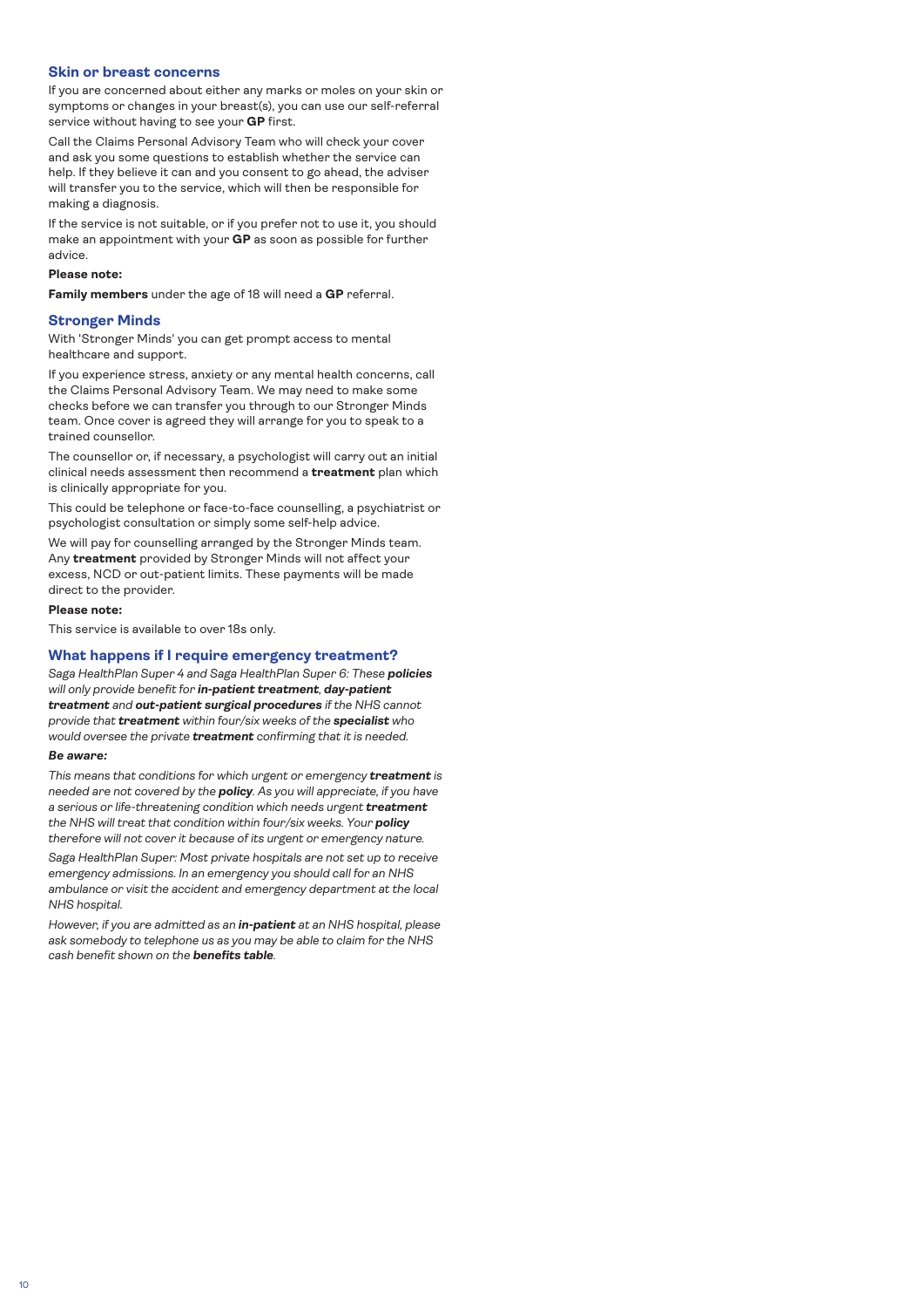## Skin or breast concerns

If you are concerned about either any marks or moles on your skin or symptoms or changes in your breast(s), you can use our self-referral service without having to see your **GP** first.

Call the Claims Personal Advisory Team who will check your cover and ask you some questions to establish whether the service can help. If they believe it can and you consent to go ahead, the adviser will transfer you to the service, which will then be responsible for making a diagnosis.

If the service is not suitable, or if you prefer not to use it, you should make an appointment with your **GP** as soon as possible for further advice.

**Please note:**

**Family members** under the age of 18 will need a **GP** referral.

## Stronger Minds

With 'Stronger Minds' you can get prompt access to mental healthcare and support.

If you experience stress, anxiety or any mental health concerns, call the Claims Personal Advisory Team. We may need to make some checks before we can transfer you through to our Stronger Minds team. Once cover is agreed they will arrange for you to speak to a trained counsellor.

The counsellor or, if necessary, a psychologist will carry out an initial clinical needs assessment then recommend a **treatment** plan which is clinically appropriate for you.

This could be telephone or face-to-face counselling, a psychiatrist or psychologist consultation or simply some self-help advice.

We will pay for counselling arranged by the Stronger Minds team. Any **treatment** provided by Stronger Minds will not affect your excess, NCD or out-patient limits. These payments will be made direct to the provider.

**Please note:**

This service is available to over 18s only.

## What happens if I require emergency treatment?

*Saga HealthPlan Super 4 and Saga HealthPlan Super 6: These **policies** will only provide benefit for **in-patient treatment**, **day-patient treatment** and **out-patient surgical procedures** if the NHS cannot provide that **treatment** within four/six weeks of the **specialist** who would oversee the private **treatment** confirming that it is needed.*

***Be aware:***

*This means that conditions for which urgent or emergency **treatment** is needed are not covered by the **policy**. As you will appreciate, if you have a serious or life-threatening condition which needs urgent **treatment** the NHS will treat that condition within four/six weeks. Your **policy** therefore will not cover it because of its urgent or emergency nature.*

*Saga HealthPlan Super: Most private hospitals are not set up to receive emergency admissions. In an emergency you should call for an NHS ambulance or visit the accident and emergency department at the local NHS hospital.*

*However, if you are admitted as an **in-patient** at an NHS hospital, please ask somebody to telephone us as you may be able to claim for the NHS cash benefit shown on the **benefits table**.*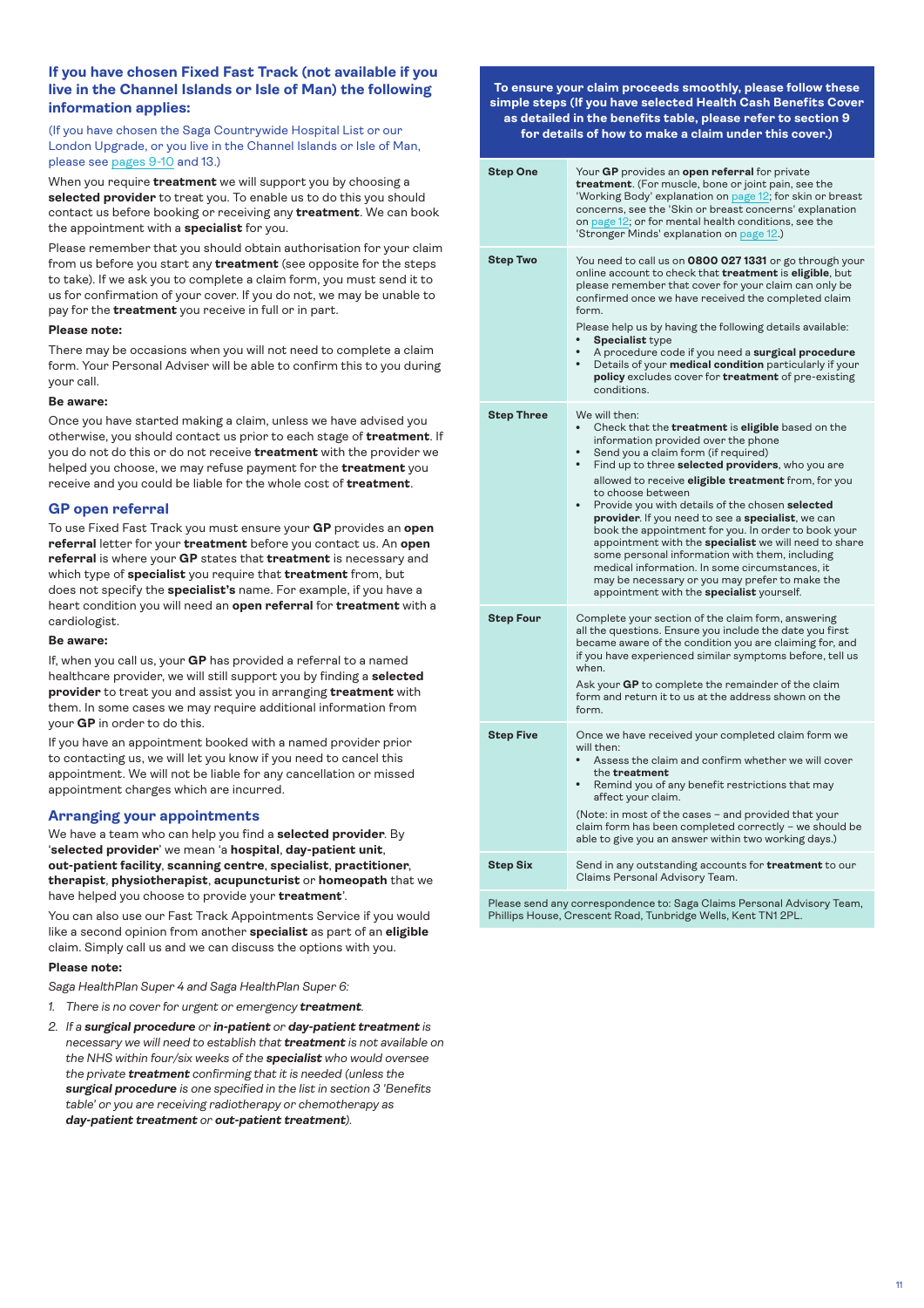## If you have chosen Fixed Fast Track (not available if you live in the Channel Islands or Isle of Man) the following information applies:

(If you have chosen the Saga Countrywide Hospital List or our London Upgrade, or you live in the Channel Islands or Isle of Man, please see pages 9-10 and 13.)

When you require **treatment** we will support you by choosing a **selected provider** to treat you. To enable us to do this you should contact us before booking or receiving any **treatment**. We can book the appointment with a **specialist** for you.

Please remember that you should obtain authorisation for your claim from us before you start any **treatment** (see opposite for the steps to take). If we ask you to complete a claim form, you must send it to us for confirmation of your cover. If you do not, we may be unable to pay for the **treatment** you receive in full or in part.

**Please note:**

There may be occasions when you will not need to complete a claim form. Your Personal Adviser will be able to confirm this to you during your call.

**Be aware:**

Once you have started making a claim, unless we have advised you otherwise, you should contact us prior to each stage of **treatment**. If you do not do this or do not receive **treatment** with the provider we helped you choose, we may refuse payment for the **treatment** you receive and you could be liable for the whole cost of **treatment**.

### GP open referral

To use Fixed Fast Track you must ensure your **GP** provides an **open referral** letter for your **treatment** before you contact us. An **open referral** is where your **GP** states that **treatment** is necessary and which type of **specialist** you require that **treatment** from, but does not specify the **specialist's** name. For example, if you have a heart condition you will need an **open referral** for **treatment** with a cardiologist.

**Be aware:**

If, when you call us, your **GP** has provided a referral to a named healthcare provider, we will still support you by finding a **selected provider** to treat you and assist you in arranging **treatment** with them. In some cases we may require additional information from your **GP** in order to do this.

If you have an appointment booked with a named provider prior to contacting us, we will let you know if you need to cancel this appointment. We will not be liable for any cancellation or missed appointment charges which are incurred.

### Arranging your appointments

We have a team who can help you find a **selected provider**. By '**selected provider**' we mean 'a **hospital**, **day-patient unit**, **out-patient facility**, **scanning centre**, **specialist**, **practitioner**, **therapist**, **physiotherapist**, **acupuncturist** or **homeopath** that we have helped you choose to provide your **treatment**'.

You can also use our Fast Track Appointments Service if you would like a second opinion from another **specialist** as part of an **eligible** claim. Simply call us and we can discuss the options with you.

**Please note:**

*Saga HealthPlan Super 4 and Saga HealthPlan Super 6:*

1. *There is no cover for urgent or emergency **treatment**.*
2. *If a **surgical procedure** or **in-patient** or **day-patient treatment** is necessary we will need to establish that **treatment** is not available on the NHS within four/six weeks of the **specialist** who would oversee the private **treatment** confirming that it is needed (unless the **surgical procedure** is one specified in the list in section 3 'Benefits table' or you are receiving radiotherapy or chemotherapy as **day-patient treatment** or **out-patient treatment**).*

**To ensure your claim proceeds smoothly, please follow these simple steps (If you have selected Health Cash Benefits Cover as detailed in the benefits table, please refer to section 9 for details of how to make a claim under this cover.)**

| Step | Details |
|---|---|
| **Step One** | Your **GP** provides an **open referral** for private **treatment**. (For muscle, bone or joint pain, see the 'Working Body' explanation on page 12; for skin or breast concerns, see the 'Skin or breast concerns' explanation on page 12; or for mental health conditions, see the 'Stronger Minds' explanation on page 12.) |
| **Step Two** | You need to call us on **0800 027 1331** or go through your online account to check that **treatment** is **eligible**, but please remember that cover for your claim can only be confirmed once we have received the completed claim form.<br><br>Please help us by having the following details available:<br>• **Specialist** type<br>• A procedure code if you need a **surgical procedure**<br>• Details of your **medical condition** particularly if your **policy** excludes cover for **treatment** of pre-existing conditions. |
| **Step Three** | We will then:<br>• Check that the **treatment** is **eligible** based on the information provided over the phone<br>• Send you a claim form (if required)<br>• Find up to three **selected providers**, who you are allowed to receive **eligible treatment** from, for you to choose between<br>• Provide you with details of the chosen **selected provider**. If you need to see a **specialist**, we can book the appointment for you. In order to book your appointment with the **specialist** we will need to share some personal information with them, including medical information. In some circumstances, it may be necessary or you may prefer to make the appointment with the **specialist** yourself. |
| **Step Four** | Complete your section of the claim form, answering all the questions. Ensure you include the date you first became aware of the condition you are claiming for, and if you have experienced similar symptoms before, tell us when.<br><br>Ask your **GP** to complete the remainder of the claim form and return it to us at the address shown on the form. |
| **Step Five** | Once we have received your completed claim form we will then:<br>• Assess the claim and confirm whether we will cover the **treatment**<br>• Remind you of any benefit restrictions that may affect your claim.<br><br>(Note: in most of the cases – and provided that your claim form has been completed correctly – we should be able to give you an answer within two working days.) |
| **Step Six** | Send in any outstanding accounts for **treatment** to our Claims Personal Advisory Team. |

Please send any correspondence to: Saga Claims Personal Advisory Team, Phillips House, Crescent Road, Tunbridge Wells, Kent TN1 2PL.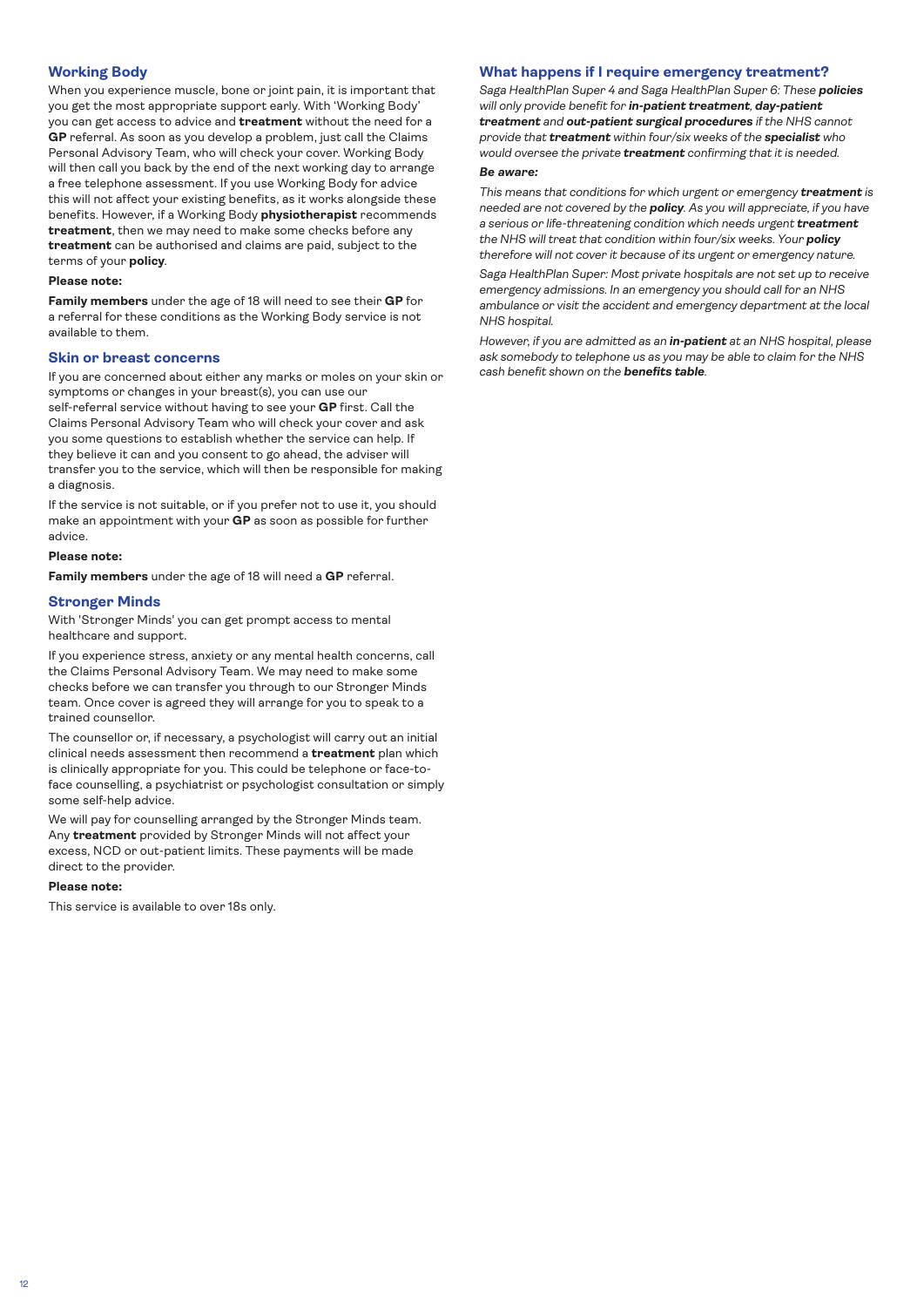## Working Body

When you experience muscle, bone or joint pain, it is important that you get the most appropriate support early. With 'Working Body' you can get access to advice and **treatment** without the need for a **GP** referral. As soon as you develop a problem, just call the Claims Personal Advisory Team, who will check your cover. Working Body will then call you back by the end of the next working day to arrange a free telephone assessment. If you use Working Body for advice this will not affect your existing benefits, as it works alongside these benefits. However, if a Working Body **physiotherapist** recommends **treatment**, then we may need to make some checks before any **treatment** can be authorised and claims are paid, subject to the terms of your **policy**.

**Please note:**

**Family members** under the age of 18 will need to see their **GP** for a referral for these conditions as the Working Body service is not available to them.

## Skin or breast concerns

If you are concerned about either any marks or moles on your skin or symptoms or changes in your breast(s), you can use our self-referral service without having to see your **GP** first. Call the Claims Personal Advisory Team who will check your cover and ask you some questions to establish whether the service can help. If they believe it can and you consent to go ahead, the adviser will transfer you to the service, which will then be responsible for making a diagnosis.

If the service is not suitable, or if you prefer not to use it, you should make an appointment with your **GP** as soon as possible for further advice.

**Please note:**

**Family members** under the age of 18 will need a **GP** referral.

## Stronger Minds

With 'Stronger Minds' you can get prompt access to mental healthcare and support.

If you experience stress, anxiety or any mental health concerns, call the Claims Personal Advisory Team. We may need to make some checks before we can transfer you through to our Stronger Minds team. Once cover is agreed they will arrange for you to speak to a trained counsellor.

The counsellor or, if necessary, a psychologist will carry out an initial clinical needs assessment then recommend a **treatment** plan which is clinically appropriate for you. This could be telephone or face-to-face counselling, a psychiatrist or psychologist consultation or simply some self-help advice.

We will pay for counselling arranged by the Stronger Minds team. Any **treatment** provided by Stronger Minds will not affect your excess, NCD or out-patient limits. These payments will be made direct to the provider.

**Please note:**

This service is available to over 18s only.

## What happens if I require emergency treatment?

*Saga HealthPlan Super 4 and Saga HealthPlan Super 6: These **policies** will only provide benefit for **in-patient treatment**, **day-patient treatment** and **out-patient surgical procedures** if the NHS cannot provide that **treatment** within four/six weeks of the **specialist** who would oversee the private **treatment** confirming that it is needed.*

***Be aware:***

*This means that conditions for which urgent or emergency **treatment** is needed are not covered by the **policy**. As you will appreciate, if you have a serious or life-threatening condition which needs urgent **treatment** the NHS will treat that condition within four/six weeks. Your **policy** therefore will not cover it because of its urgent or emergency nature.*

*Saga HealthPlan Super: Most private hospitals are not set up to receive emergency admissions. In an emergency you should call for an NHS ambulance or visit the accident and emergency department at the local NHS hospital.*

*However, if you are admitted as an **in-patient** at an NHS hospital, please ask somebody to telephone us as you may be able to claim for the NHS cash benefit shown on the **benefits table**.*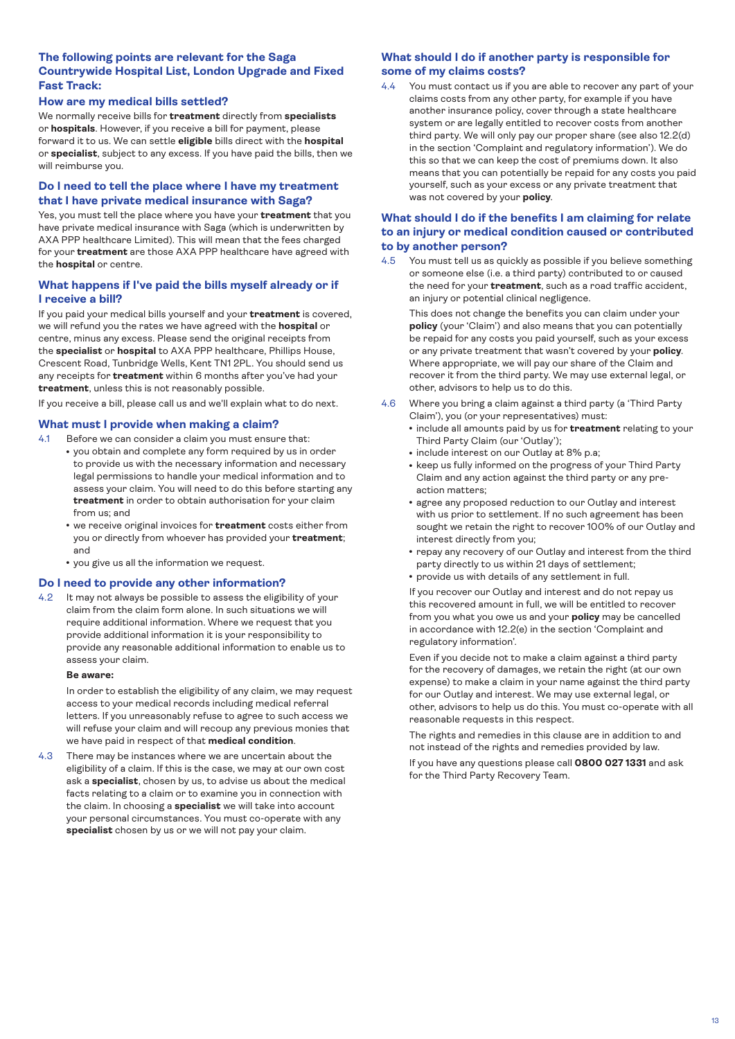## The following points are relevant for the Saga Countrywide Hospital List, London Upgrade and Fixed Fast Track:

### How are my medical bills settled?

We normally receive bills for **treatment** directly from **specialists** or **hospitals**. However, if you receive a bill for payment, please forward it to us. We can settle **eligible** bills direct with the **hospital** or **specialist**, subject to any excess. If you have paid the bills, then we will reimburse you.

### Do I need to tell the place where I have my treatment that I have private medical insurance with Saga?

Yes, you must tell the place where you have your **treatment** that you have private medical insurance with Saga (which is underwritten by AXA PPP healthcare Limited). This will mean that the fees charged for your **treatment** are those AXA PPP healthcare have agreed with the **hospital** or centre.

### What happens if I've paid the bills myself already or if I receive a bill?

If you paid your medical bills yourself and your **treatment** is covered, we will refund you the rates we have agreed with the **hospital** or centre, minus any excess. Please send the original receipts from the **specialist** or **hospital** to AXA PPP healthcare, Phillips House, Crescent Road, Tunbridge Wells, Kent TN1 2PL. You should send us any receipts for **treatment** within 6 months after you've had your **treatment**, unless this is not reasonably possible.

If you receive a bill, please call us and we'll explain what to do next.

### What must I provide when making a claim?

4.1 Before we can consider a claim you must ensure that:

- you obtain and complete any form required by us in order to provide us with the necessary information and necessary legal permissions to handle your medical information and to assess your claim. You will need to do this before starting any **treatment** in order to obtain authorisation for your claim from us; and
- we receive original invoices for **treatment** costs either from you or directly from whoever has provided your **treatment**; and
- you give us all the information we request.

### Do I need to provide any other information?

4.2 It may not always be possible to assess the eligibility of your claim from the claim form alone. In such situations we will require additional information. Where we request that you provide additional information it is your responsibility to provide any reasonable additional information to enable us to assess your claim.

**Be aware:**

In order to establish the eligibility of any claim, we may request access to your medical records including medical referral letters. If you unreasonably refuse to agree to such access we will refuse your claim and will recoup any previous monies that we have paid in respect of that **medical condition**.

4.3 There may be instances where we are uncertain about the eligibility of a claim. If this is the case, we may at our own cost ask a **specialist**, chosen by us, to advise us about the medical facts relating to a claim or to examine you in connection with the claim. In choosing a **specialist** we will take into account your personal circumstances. You must co-operate with any **specialist** chosen by us or we will not pay your claim.

### What should I do if another party is responsible for some of my claims costs?

4.4 You must contact us if you are able to recover any part of your claims costs from any other party, for example if you have another insurance policy, cover through a state healthcare system or are legally entitled to recover costs from another third party. We will only pay our proper share (see also 12.2(d) in the section 'Complaint and regulatory information'). We do this so that we can keep the cost of premiums down. It also means that you can potentially be repaid for any costs you paid yourself, such as your excess or any private treatment that was not covered by your **policy**.

### What should I do if the benefits I am claiming for relate to an injury or medical condition caused or contributed to by another person?

4.5 You must tell us as quickly as possible if you believe something or someone else (i.e. a third party) contributed to or caused the need for your **treatment**, such as a road traffic accident, an injury or potential clinical negligence.

This does not change the benefits you can claim under your **policy** (your 'Claim') and also means that you can potentially be repaid for any costs you paid yourself, such as your excess or any private treatment that wasn't covered by your **policy**. Where appropriate, we will pay our share of the Claim and recover it from the third party. We may use external legal, or other, advisors to help us to do this.

4.6 Where you bring a claim against a third party (a 'Third Party Claim'), you (or your representatives) must:

- include all amounts paid by us for **treatment** relating to your Third Party Claim (our 'Outlay');
- include interest on our Outlay at 8% p.a;
- keep us fully informed on the progress of your Third Party Claim and any action against the third party or any pre-action matters;
- agree any proposed reduction to our Outlay and interest with us prior to settlement. If no such agreement has been sought we retain the right to recover 100% of our Outlay and interest directly from you;
- repay any recovery of our Outlay and interest from the third party directly to us within 21 days of settlement;
- provide us with details of any settlement in full.

If you recover our Outlay and interest and do not repay us this recovered amount in full, we will be entitled to recover from you what you owe us and your **policy** may be cancelled in accordance with 12.2(e) in the section 'Complaint and regulatory information'.

Even if you decide not to make a claim against a third party for the recovery of damages, we retain the right (at our own expense) to make a claim in your name against the third party for our Outlay and interest. We may use external legal, or other, advisors to help us do this. You must co-operate with all reasonable requests in this respect.

The rights and remedies in this clause are in addition to and not instead of the rights and remedies provided by law.

If you have any questions please call **0800 027 1331** and ask for the Third Party Recovery Team.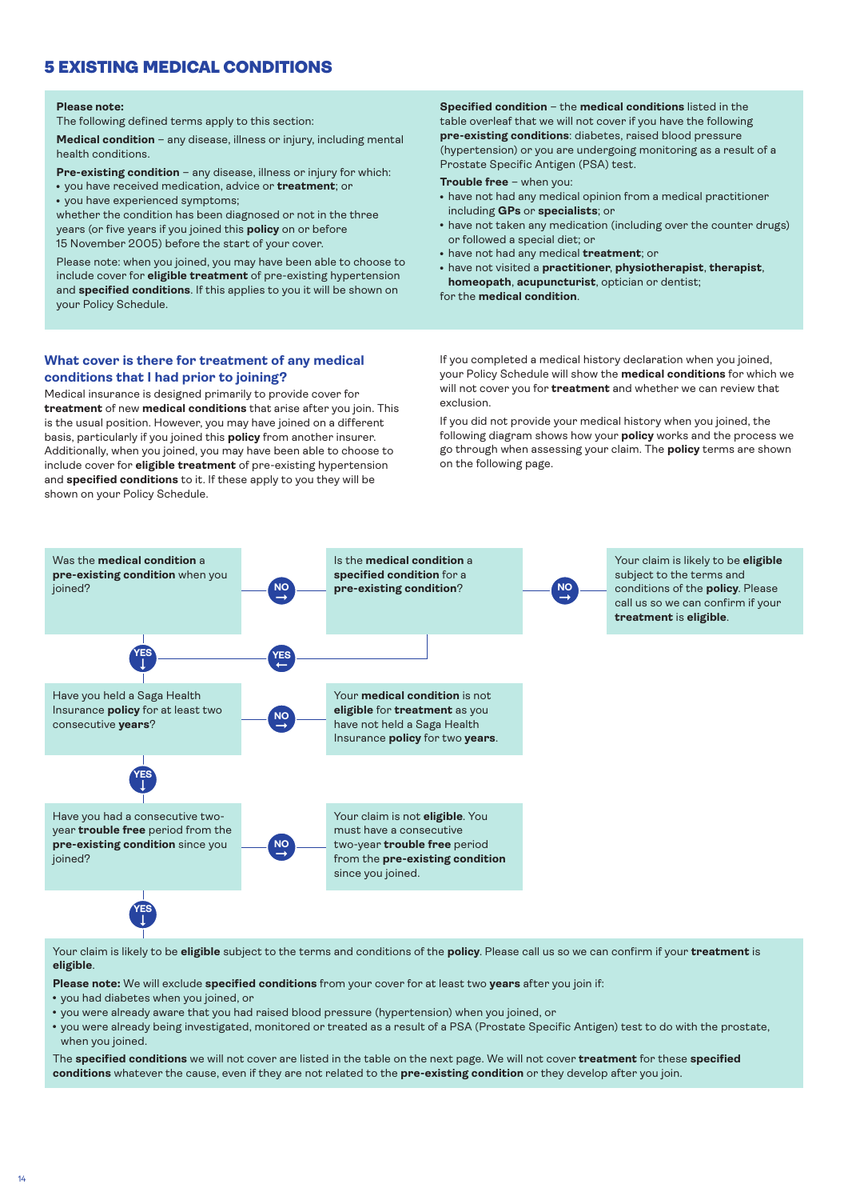## 5 EXISTING MEDICAL CONDITIONS

**Please note:**
The following defined terms apply to this section:

**Medical condition** – any disease, illness or injury, including mental health conditions.

**Pre-existing condition** – any disease, illness or injury for which:
- you have received medication, advice or **treatment**; or
- you have experienced symptoms;

whether the condition has been diagnosed or not in the three years (or five years if you joined this **policy** on or before 15 November 2005) before the start of your cover.

Please note: when you joined, you may have been able to choose to include cover for **eligible treatment** of pre-existing hypertension and **specified conditions**. If this applies to you it will be shown on your Policy Schedule.

**Specified condition** – the **medical conditions** listed in the table overleaf that we will not cover if you have the following **pre-existing conditions**: diabetes, raised blood pressure (hypertension) or you are undergoing monitoring as a result of a Prostate Specific Antigen (PSA) test.

**Trouble free** – when you:
- have not had any medical opinion from a medical practitioner including **GPs** or **specialists**; or
- have not taken any medication (including over the counter drugs) or followed a special diet; or
- have not had any medical **treatment**; or
- have not visited a **practitioner**, **physiotherapist**, **therapist**, **homeopath**, **acupuncturist**, optician or dentist;

for the **medical condition**.

### What cover is there for treatment of any medical conditions that I had prior to joining?

Medical insurance is designed primarily to provide cover for **treatment** of new **medical conditions** that arise after you join. This is the usual position. However, you may have joined on a different basis, particularly if you joined this **policy** from another insurer. Additionally, when you joined, you may have been able to choose to include cover for **eligible treatment** of pre-existing hypertension and **specified conditions** to it. If these apply to you they will be shown on your Policy Schedule.

If you completed a medical history declaration when you joined, your Policy Schedule will show the **medical conditions** for which we will not cover you for **treatment** and whether we can review that exclusion.

If you did not provide your medical history when you joined, the following diagram shows how your **policy** works and the process we go through when assessing your claim. The **policy** terms are shown on the following page.

Was the **medical condition** a **pre-existing condition** when you joined?
- NO → Is the **medical condition** a **specified condition** for a **pre-existing condition**?
  - NO → Your claim is likely to be **eligible** subject to the terms and conditions of the **policy**. Please call us so we can confirm if your **treatment** is **eligible**.
  - YES → Have you held a Saga Health Insurance **policy** for at least two consecutive **years**?
- YES → Have you held a Saga Health Insurance **policy** for at least two consecutive **years**?
  - NO → Your **medical condition** is not **eligible** for **treatment** as you have not held a Saga Health Insurance **policy** for two **years**.
  - YES → Have you had a consecutive two-year **trouble free** period from the **pre-existing condition** since you joined?
    - NO → Your claim is not **eligible**. You must have a consecutive two-year **trouble free** period from the **pre-existing condition** since you joined.
    - YES → Your claim is likely to be **eligible** subject to the terms and conditions of the **policy**. Please call us so we can confirm if your **treatment** is **eligible**.

**Please note:** We will exclude **specified conditions** from your cover for at least two **years** after you join if:
- you had diabetes when you joined, or
- you were already aware that you had raised blood pressure (hypertension) when you joined, or
- you were already being investigated, monitored or treated as a result of a PSA (Prostate Specific Antigen) test to do with the prostate, when you joined.

The **specified conditions** we will not cover are listed in the table on the next page. We will not cover **treatment** for these **specified conditions** whatever the cause, even if they are not related to the **pre-existing condition** or they develop after you join.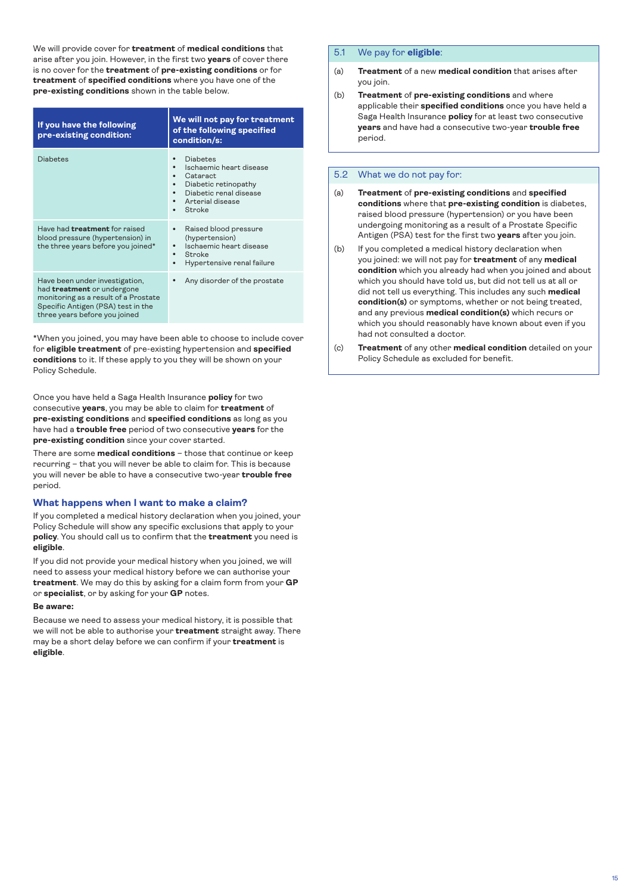We will provide cover for **treatment** of **medical conditions** that arise after you join. However, in the first two **years** of cover there is no cover for the **treatment** of **pre-existing conditions** or for **treatment** of **specified conditions** where you have one of the **pre-existing conditions** shown in the table below.

| If you have the following pre-existing condition: | We will not pay for treatment of the following specified condition/s: |
|---|---|
| Diabetes | • Diabetes<br>• Ischaemic heart disease<br>• Cataract<br>• Diabetic retinopathy<br>• Diabetic renal disease<br>• Arterial disease<br>• Stroke |
| Have had **treatment** for raised blood pressure (hypertension) in the three years before you joined* | • Raised blood pressure (hypertension)<br>• Ischaemic heart disease<br>• Stroke<br>• Hypertensive renal failure |
| Have been under investigation, had **treatment** or undergone monitoring as a result of a Prostate Specific Antigen (PSA) test in the three years before you joined | • Any disorder of the prostate |

*When you joined, you may have been able to choose to include cover for **eligible treatment** of pre-existing hypertension and **specified conditions** to it. If these apply to you they will be shown on your Policy Schedule.

Once you have held a Saga Health Insurance **policy** for two consecutive **years**, you may be able to claim for **treatment** of **pre-existing conditions** and **specified conditions** as long as you have had a **trouble free** period of two consecutive **years** for the **pre-existing condition** since your cover started.

There are some **medical conditions** – those that continue or keep recurring – that you will never be able to claim for. This is because you will never be able to have a consecutive two-year **trouble free** period.

## What happens when I want to make a claim?

If you completed a medical history declaration when you joined, your Policy Schedule will show any specific exclusions that apply to your **policy**. You should call us to confirm that the **treatment** you need is **eligible**.

If you did not provide your medical history when you joined, we will need to assess your medical history before we can authorise your **treatment**. We may do this by asking for a claim form from your **GP** or **specialist**, or by asking for your **GP** notes.

**Be aware:**

Because we need to assess your medical history, it is possible that we will not be able to authorise your **treatment** straight away. There may be a short delay before we can confirm if your **treatment** is **eligible**.

## 5.1 We pay for **eligible**:

(a) **Treatment** of a new **medical condition** that arises after you join.

(b) **Treatment** of **pre-existing conditions** and where applicable their **specified conditions** once you have held a Saga Health Insurance **policy** for at least two consecutive **years** and have had a consecutive two-year **trouble free** period.

## 5.2 What we do not pay for:

(a) **Treatment** of **pre-existing conditions** and **specified conditions** where that **pre-existing condition** is diabetes, raised blood pressure (hypertension) or you have been undergoing monitoring as a result of a Prostate Specific Antigen (PSA) test for the first two **years** after you join.

(b) If you completed a medical history declaration when you joined: we will not pay for **treatment** of any **medical condition** which you already had when you joined and about which you should have told us, but did not tell us at all or did not tell us everything. This includes any such **medical condition(s)** or symptoms, whether or not being treated, and any previous **medical condition(s)** which recurs or which you should reasonably have known about even if you had not consulted a doctor.

(c) **Treatment** of any other **medical condition** detailed on your Policy Schedule as excluded for benefit.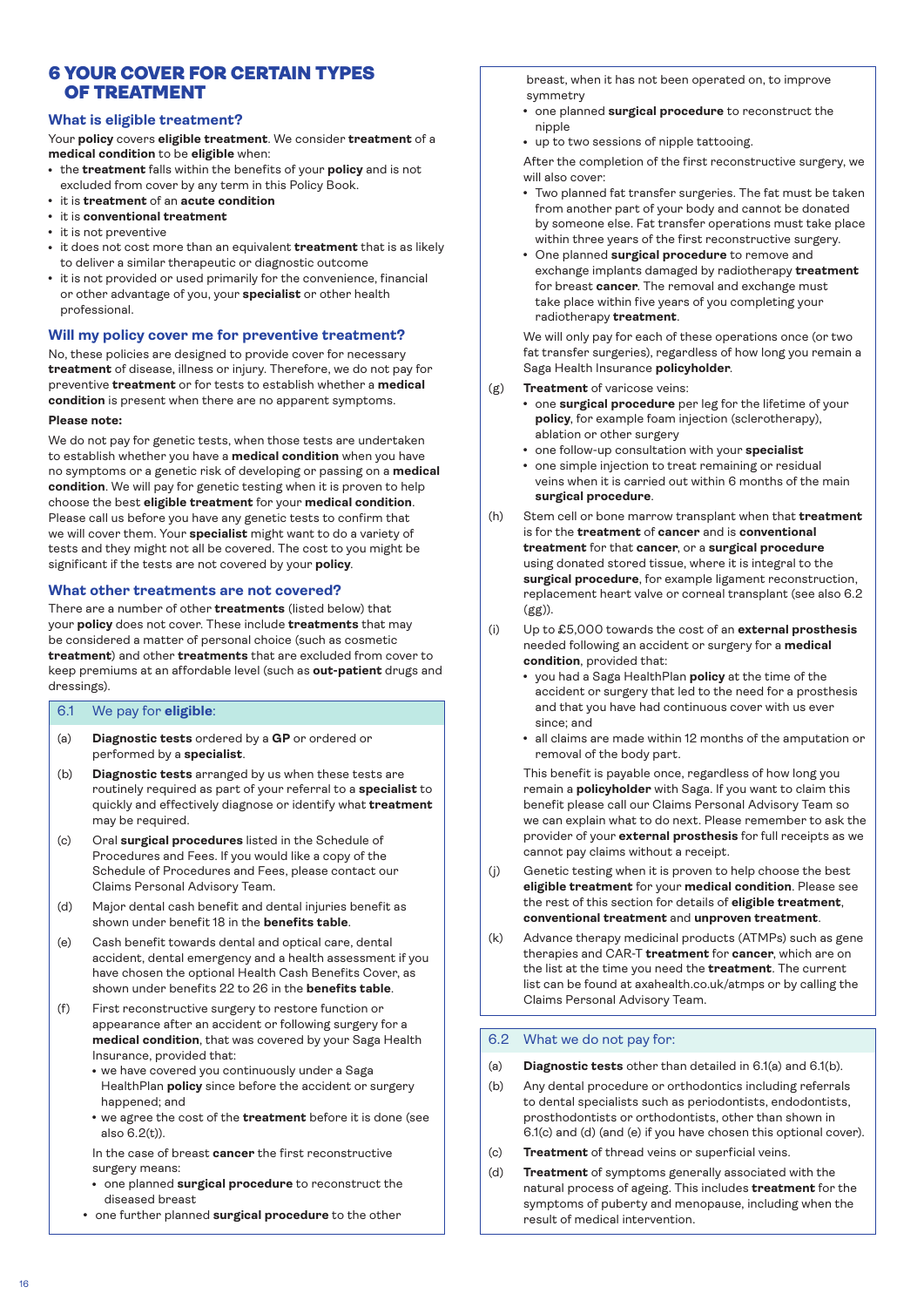# 6 YOUR COVER FOR CERTAIN TYPES OF TREATMENT

## What is eligible treatment?

Your **policy** covers **eligible treatment**. We consider **treatment** of a **medical condition** to be **eligible** when:

- the **treatment** falls within the benefits of your **policy** and is not excluded from cover by any term in this Policy Book.
- it is **treatment** of an **acute condition**
- it is **conventional treatment**
- it is not preventive
- it does not cost more than an equivalent **treatment** that is as likely to deliver a similar therapeutic or diagnostic outcome
- it is not provided or used primarily for the convenience, financial or other advantage of you, your **specialist** or other health professional.

## Will my policy cover me for preventive treatment?

No, these policies are designed to provide cover for necessary **treatment** of disease, illness or injury. Therefore, we do not pay for preventive **treatment** or for tests to establish whether a **medical condition** is present when there are no apparent symptoms.

**Please note:**

We do not pay for genetic tests, when those tests are undertaken to establish whether you have a **medical condition** when you have no symptoms or a genetic risk of developing or passing on a **medical condition**. We will pay for genetic testing when it is proven to help choose the best **eligible treatment** for your **medical condition**. Please call us before you have any genetic tests to confirm that we will cover them. Your **specialist** might want to do a variety of tests and they might not all be covered. The cost to you might be significant if the tests are not covered by your **policy**.

## What other treatments are not covered?

There are a number of other **treatments** (listed below) that your **policy** does not cover. These include **treatments** that may be considered a matter of personal choice (such as cosmetic **treatment**) and other **treatments** that are excluded from cover to keep premiums at an affordable level (such as **out-patient** drugs and dressings).

### 6.1 We pay for eligible:

(a) **Diagnostic tests** ordered by a **GP** or ordered or performed by a **specialist**.

(b) **Diagnostic tests** arranged by us when these tests are routinely required as part of your referral to a **specialist** to quickly and effectively diagnose or identify what **treatment** may be required.

(c) Oral **surgical procedures** listed in the Schedule of Procedures and Fees. If you would like a copy of the Schedule of Procedures and Fees, please contact our Claims Personal Advisory Team.

(d) Major dental cash benefit and dental injuries benefit as shown under benefit 18 in the **benefits table**.

(e) Cash benefit towards dental and optical care, dental accident, dental emergency and a health assessment if you have chosen the optional Health Cash Benefits Cover, as shown under benefits 22 to 26 in the **benefits table**.

(f) First reconstructive surgery to restore function or appearance after an accident or following surgery for a **medical condition**, that was covered by your Saga Health Insurance, provided that:

- we have covered you continuously under a Saga HealthPlan **policy** since before the accident or surgery happened; and
- we agree the cost of the **treatment** before it is done (see also 6.2(t)).

In the case of breast **cancer** the first reconstructive surgery means:

- one planned **surgical procedure** to reconstruct the diseased breast
- one further planned **surgical procedure** to the other breast, when it has not been operated on, to improve symmetry
- one planned **surgical procedure** to reconstruct the nipple
- up to two sessions of nipple tattooing.

After the completion of the first reconstructive surgery, we will also cover:

- Two planned fat transfer surgeries. The fat must be taken from another part of your body and cannot be donated by someone else. Fat transfer operations must take place within three years of the first reconstructive surgery.
- One planned **surgical procedure** to remove and exchange implants damaged by radiotherapy **treatment** for breast **cancer**. The removal and exchange must take place within five years of you completing your radiotherapy **treatment**.

We will only pay for each of these operations once (or two fat transfer surgeries), regardless of how long you remain a Saga Health Insurance **policyholder**.

(g) **Treatment** of varicose veins:

- one **surgical procedure** per leg for the lifetime of your **policy**, for example foam injection (sclerotherapy), ablation or other surgery
- one follow-up consultation with your **specialist**
- one simple injection to treat remaining or residual veins when it is carried out within 6 months of the main **surgical procedure**.

(h) Stem cell or bone marrow transplant when that **treatment** is for the **treatment** of **cancer** and is **conventional treatment** for that **cancer**, or a **surgical procedure** using donated stored tissue, where it is integral to the **surgical procedure**, for example ligament reconstruction, replacement heart valve or corneal transplant (see also 6.2 (gg)).

(i) Up to £5,000 towards the cost of an **external prosthesis** needed following an accident or surgery for a **medical condition**, provided that:

- you had a Saga HealthPlan **policy** at the time of the accident or surgery that led to the need for a prosthesis and that you have had continuous cover with us ever since; and
- all claims are made within 12 months of the amputation or removal of the body part.

This benefit is payable once, regardless of how long you remain a **policyholder** with Saga. If you want to claim this benefit please call our Claims Personal Advisory Team so we can explain what to do next. Please remember to ask the provider of your **external prosthesis** for full receipts as we cannot pay claims without a receipt.

(j) Genetic testing when it is proven to help choose the best **eligible treatment** for your **medical condition**. Please see the rest of this section for details of **eligible treatment**, **conventional treatment** and **unproven treatment**.

(k) Advance therapy medicinal products (ATMPs) such as gene therapies and CAR-T **treatment** for **cancer**, which are on the list at the time you need the **treatment**. The current list can be found at axahealth.co.uk/atmps or by calling the Claims Personal Advisory Team.

### 6.2 What we do not pay for:

(a) **Diagnostic tests** other than detailed in 6.1(a) and 6.1(b).

(b) Any dental procedure or orthodontics including referrals to dental specialists such as periodontists, endodontists, prosthodontists or orthodontists, other than shown in 6.1(c) and (d) (and (e) if you have chosen this optional cover).

(c) **Treatment** of thread veins or superficial veins.

(d) **Treatment** of symptoms generally associated with the natural process of ageing. This includes **treatment** for the symptoms of puberty and menopause, including when the result of medical intervention.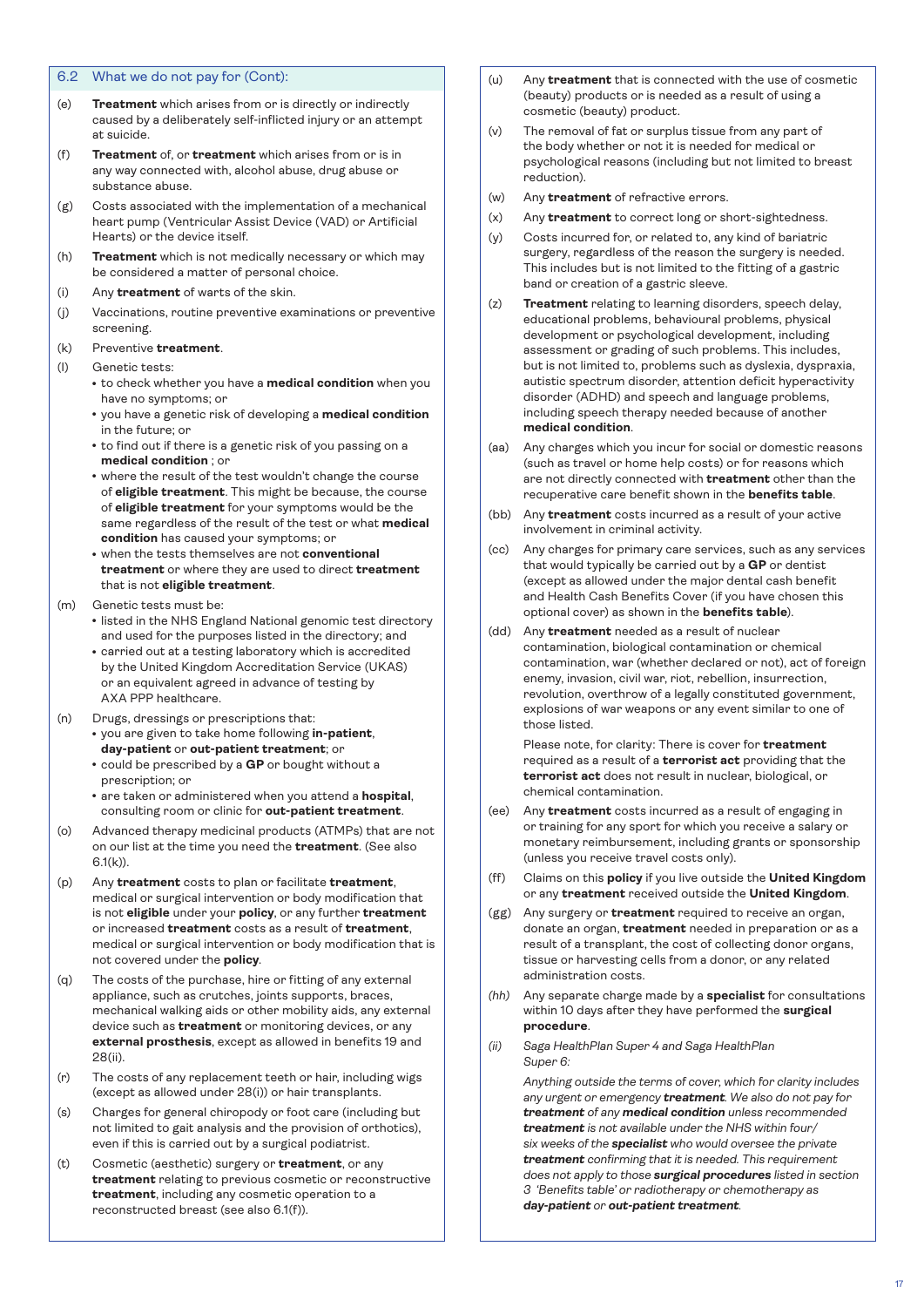## 6.2 What we do not pay for (Cont):

(e) **Treatment** which arises from or is directly or indirectly caused by a deliberately self-inflicted injury or an attempt at suicide.

(f) **Treatment** of, or **treatment** which arises from or is in any way connected with, alcohol abuse, drug abuse or substance abuse.

(g) Costs associated with the implementation of a mechanical heart pump (Ventricular Assist Device (VAD) or Artificial Hearts) or the device itself.

(h) **Treatment** which is not medically necessary or which may be considered a matter of personal choice.

(i) Any **treatment** of warts of the skin.

(j) Vaccinations, routine preventive examinations or preventive screening.

(k) Preventive **treatment**.

(l) Genetic tests:
- to check whether you have a **medical condition** when you have no symptoms; or
- you have a genetic risk of developing a **medical condition** in the future; or
- to find out if there is a genetic risk of you passing on a **medical condition** ; or
- where the result of the test wouldn't change the course of **eligible treatment**. This might be because, the course of **eligible treatment** for your symptoms would be the same regardless of the result of the test or what **medical condition** has caused your symptoms; or
- when the tests themselves are not **conventional treatment** or where they are used to direct **treatment** that is not **eligible treatment**.

(m) Genetic tests must be:
- listed in the NHS England National genomic test directory and used for the purposes listed in the directory; and
- carried out at a testing laboratory which is accredited by the United Kingdom Accreditation Service (UKAS) or an equivalent agreed in advance of testing by AXA PPP healthcare.

(n) Drugs, dressings or prescriptions that:
- you are given to take home following **in-patient**, **day-patient** or **out-patient treatment**; or
- could be prescribed by a **GP** or bought without a prescription; or
- are taken or administered when you attend a **hospital**, consulting room or clinic for **out-patient treatment**.

(o) Advanced therapy medicinal products (ATMPs) that are not on our list at the time you need the **treatment**. (See also 6.1(k)).

(p) Any **treatment** costs to plan or facilitate **treatment**, medical or surgical intervention or body modification that is not **eligible** under your **policy**, or any further **treatment** or increased **treatment** costs as a result of **treatment**, medical or surgical intervention or body modification that is not covered under the **policy**.

(q) The costs of the purchase, hire or fitting of any external appliance, such as crutches, joints supports, braces, mechanical walking aids or other mobility aids, any external device such as **treatment** or monitoring devices, or any **external prosthesis**, except as allowed in benefits 19 and 28(ii).

(r) The costs of any replacement teeth or hair, including wigs (except as allowed under 28(i)) or hair transplants.

(s) Charges for general chiropody or foot care (including but not limited to gait analysis and the provision of orthotics), even if this is carried out by a surgical podiatrist.

(t) Cosmetic (aesthetic) surgery or **treatment**, or any **treatment** relating to previous cosmetic or reconstructive **treatment**, including any cosmetic operation to a reconstructed breast (see also 6.1(f)).

(u) Any **treatment** that is connected with the use of cosmetic (beauty) products or is needed as a result of using a cosmetic (beauty) product.

(v) The removal of fat or surplus tissue from any part of the body whether or not it is needed for medical or psychological reasons (including but not limited to breast reduction).

(w) Any **treatment** of refractive errors.

(x) Any **treatment** to correct long or short-sightedness.

(y) Costs incurred for, or related to, any kind of bariatric surgery, regardless of the reason the surgery is needed. This includes but is not limited to the fitting of a gastric band or creation of a gastric sleeve.

(z) **Treatment** relating to learning disorders, speech delay, educational problems, behavioural problems, physical development or psychological development, including assessment or grading of such problems. This includes, but is not limited to, problems such as dyslexia, dyspraxia, autistic spectrum disorder, attention deficit hyperactivity disorder (ADHD) and speech and language problems, including speech therapy needed because of another **medical condition**.

(aa) Any charges which you incur for social or domestic reasons (such as travel or home help costs) or for reasons which are not directly connected with **treatment** other than the recuperative care benefit shown in the **benefits table**.

(bb) Any **treatment** costs incurred as a result of your active involvement in criminal activity.

(cc) Any charges for primary care services, such as any services that would typically be carried out by a **GP** or dentist (except as allowed under the major dental cash benefit and Health Cash Benefits Cover (if you have chosen this optional cover) as shown in the **benefits table**).

(dd) Any **treatment** needed as a result of nuclear contamination, biological contamination or chemical contamination, war (whether declared or not), act of foreign enemy, invasion, civil war, riot, rebellion, insurrection, revolution, overthrow of a legally constituted government, explosions of war weapons or any event similar to one of those listed.

Please note, for clarity: There is cover for **treatment** required as a result of a **terrorist act** providing that the **terrorist act** does not result in nuclear, biological, or chemical contamination.

(ee) Any **treatment** costs incurred as a result of engaging in or training for any sport for which you receive a salary or monetary reimbursement, including grants or sponsorship (unless you receive travel costs only).

(ff) Claims on this **policy** if you live outside the **United Kingdom** or any **treatment** received outside the **United Kingdom**.

(gg) Any surgery or **treatment** required to receive an organ, donate an organ, **treatment** needed in preparation or as a result of a transplant, the cost of collecting donor organs, tissue or harvesting cells from a donor, or any related administration costs.

*(hh)* Any separate charge made by a **specialist** for consultations within 10 days after they have performed the **surgical procedure**.

*(ii)* *Saga HealthPlan Super 4 and Saga HealthPlan Super 6:*

*Anything outside the terms of cover, which for clarity includes any urgent or emergency **treatment**. We also do not pay for **treatment** of any **medical condition** unless recommended **treatment** is not available under the NHS within four/six weeks of the **specialist** who would oversee the private **treatment** confirming that it is needed. This requirement does not apply to those **surgical procedures** listed in section 3 'Benefits table' or radiotherapy or chemotherapy as **day-patient** or **out-patient treatment**.*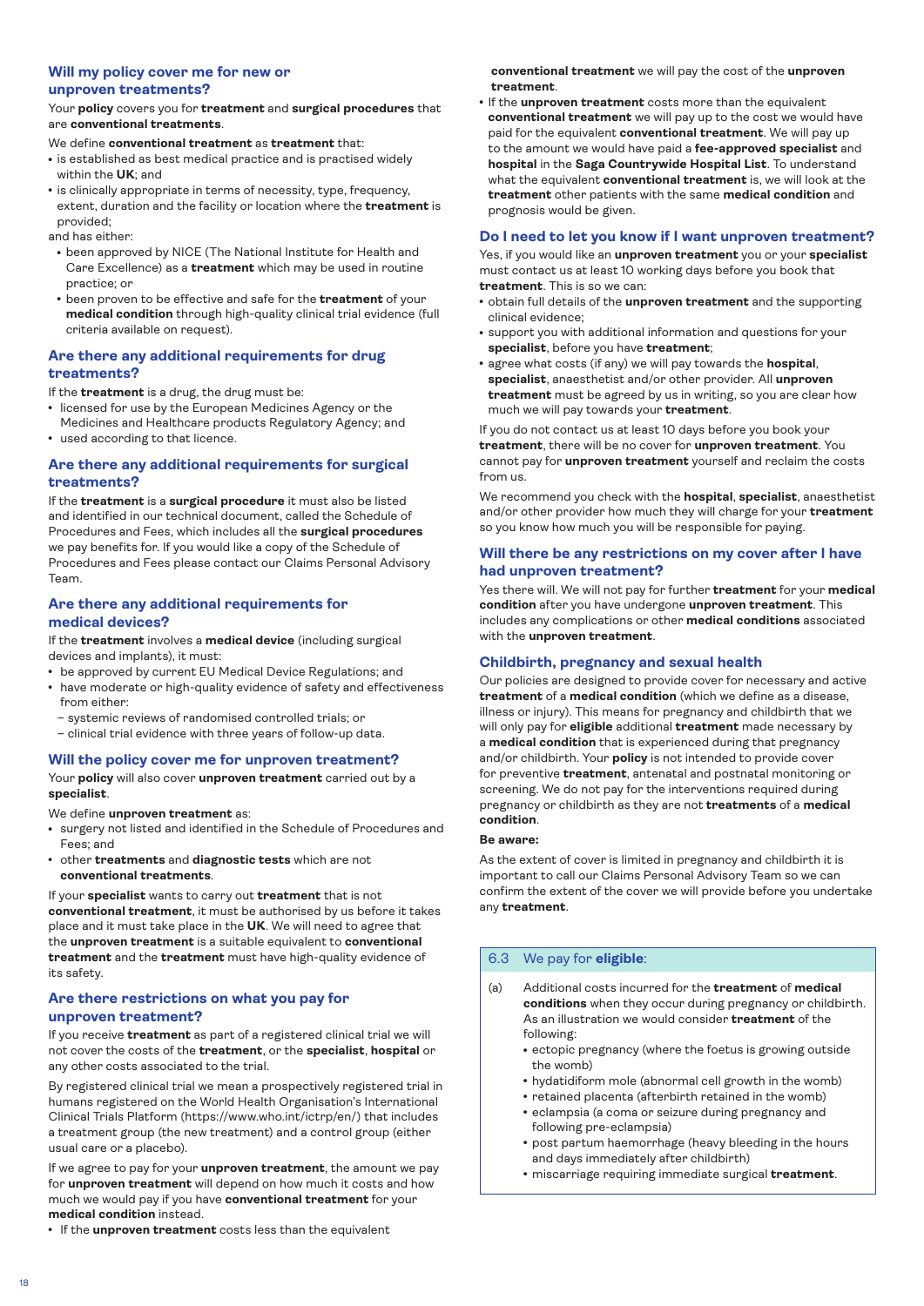## Will my policy cover me for new or unproven treatments?

Your **policy** covers you for **treatment** and **surgical procedures** that are **conventional treatments**.

We define **conventional treatment** as **treatment** that:

- is established as best medical practice and is practised widely within the **UK**; and
- is clinically appropriate in terms of necessity, type, frequency, extent, duration and the facility or location where the **treatment** is provided;

and has either:

- been approved by NICE (The National Institute for Health and Care Excellence) as a **treatment** which may be used in routine practice; or
- been proven to be effective and safe for the **treatment** of your **medical condition** through high-quality clinical trial evidence (full criteria available on request).

## Are there any additional requirements for drug treatments?

If the **treatment** is a drug, the drug must be:

- licensed for use by the European Medicines Agency or the Medicines and Healthcare products Regulatory Agency; and
- used according to that licence.

## Are there any additional requirements for surgical treatments?

If the **treatment** is a **surgical procedure** it must also be listed and identified in our technical document, called the Schedule of Procedures and Fees, which includes all the **surgical procedures** we pay benefits for. If you would like a copy of the Schedule of Procedures and Fees please contact our Claims Personal Advisory Team.

## Are there any additional requirements for medical devices?

If the **treatment** involves a **medical device** (including surgical devices and implants), it must:

- be approved by current EU Medical Device Regulations; and
- have moderate or high-quality evidence of safety and effectiveness from either:
  - systemic reviews of randomised controlled trials; or
  - clinical trial evidence with three years of follow-up data.

## Will the policy cover me for unproven treatment?

Your **policy** will also cover **unproven treatment** carried out by a **specialist**.

We define **unproven treatment** as:

- surgery not listed and identified in the Schedule of Procedures and Fees; and
- other **treatments** and **diagnostic tests** which are not **conventional treatments**.

If your **specialist** wants to carry out **treatment** that is not **conventional treatment**, it must be authorised by us before it takes place and it must take place in the **UK**. We will need to agree that the **unproven treatment** is a suitable equivalent to **conventional treatment** and the **treatment** must have high-quality evidence of its safety.

## Are there restrictions on what you pay for unproven treatment?

If you receive **treatment** as part of a registered clinical trial we will not cover the costs of the **treatment**, or the **specialist**, **hospital** or any other costs associated to the trial.

By registered clinical trial we mean a prospectively registered trial in humans registered on the World Health Organisation's International Clinical Trials Platform (https://www.who.int/ictrp/en/) that includes a treatment group (the new treatment) and a control group (either usual care or a placebo).

If we agree to pay for your **unproven treatment**, the amount we pay for **unproven treatment** will depend on how much it costs and how much we would pay if you have **conventional treatment** for your **medical condition** instead.

- If the **unproven treatment** costs less than the equivalent **conventional treatment** we will pay the cost of the **unproven treatment**.
- If the **unproven treatment** costs more than the equivalent **conventional treatment** we will pay up to the cost we would have paid for the equivalent **conventional treatment**. We will pay up to the amount we would have paid a **fee-approved specialist** and **hospital** in the **Saga Countrywide Hospital List**. To understand what the equivalent **conventional treatment** is, we will look at the **treatment** other patients with the same **medical condition** and prognosis would be given.

## Do I need to let you know if I want unproven treatment?

Yes, if you would like an **unproven treatment** you or your **specialist** must contact us at least 10 working days before you book that **treatment**. This is so we can:

- obtain full details of the **unproven treatment** and the supporting clinical evidence;
- support you with additional information and questions for your **specialist**, before you have **treatment**;
- agree what costs (if any) we will pay towards the **hospital**, **specialist**, anaesthetist and/or other provider. All **unproven treatment** must be agreed by us in writing, so you are clear how much we will pay towards your **treatment**.

If you do not contact us at least 10 days before you book your **treatment**, there will be no cover for **unproven treatment**. You cannot pay for **unproven treatment** yourself and reclaim the costs from us.

We recommend you check with the **hospital**, **specialist**, anaesthetist and/or other provider how much they will charge for your **treatment** so you know how much you will be responsible for paying.

## Will there be any restrictions on my cover after I have had unproven treatment?

Yes there will. We will not pay for further **treatment** for your **medical condition** after you have undergone **unproven treatment**. This includes any complications or other **medical conditions** associated with the **unproven treatment**.

## Childbirth, pregnancy and sexual health

Our policies are designed to provide cover for necessary and active **treatment** of a **medical condition** (which we define as a disease, illness or injury). This means for pregnancy and childbirth that we will only pay for **eligible** additional **treatment** made necessary by a **medical condition** that is experienced during that pregnancy and/or childbirth. Your **policy** is not intended to provide cover for preventive **treatment**, antenatal and postnatal monitoring or screening. We do not pay for the interventions required during pregnancy or childbirth as they are not **treatments** of a **medical condition**.

**Be aware:**

As the extent of cover is limited in pregnancy and childbirth it is important to call our Claims Personal Advisory Team so we can confirm the extent of the cover we will provide before you undertake any **treatment**.

### 6.3 We pay for **eligible**:

(a) Additional costs incurred for the **treatment** of **medical conditions** when they occur during pregnancy or childbirth. As an illustration we would consider **treatment** of the following:

- ectopic pregnancy (where the foetus is growing outside the womb)
- hydatidiform mole (abnormal cell growth in the womb)
- retained placenta (afterbirth retained in the womb)
- eclampsia (a coma or seizure during pregnancy and following pre-eclampsia)
- post partum haemorrhage (heavy bleeding in the hours and days immediately after childbirth)
- miscarriage requiring immediate surgical **treatment**.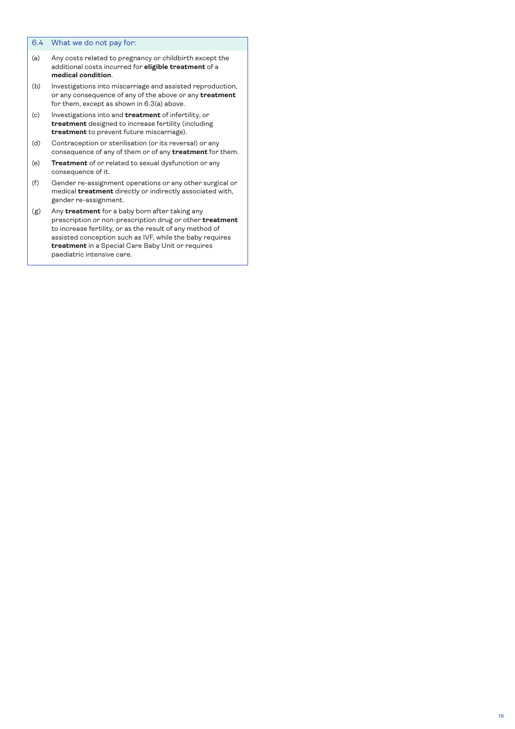### 6.4 What we do not pay for:

(a) Any costs related to pregnancy or childbirth except the additional costs incurred for **eligible treatment** of a **medical condition**.

(b) Investigations into miscarriage and assisted reproduction, or any consequence of any of the above or any **treatment** for them, except as shown in 6.3(a) above.

(c) Investigations into and **treatment** of infertility, or **treatment** designed to increase fertility (including **treatment** to prevent future miscarriage).

(d) Contraception or sterilisation (or its reversal) or any consequence of any of them or of any **treatment** for them.

(e) **Treatment** of or related to sexual dysfunction or any consequence of it.

(f) Gender re-assignment operations or any other surgical or medical **treatment** directly or indirectly associated with, gender re-assignment.

(g) Any **treatment** for a baby born after taking any prescription or non-prescription drug or other **treatment** to increase fertility, or as the result of any method of assisted conception such as IVF, while the baby requires **treatment** in a Special Care Baby Unit or requires paediatric intensive care.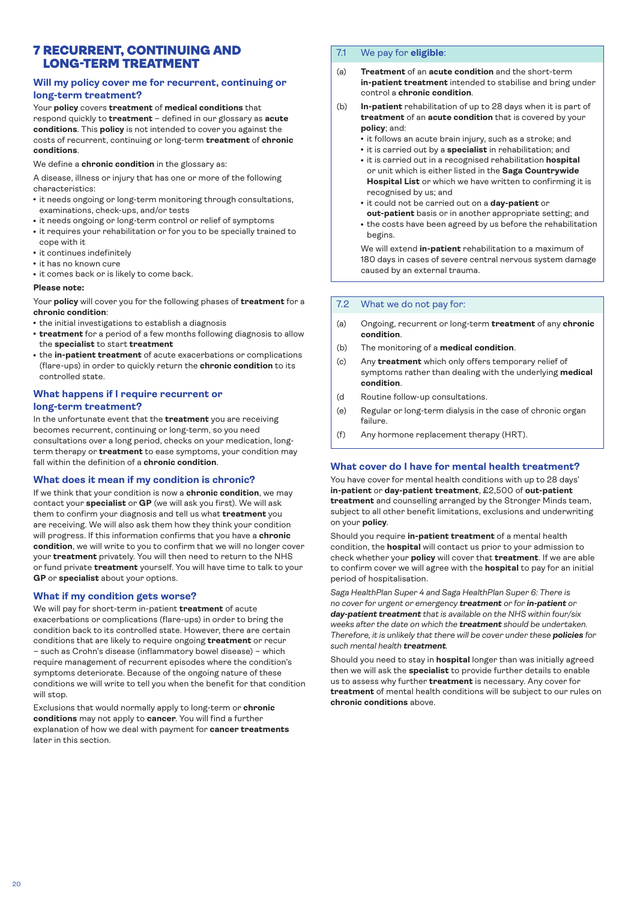# 7 RECURRENT, CONTINUING AND LONG-TERM TREATMENT

### Will my policy cover me for recurrent, continuing or long-term treatment?

Your **policy** covers **treatment** of **medical conditions** that respond quickly to **treatment** – defined in our glossary as **acute conditions**. This **policy** is not intended to cover you against the costs of recurrent, continuing or long-term **treatment** of **chronic conditions**.

We define a **chronic condition** in the glossary as:

A disease, illness or injury that has one or more of the following characteristics:

- it needs ongoing or long-term monitoring through consultations, examinations, check-ups, and/or tests
- it needs ongoing or long-term control or relief of symptoms
- it requires your rehabilitation or for you to be specially trained to cope with it
- it continues indefinitely
- it has no known cure
- it comes back or is likely to come back.

**Please note:**

Your **policy** will cover you for the following phases of **treatment** for a **chronic condition**:

- the initial investigations to establish a diagnosis
- **treatment** for a period of a few months following diagnosis to allow the **specialist** to start **treatment**
- the **in-patient treatment** of acute exacerbations or complications (flare-ups) in order to quickly return the **chronic condition** to its controlled state.

### What happens if I require recurrent or long-term treatment?

In the unfortunate event that the **treatment** you are receiving becomes recurrent, continuing or long-term, so you need consultations over a long period, checks on your medication, long-term therapy or **treatment** to ease symptoms, your condition may fall within the definition of a **chronic condition**.

### What does it mean if my condition is chronic?

If we think that your condition is now a **chronic condition**, we may contact your **specialist** or **GP** (we will ask you first). We will ask them to confirm your diagnosis and tell us what **treatment** you are receiving. We will also ask them how they think your condition will progress. If this information confirms that you have a **chronic condition**, we will write to you to confirm that we will no longer cover your **treatment** privately. You will then need to return to the NHS or fund private **treatment** yourself. You will have time to talk to your **GP** or **specialist** about your options.

### What if my condition gets worse?

We will pay for short-term in-patient **treatment** of acute exacerbations or complications (flare-ups) in order to bring the condition back to its controlled state. However, there are certain conditions that are likely to require ongoing **treatment** or recur – such as Crohn's disease (inflammatory bowel disease) – which require management of recurrent episodes where the condition's symptoms deteriorate. Because of the ongoing nature of these conditions we will write to tell you when the benefit for that condition will stop.

Exclusions that would normally apply to long-term or **chronic conditions** may not apply to **cancer**. You will find a further explanation of how we deal with payment for **cancer treatments** later in this section.

### 7.1 We pay for **eligible**:

(a) **Treatment** of an **acute condition** and the short-term **in-patient treatment** intended to stabilise and bring under control a **chronic condition**.

(b) **In-patient** rehabilitation of up to 28 days when it is part of **treatment** of an **acute condition** that is covered by your **policy**; and:

- it follows an acute brain injury, such as a stroke; and
- it is carried out by a **specialist** in rehabilitation; and
- it is carried out in a recognised rehabilitation **hospital** or unit which is either listed in the **Saga Countrywide Hospital List** or which we have written to confirming it is recognised by us; and
- it could not be carried out on a **day-patient** or **out-patient** basis or in another appropriate setting; and
- the costs have been agreed by us before the rehabilitation begins.

We will extend **in-patient** rehabilitation to a maximum of 180 days in cases of severe central nervous system damage caused by an external trauma.

### 7.2 What we do not pay for:

(a) Ongoing, recurrent or long-term **treatment** of any **chronic condition**.

(b) The monitoring of a **medical condition**.

(c) Any **treatment** which only offers temporary relief of symptoms rather than dealing with the underlying **medical condition**.

(d Routine follow-up consultations.

(e) Regular or long-term dialysis in the case of chronic organ failure.

(f) Any hormone replacement therapy (HRT).

### What cover do I have for mental health treatment?

You have cover for mental health conditions with up to 28 days' **in-patient** or **day-patient treatment**, £2,500 of **out-patient treatment** and counselling arranged by the Stronger Minds team, subject to all other benefit limitations, exclusions and underwriting on your **policy**.

Should you require **in-patient treatment** of a mental health condition, the **hospital** will contact us prior to your admission to check whether your **policy** will cover that **treatment**. If we are able to confirm cover we will agree with the **hospital** to pay for an initial period of hospitalisation.

*Saga HealthPlan Super 4 and Saga HealthPlan Super 6: There is no cover for urgent or emergency **treatment** or for **in-patient** or **day-patient treatment** that is available on the NHS within four/six weeks after the date on which the **treatment** should be undertaken. Therefore, it is unlikely that there will be cover under these **policies** for such mental health **treatment**.*

Should you need to stay in **hospital** longer than was initially agreed then we will ask the **specialist** to provide further details to enable us to assess why further **treatment** is necessary. Any cover for **treatment** of mental health conditions will be subject to our rules on **chronic conditions** above.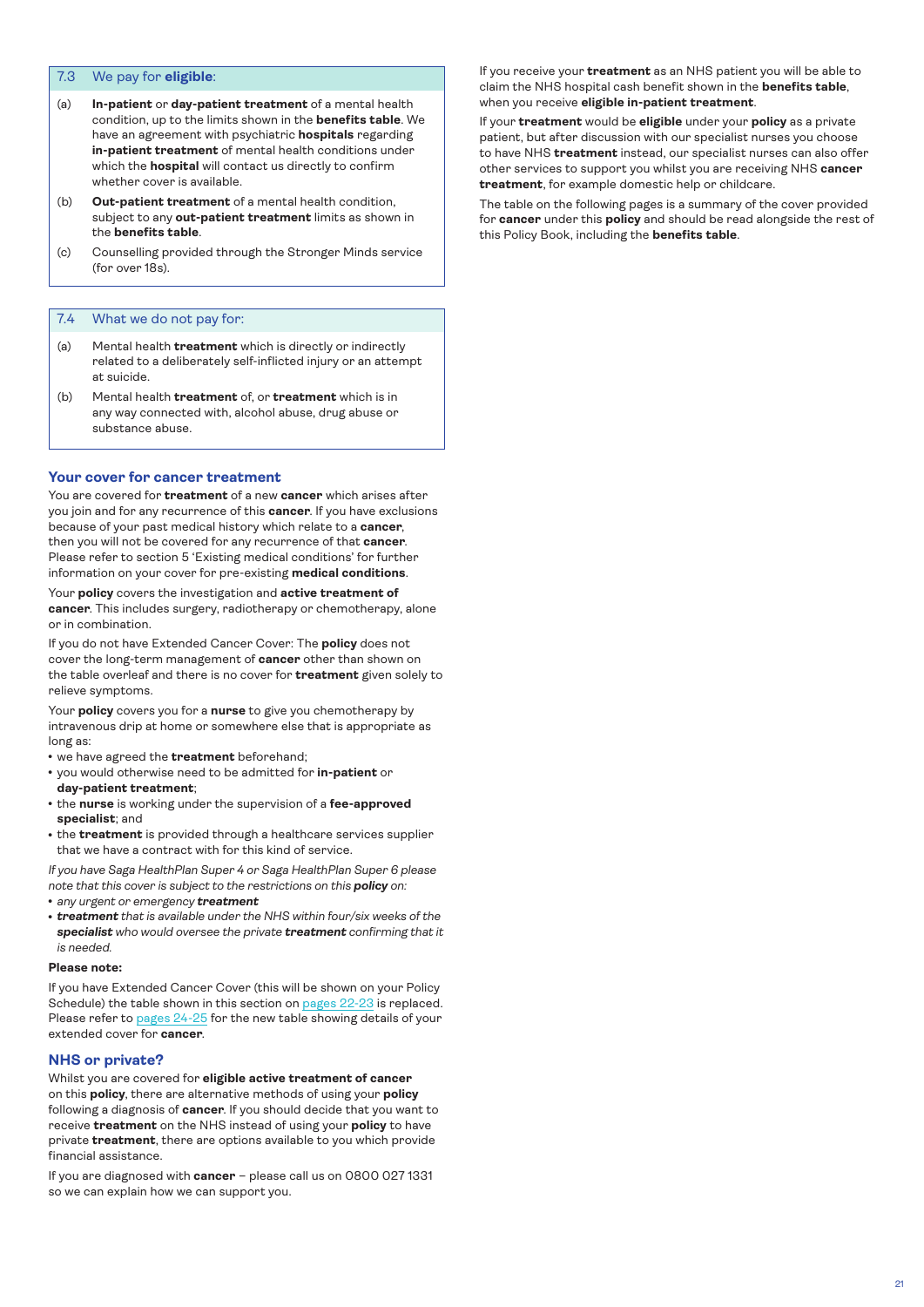### 7.3 We pay for **eligible**:

(a) **In-patient** or **day-patient treatment** of a mental health condition, up to the limits shown in the **benefits table**. We have an agreement with psychiatric **hospitals** regarding **in-patient treatment** of mental health conditions under which the **hospital** will contact us directly to confirm whether cover is available.

(b) **Out-patient treatment** of a mental health condition, subject to any **out-patient treatment** limits as shown in the **benefits table**.

(c) Counselling provided through the Stronger Minds service (for over 18s).

### 7.4 What we do not pay for:

(a) Mental health **treatment** which is directly or indirectly related to a deliberately self-inflicted injury or an attempt at suicide.

(b) Mental health **treatment** of, or **treatment** which is in any way connected with, alcohol abuse, drug abuse or substance abuse.

## Your cover for cancer treatment

You are covered for **treatment** of a new **cancer** which arises after you join and for any recurrence of this **cancer**. If you have exclusions because of your past medical history which relate to a **cancer**, then you will not be covered for any recurrence of that **cancer**. Please refer to section 5 'Existing medical conditions' for further information on your cover for pre-existing **medical conditions**.

Your **policy** covers the investigation and **active treatment of cancer**. This includes surgery, radiotherapy or chemotherapy, alone or in combination.

If you do not have Extended Cancer Cover: The **policy** does not cover the long-term management of **cancer** other than shown on the table overleaf and there is no cover for **treatment** given solely to relieve symptoms.

Your **policy** covers you for a **nurse** to give you chemotherapy by intravenous drip at home or somewhere else that is appropriate as long as:

- we have agreed the **treatment** beforehand;
- you would otherwise need to be admitted for **in-patient** or **day-patient treatment**;
- the **nurse** is working under the supervision of a **fee-approved specialist**; and
- the **treatment** is provided through a healthcare services supplier that we have a contract with for this kind of service.

*If you have Saga HealthPlan Super 4 or Saga HealthPlan Super 6 please note that this cover is subject to the restrictions on this **policy** on:*

- *any urgent or emergency **treatment***
- ***treatment** that is available under the NHS within four/six weeks of the **specialist** who would oversee the private **treatment** confirming that it is needed.*

**Please note:**

If you have Extended Cancer Cover (this will be shown on your Policy Schedule) the table shown in this section on pages 22-23 is replaced. Please refer to pages 24-25 for the new table showing details of your extended cover for **cancer**.

## NHS or private?

Whilst you are covered for **eligible active treatment of cancer** on this **policy**, there are alternative methods of using your **policy** following a diagnosis of **cancer**. If you should decide that you want to receive **treatment** on the NHS instead of using your **policy** to have private **treatment**, there are options available to you which provide financial assistance.

If you are diagnosed with **cancer** – please call us on 0800 027 1331 so we can explain how we can support you.

If you receive your **treatment** as an NHS patient you will be able to claim the NHS hospital cash benefit shown in the **benefits table**, when you receive **eligible in-patient treatment**.

If your **treatment** would be **eligible** under your **policy** as a private patient, but after discussion with our specialist nurses you choose to have NHS **treatment** instead, our specialist nurses can also offer other services to support you whilst you are receiving NHS **cancer treatment**, for example domestic help or childcare.

The table on the following pages is a summary of the cover provided for **cancer** under this **policy** and should be read alongside the rest of this Policy Book, including the **benefits table**.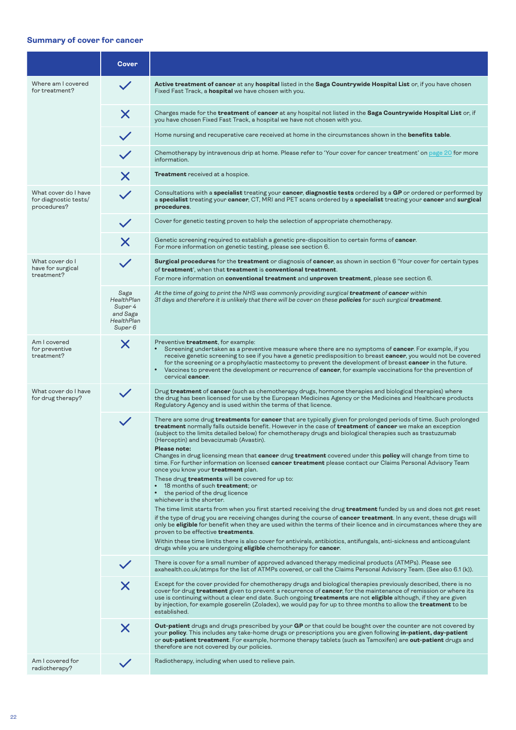## Summary of cover for cancer

| | Cover | |
|---|---|---|
| Where am I covered for treatment? | ✓ | **Active treatment of cancer** at any **hospital** listed in the **Saga Countrywide Hospital List** or, if you have chosen Fixed Fast Track, a **hospital** we have chosen with you. |
| | ✗ | Charges made for the **treatment** of **cancer** at any hospital not listed in the **Saga Countrywide Hospital List** or, if you have chosen Fixed Fast Track, a hospital we have not chosen with you. |
| | ✓ | Home nursing and recuperative care received at home in the circumstances shown in the **benefits table**. |
| | ✓ | Chemotherapy by intravenous drip at home. Please refer to 'Your cover for cancer treatment' on page 20 for more information. |
| | ✗ | **Treatment** received at a hospice. |
| What cover do I have for diagnostic tests/ procedures? | ✓ | Consultations with a **specialist** treating your **cancer**, **diagnostic tests** ordered by a **GP** or ordered or performed by a **specialist** treating your **cancer**, CT, MRI and PET scans ordered by a **specialist** treating your **cancer** and **surgical procedures**. |
| | ✓ | Cover for genetic testing proven to help the selection of appropriate chemotherapy. |
| | ✗ | Genetic screening required to establish a genetic pre-disposition to certain forms of **cancer**. For more information on genetic testing, please see section 6. |
| What cover do I have for surgical treatment? | ✓ | **Surgical procedures** for the **treatment** or diagnosis of **cancer**, as shown in section 6 'Your cover for certain types of **treatment**', when that **treatment** is **conventional treatment**. For more information on **conventional treatment** and **unproven treatment**, please see section 6. |
| | *Saga HealthPlan Super 4 and Saga HealthPlan Super 6* | *At the time of going to print the NHS was commonly providing surgical **treatment** of **cancer** within 31 days and therefore it is unlikely that there will be cover on these **policies** for such surgical **treatment**.* |
| Am I covered for preventive treatment? | ✗ | Preventive **treatment**, for example:<br>• Screening undertaken as a preventive measure where there are no symptoms of **cancer**. For example, if you receive genetic screening to see if you have a genetic predisposition to breast **cancer**, you would not be covered for the screening or a prophylactic mastectomy to prevent the development of breast **cancer** in the future.<br>• Vaccines to prevent the development or recurrence of **cancer**, for example vaccinations for the prevention of cervical **cancer**. |
| What cover do I have for drug therapy? | ✓ | Drug **treatment** of **cancer** (such as chemotherapy drugs, hormone therapies and biological therapies) where the drug has been licensed for use by the European Medicines Agency or the Medicines and Healthcare products Regulatory Agency and is used within the terms of that licence. |
| | ✓ | There are some drug **treatments** for **cancer** that are typically given for prolonged periods of time. Such prolonged **treatment** normally falls outside benefit. However in the case of **treatment** of **cancer** we make an exception (subject to the limits detailed below) for chemotherapy drugs and biological therapies such as trastuzumab (Herceptin) and bevacizumab (Avastin).<br>**Please note:**<br>Changes in drug licensing mean that **cancer** drug **treatment** covered under this **policy** will change from time to time. For further information on licensed **cancer treatment** please contact our Claims Personal Advisory Team once you know your **treatment** plan.<br>These drug **treatments** will be covered for up to:<br>• 18 months of such **treatment**; or<br>• the period of the drug licence<br>whichever is the shorter.<br>The time limit starts from when you first started receiving the drug **treatment** funded by us and does not get reset if the type of drug you are receiving changes during the course of **cancer treatment**. In any event, these drugs will only be **eligible** for benefit when they are used within the terms of their licence and in circumstances where they are proven to be effective **treatments**.<br>Within these time limits there is also cover for antivirals, antibiotics, antifungals, anti-sickness and anticoagulant drugs while you are undergoing **eligible** chemotherapy for **cancer**. |
| | ✓ | There is cover for a small number of approved advanced therapy medicinal products (ATMPs). Please see axahealth.co.uk/atmps for the list of ATMPs covered, or call the Claims Personal Advisory Team. (See also 6.1 (k)). |
| | ✗ | Except for the cover provided for chemotherapy drugs and biological therapies previously described, there is no cover for drug **treatment** given to prevent a recurrence of **cancer**, for the maintenance of remission or where its use is continuing without a clear end date. Such ongoing **treatments** are not **eligible** although, if they are given by injection, for example goserelin (Zoladex), we would pay for up to three months to allow the **treatment** to be established. |
| | ✗ | **Out-patient** drugs and drugs prescribed by your **GP** or that could be bought over the counter are not covered by your **policy**. This includes any take-home drugs or prescriptions you are given following **in-patient, day-patient** or **out-patient treatment**. For example, hormone therapy tablets (such as Tamoxifen) are **out-patient** drugs and therefore are not covered by our policies. |
| Am I covered for radiotherapy? | ✓ | Radiotherapy, including when used to relieve pain. |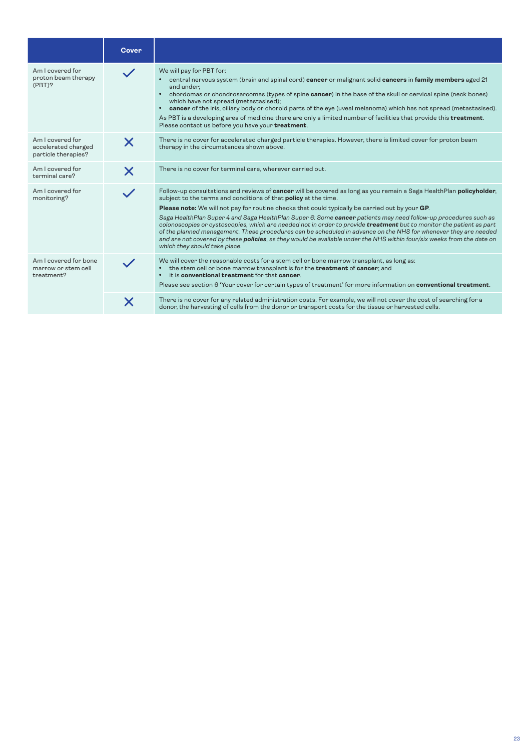| | Cover | |
|---|---|---|
| Am I covered for proton beam therapy (PBT)? | ✓ | We will pay for PBT for:<br>• central nervous system (brain and spinal cord) **cancer** or malignant solid **cancers** in **family members** aged 21 and under;<br>• chordomas or chondrosarcomas (types of spine **cancer**) in the base of the skull or cervical spine (neck bones) which have not spread (metastasised);<br>• **cancer** of the iris, ciliary body or choroid parts of the eye (uveal melanoma) which has not spread (metastasised).<br>As PBT is a developing area of medicine there are only a limited number of facilities that provide this **treatment**. Please contact us before you have your **treatment**. |
| Am I covered for accelerated charged particle therapies? | ✗ | There is no cover for accelerated charged particle therapies. However, there is limited cover for proton beam therapy in the circumstances shown above. |
| Am I covered for terminal care? | ✗ | There is no cover for terminal care, wherever carried out. |
| Am I covered for monitoring? | ✓ | Follow-up consultations and reviews of **cancer** will be covered as long as you remain a Saga HealthPlan **policyholder**, subject to the terms and conditions of that **policy** at the time.<br>**Please note:** We will not pay for routine checks that could typically be carried out by your **GP**.<br>*Saga HealthPlan Super 4 and Saga HealthPlan Super 6: Some **cancer** patients may need follow-up procedures such as colonoscopies or cystoscopies, which are needed not in order to provide **treatment** but to monitor the patient as part of the planned management. These procedures can be scheduled in advance on the NHS for whenever they are needed and are not covered by these **policies**, as they would be available under the NHS within four/six weeks from the date on which they should take place.* |
| Am I covered for bone marrow or stem cell treatment? | ✓ | We will cover the reasonable costs for a stem cell or bone marrow transplant, as long as:<br>• the stem cell or bone marrow transplant is for the **treatment** of **cancer**; and<br>• it is **conventional treatment** for that **cancer**.<br>Please see section 6 'Your cover for certain types of treatment' for more information on **conventional treatment**. |
| | ✗ | There is no cover for any related administration costs. For example, we will not cover the cost of searching for a donor, the harvesting of cells from the donor or transport costs for the tissue or harvested cells. |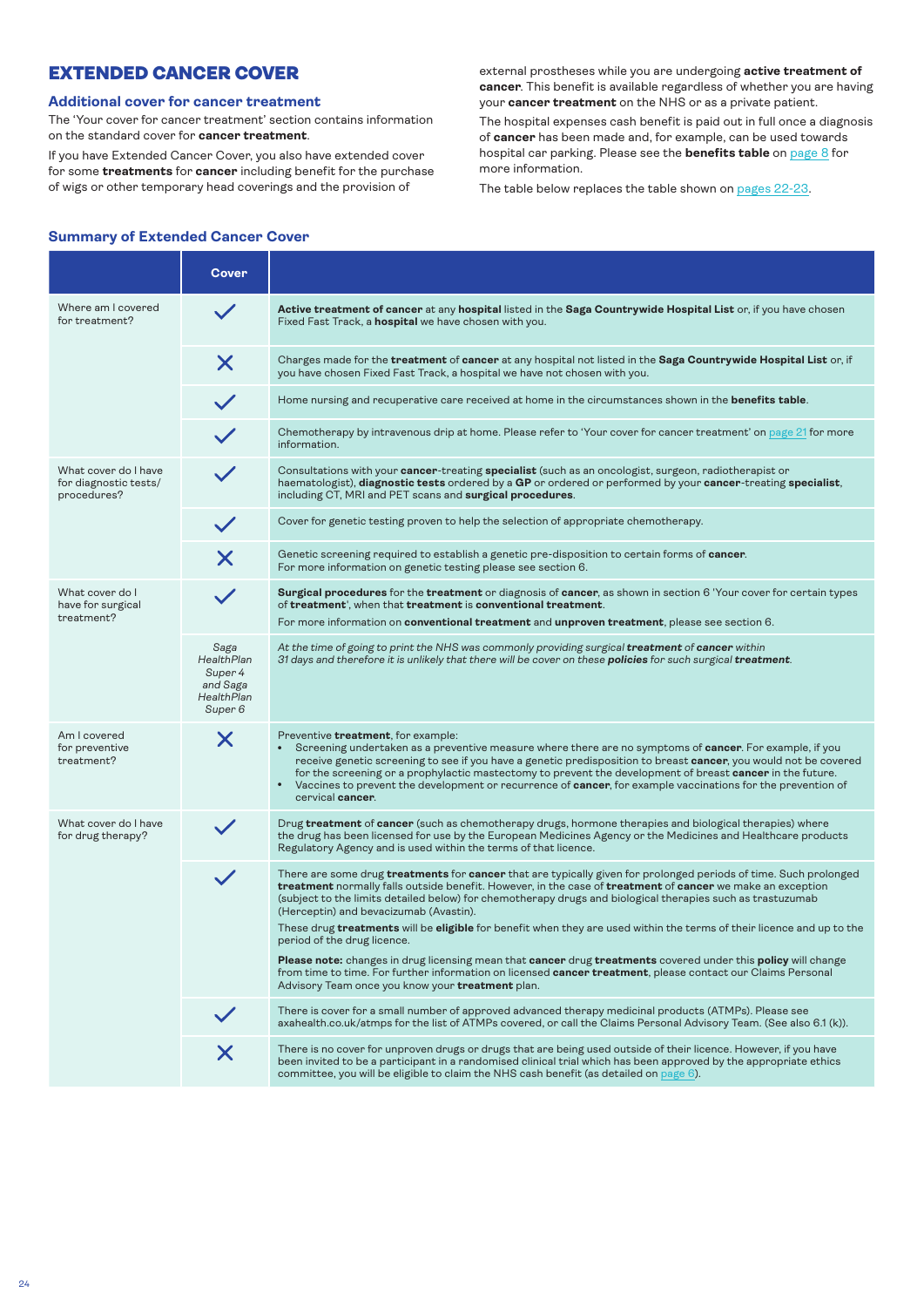# EXTENDED CANCER COVER

## Additional cover for cancer treatment

The 'Your cover for cancer treatment' section contains information on the standard cover for **cancer treatment**.

If you have Extended Cancer Cover, you also have extended cover for some **treatments** for **cancer** including benefit for the purchase of wigs or other temporary head coverings and the provision of external prostheses while you are undergoing **active treatment of cancer**. This benefit is available regardless of whether you are having your **cancer treatment** on the NHS or as a private patient.

The hospital expenses cash benefit is paid out in full once a diagnosis of **cancer** has been made and, for example, can be used towards hospital car parking. Please see the **benefits table** on page 8 for more information.

The table below replaces the table shown on pages 22-23.

## Summary of Extended Cancer Cover

| | Cover | |
|---|---|---|
| Where am I covered for treatment? | ✓ | **Active treatment of cancer** at any **hospital** listed in the **Saga Countrywide Hospital List** or, if you have chosen Fixed Fast Track, a **hospital** we have chosen with you. |
| | ✗ | Charges made for the **treatment** of **cancer** at any hospital not listed in the **Saga Countrywide Hospital List** or, if you have chosen Fixed Fast Track, a hospital we have not chosen with you. |
| | ✓ | Home nursing and recuperative care received at home in the circumstances shown in the **benefits table**. |
| | ✓ | Chemotherapy by intravenous drip at home. Please refer to 'Your cover for cancer treatment' on page 21 for more information. |
| What cover do I have for diagnostic tests/ procedures? | ✓ | Consultations with your **cancer**-treating **specialist** (such as an oncologist, surgeon, radiotherapist or haematologist), **diagnostic tests** ordered by a **GP** or ordered or performed by your **cancer**-treating **specialist**, including CT, MRI and PET scans and **surgical procedures**. |
| | ✓ | Cover for genetic testing proven to help the selection of appropriate chemotherapy. |
| | ✗ | Genetic screening required to establish a genetic pre-disposition to certain forms of **cancer**. For more information on genetic testing please see section 6. |
| What cover do I have for surgical treatment? | ✓ | **Surgical procedures** for the **treatment** or diagnosis of **cancer**, as shown in section 6 'Your cover for certain types of **treatment**', when that **treatment** is **conventional treatment**. For more information on **conventional treatment** and **unproven treatment**, please see section 6. |
| | *Saga HealthPlan Super 4 and Saga HealthPlan Super 6* | *At the time of going to print the NHS was commonly providing surgical **treatment** of **cancer** within 31 days and therefore it is unlikely that there will be cover on these **policies** for such surgical **treatment**.* |
| Am I covered for preventive treatment? | ✗ | Preventive **treatment**, for example:<br>• Screening undertaken as a preventive measure where there are no symptoms of **cancer**. For example, if you receive genetic screening to see if you have a genetic predisposition to breast **cancer**, you would not be covered for the screening or a prophylactic mastectomy to prevent the development of breast **cancer** in the future.<br>• Vaccines to prevent the development or recurrence of **cancer**, for example vaccinations for the prevention of cervical **cancer**. |
| What cover do I have for drug therapy? | ✓ | Drug **treatment** of **cancer** (such as chemotherapy drugs, hormone therapies and biological therapies) where the drug has been licensed for use by the European Medicines Agency or the Medicines and Healthcare products Regulatory Agency and is used within the terms of that licence. |
| | ✓ | There are some drug **treatments** for **cancer** that are typically given for prolonged periods of time. Such prolonged **treatment** normally falls outside benefit. However, in the case of **treatment** of **cancer** we make an exception (subject to the limits detailed below) for chemotherapy drugs and biological therapies such as trastuzumab (Herceptin) and bevacizumab (Avastin).<br>These drug **treatments** will be **eligible** for benefit when they are used within the terms of their licence and up to the period of the drug licence.<br>**Please note:** changes in drug licensing mean that **cancer** drug **treatments** covered under this **policy** will change from time to time. For further information on licensed **cancer treatment**, please contact our Claims Personal Advisory Team once you know your **treatment** plan. |
| | ✓ | There is cover for a small number of approved advanced therapy medicinal products (ATMPs). Please see axahealth.co.uk/atmps for the list of ATMPs covered, or call the Claims Personal Advisory Team. (See also 6.1 (k)). |
| | ✗ | There is no cover for unproven drugs or drugs that are being used outside of their licence. However, if you have been invited to be a participant in a randomised clinical trial which has been approved by the appropriate ethics committee, you will be eligible to claim the NHS cash benefit (as detailed on page 6). |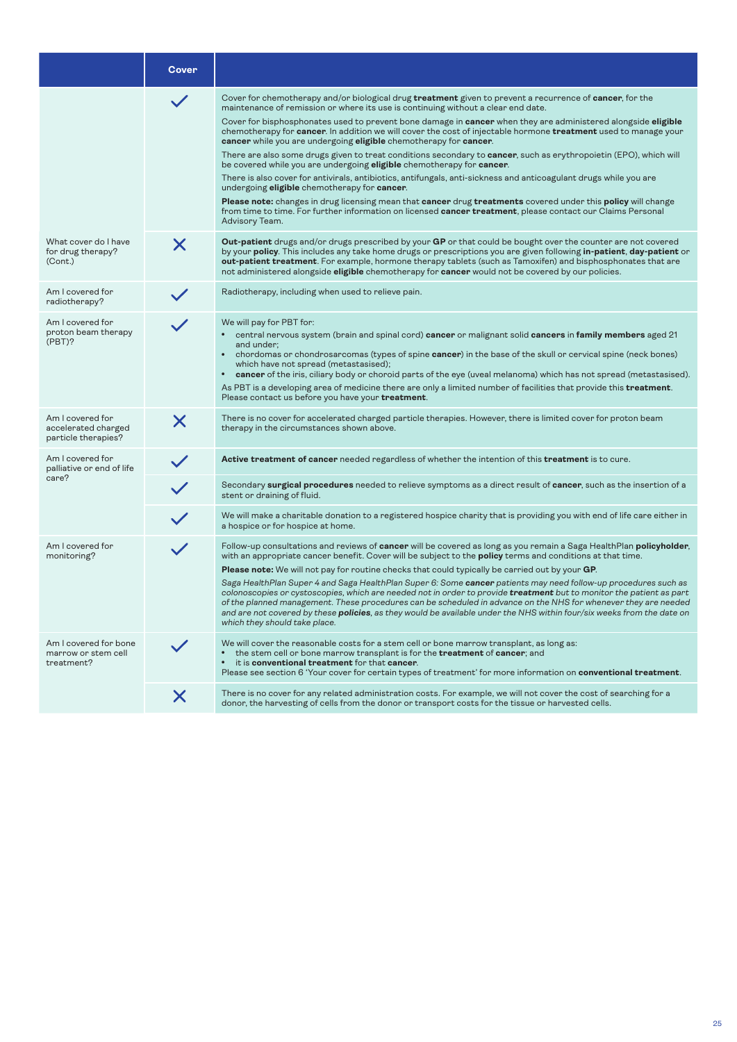| | Cover | |
|---|---|---|
| | ✓ | Cover for chemotherapy and/or biological drug **treatment** given to prevent a recurrence of **cancer**, for the maintenance of remission or where its use is continuing without a clear end date.<br><br>Cover for bisphosphonates used to prevent bone damage in **cancer** when they are administered alongside **eligible** chemotherapy for **cancer**. In addition we will cover the cost of injectable hormone **treatment** used to manage your **cancer** while you are undergoing **eligible** chemotherapy for **cancer**.<br><br>There are also some drugs given to treat conditions secondary to **cancer**, such as erythropoietin (EPO), which will be covered while you are undergoing **eligible** chemotherapy for **cancer**.<br><br>There is also cover for antivirals, antibiotics, antifungals, anti-sickness and anticoagulant drugs while you are undergoing **eligible** chemotherapy for **cancer**.<br><br>**Please note:** changes in drug licensing mean that **cancer** drug **treatments** covered under this **policy** will change from time to time. For further information on licensed **cancer treatment**, please contact our Claims Personal Advisory Team. |
| What cover do I have for drug therapy? (Cont.) | ✗ | **Out-patient** drugs and/or drugs prescribed by your **GP** or that could be bought over the counter are not covered by your **policy**. This includes any take home drugs or prescriptions you are given following **in-patient**, **day-patient** or **out-patient treatment**. For example, hormone therapy tablets (such as Tamoxifen) and bisphosphonates that are not administered alongside **eligible** chemotherapy for **cancer** would not be covered by our policies. |
| Am I covered for radiotherapy? | ✓ | Radiotherapy, including when used to relieve pain. |
| Am I covered for proton beam therapy (PBT)? | ✓ | We will pay for PBT for:<br>• central nervous system (brain and spinal cord) **cancer** or malignant solid **cancers** in **family members** aged 21 and under;<br>• chordomas or chondrosarcomas (types of spine **cancer**) in the base of the skull or cervical spine (neck bones) which have not spread (metastasised);<br>• **cancer** of the iris, ciliary body or choroid parts of the eye (uveal melanoma) which has not spread (metastasised).<br><br>As PBT is a developing area of medicine there are only a limited number of facilities that provide this **treatment**. Please contact us before you have your **treatment**. |
| Am I covered for accelerated charged particle therapies? | ✗ | There is no cover for accelerated charged particle therapies. However, there is limited cover for proton beam therapy in the circumstances shown above. |
| Am I covered for palliative or end of life care? | ✓ | **Active treatment of cancer** needed regardless of whether the intention of this **treatment** is to cure. |
| | ✓ | Secondary **surgical procedures** needed to relieve symptoms as a direct result of **cancer**, such as the insertion of a stent or draining of fluid. |
| | ✓ | We will make a charitable donation to a registered hospice charity that is providing you with end of life care either in a hospice or for hospice at home. |
| Am I covered for monitoring? | ✓ | Follow-up consultations and reviews of **cancer** will be covered as long as you remain a Saga HealthPlan **policyholder**, with an appropriate cancer benefit. Cover will be subject to the **policy** terms and conditions at that time.<br><br>**Please note:** We will not pay for routine checks that could typically be carried out by your **GP**.<br><br>*Saga HealthPlan Super 4 and Saga HealthPlan Super 6: Some **cancer** patients may need follow-up procedures such as colonoscopies or cystoscopies, which are needed not in order to provide **treatment** but to monitor the patient as part of the planned management. These procedures can be scheduled in advance on the NHS for whenever they are needed and are not covered by these **policies**, as they would be available under the NHS within four/six weeks from the date on which they should take place.* |
| Am I covered for bone marrow or stem cell treatment? | ✓ | We will cover the reasonable costs for a stem cell or bone marrow transplant, as long as:<br>• the stem cell or bone marrow transplant is for the **treatment** of **cancer**; and<br>• it is **conventional treatment** for that **cancer**.<br><br>Please see section 6 'Your cover for certain types of treatment' for more information on **conventional treatment**. |
| | ✗ | There is no cover for any related administration costs. For example, we will not cover the cost of searching for a donor, the harvesting of cells from the donor or transport costs for the tissue or harvested cells. |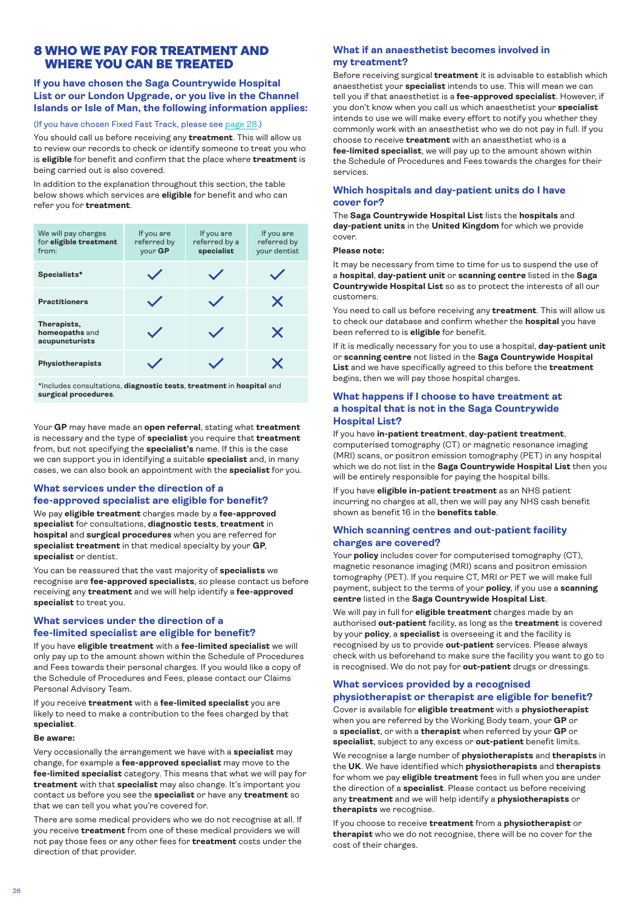# 8 WHO WE PAY FOR TREATMENT AND WHERE YOU CAN BE TREATED

## If you have chosen the Saga Countrywide Hospital List or our London Upgrade, or you live in the Channel Islands or Isle of Man, the following information applies:

(If you have chosen Fixed Fast Track, please see page 28.)

You should call us before receiving any **treatment**. This will allow us to review our records to check or identify someone to treat you who is **eligible** for benefit and confirm that the place where **treatment** is being carried out is also covered.

In addition to the explanation throughout this section, the table below shows which services are **eligible** for benefit and who can refer you for **treatment**.

| We will pay charges for **eligible treatment** from: | If you are referred by your **GP** | If you are referred by a **specialist** | If you are referred by your dentist |
|---|---|---|---|
| **Specialists*** | ✓ | ✓ | ✓ |
| **Practitioners** | ✓ | ✓ | ✗ |
| **Therapists, homeopaths** and **acupuncturists** | ✓ | ✓ | ✗ |
| **Physiotherapists** | ✓ | ✓ | ✗ |

*Includes consultations, **diagnostic tests**, **treatment** in **hospital** and **surgical procedures**.

Your **GP** may have made an **open referral**, stating what **treatment** is necessary and the type of **specialist** you require that **treatment** from, but not specifying the **specialist's** name. If this is the case we can support you in identifying a suitable **specialist** and, in many cases, we can also book an appointment with the **specialist** for you.

### What services under the direction of a fee-approved specialist are eligible for benefit?

We pay **eligible treatment** charges made by a **fee-approved specialist** for consultations, **diagnostic tests**, **treatment** in **hospital** and **surgical procedures** when you are referred for **specialist treatment** in that medical specialty by your **GP**, **specialist** or dentist.

You can be reassured that the vast majority of **specialists** we recognise are **fee-approved specialists**, so please contact us before receiving any **treatment** and we will help identify a **fee-approved specialist** to treat you.

### What services under the direction of a fee-limited specialist are eligible for benefit?

If you have **eligible treatment** with a **fee-limited specialist** we will only pay up to the amount shown within the Schedule of Procedures and Fees towards their personal charges. If you would like a copy of the Schedule of Procedures and Fees, please contact our Claims Personal Advisory Team.

If you receive **treatment** with a **fee-limited specialist** you are likely to need to make a contribution to the fees charged by that **specialist**.

**Be aware:**

Very occasionally the arrangement we have with a **specialist** may change, for example a **fee-approved specialist** may move to the **fee-limited specialist** category. This means that what we will pay for **treatment** with that **specialist** may also change. It's important you contact us before you see the **specialist** or have any **treatment** so that we can tell you what you're covered for.

There are some medical providers who we do not recognise at all. If you receive **treatment** from one of these medical providers we will not pay those fees or any other fees for **treatment** costs under the direction of that provider.

### What if an anaesthetist becomes involved in my treatment?

Before receiving surgical **treatment** it is advisable to establish which anaesthetist your **specialist** intends to use. This will mean we can tell you if that anaesthetist is a **fee-approved specialist**. However, if you don't know when you call us which anaesthetist your **specialist** intends to use we will make every effort to notify you whether they commonly work with an anaesthetist who we do not pay in full. If you choose to receive **treatment** with an anaesthetist who is a **fee-limited specialist**, we will pay up to the amount shown within the Schedule of Procedures and Fees towards the charges for their services.

### Which hospitals and day-patient units do I have cover for?

The **Saga Countrywide Hospital List** lists the **hospitals** and **day-patient units** in the **United Kingdom** for which we provide cover.

**Please note:**

It may be necessary from time to time for us to suspend the use of a **hospital**, **day-patient unit** or **scanning centre** listed in the **Saga Countrywide Hospital List** so as to protect the interests of all our customers.

You need to call us before receiving any **treatment**. This will allow us to check our database and confirm whether the **hospital** you have been referred to is **eligible** for benefit.

If it is medically necessary for you to use a hospital, **day-patient unit** or **scanning centre** not listed in the **Saga Countrywide Hospital List** and we have specifically agreed to this before the **treatment** begins, then we will pay those hospital charges.

### What happens if I choose to have treatment at a hospital that is not in the Saga Countrywide Hospital List?

If you have **in-patient treatment**, **day-patient treatment**, computerised tomography (CT) or magnetic resonance imaging (MRI) scans, or positron emission tomography (PET) in any hospital which we do not list in the **Saga Countrywide Hospital List** then you will be entirely responsible for paying the hospital bills.

If you have **eligible in-patient treatment** as an NHS patient incurring no charges at all, then we will pay any NHS cash benefit shown as benefit 16 in the **benefits table**.

### Which scanning centres and out-patient facility charges are covered?

Your **policy** includes cover for computerised tomography (CT), magnetic resonance imaging (MRI) scans and positron emission tomography (PET). If you require CT, MRI or PET we will make full payment, subject to the terms of your **policy**, if you use a **scanning centre** listed in the **Saga Countrywide Hospital List**.

We will pay in full for **eligible treatment** charges made by an authorised **out-patient** facility, as long as the **treatment** is covered by your **policy**, a **specialist** is overseeing it and the facility is recognised by us to provide **out-patient** services. Please always check with us beforehand to make sure the facility you want to go to is recognised. We do not pay for **out-patient** drugs or dressings.

### What services provided by a recognised physiotherapist or therapist are eligible for benefit?

Cover is available for **eligible treatment** with a **physiotherapist** when you are referred by the Working Body team, your **GP** or a **specialist**, or with a **therapist** when referred by your **GP** or **specialist**, subject to any excess or **out-patient** benefit limits.

We recognise a large number of **physiotherapists** and **therapists** in the **UK**. We have identified which **physiotherapists** and **therapists** for whom we pay **eligible treatment** fees in full when you are under the direction of a **specialist**. Please contact us before receiving any **treatment** and we will help identify a **physiotherapists** or **therapists** we recognise.

If you choose to receive **treatment** from a **physiotherapist** or **therapist** who we do not recognise, there will be no cover for the cost of their charges.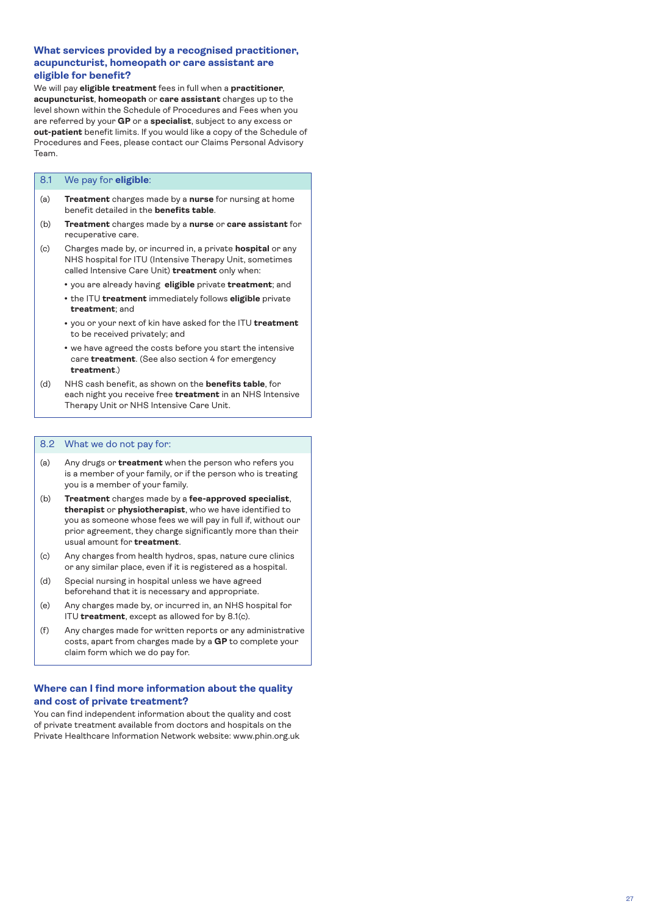### What services provided by a recognised practitioner, acupuncturist, homeopath or care assistant are eligible for benefit?

We will pay **eligible treatment** fees in full when a **practitioner**, **acupuncturist**, **homeopath** or **care assistant** charges up to the level shown within the Schedule of Procedures and Fees when you are referred by your **GP** or a **specialist**, subject to any excess or **out-patient** benefit limits. If you would like a copy of the Schedule of Procedures and Fees, please contact our Claims Personal Advisory Team.

**8.1 We pay for eligible:**

(a) **Treatment** charges made by a **nurse** for nursing at home benefit detailed in the **benefits table**.

(b) **Treatment** charges made by a **nurse** or **care assistant** for recuperative care.

(c) Charges made by, or incurred in, a private **hospital** or any NHS hospital for ITU (Intensive Therapy Unit, sometimes called Intensive Care Unit) **treatment** only when:

- you are already having **eligible** private **treatment**; and
- the ITU **treatment** immediately follows **eligible** private **treatment**; and
- you or your next of kin have asked for the ITU **treatment** to be received privately; and
- we have agreed the costs before you start the intensive care **treatment**. (See also section 4 for emergency **treatment**.)

(d) NHS cash benefit, as shown on the **benefits table**, for each night you receive free **treatment** in an NHS Intensive Therapy Unit or NHS Intensive Care Unit.

**8.2 What we do not pay for:**

(a) Any drugs or **treatment** when the person who refers you is a member of your family, or if the person who is treating you is a member of your family.

(b) **Treatment** charges made by a **fee-approved specialist**, **therapist** or **physiotherapist**, who we have identified to you as someone whose fees we will pay in full if, without our prior agreement, they charge significantly more than their usual amount for **treatment**.

(c) Any charges from health hydros, spas, nature cure clinics or any similar place, even if it is registered as a hospital.

(d) Special nursing in hospital unless we have agreed beforehand that it is necessary and appropriate.

(e) Any charges made by, or incurred in, an NHS hospital for ITU **treatment**, except as allowed for by 8.1(c).

(f) Any charges made for written reports or any administrative costs, apart from charges made by a **GP** to complete your claim form which we do pay for.

### Where can I find more information about the quality and cost of private treatment?

You can find independent information about the quality and cost of private treatment available from doctors and hospitals on the Private Healthcare Information Network website: www.phin.org.uk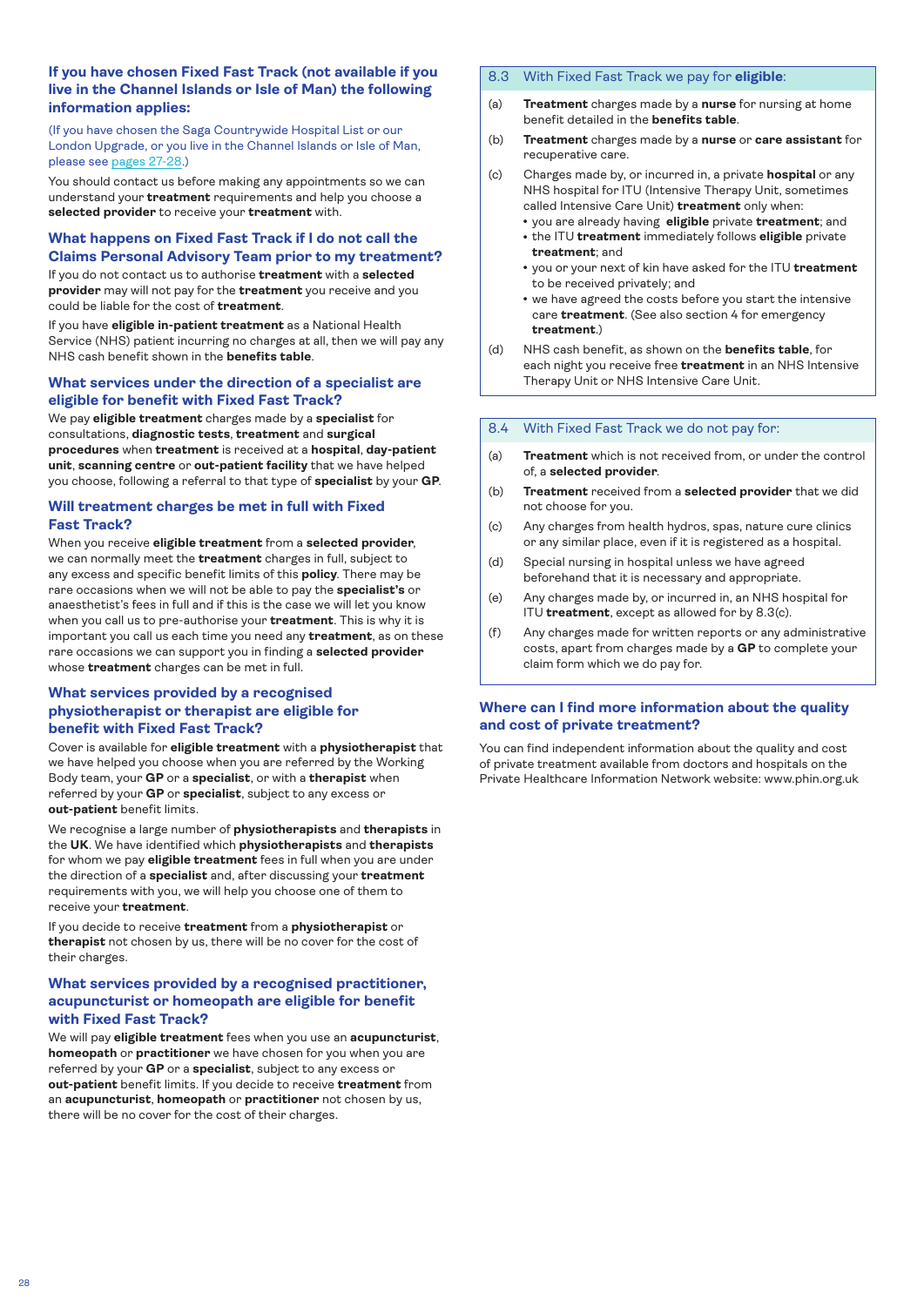## If you have chosen Fixed Fast Track (not available if you live in the Channel Islands or Isle of Man) the following information applies:

(If you have chosen the Saga Countrywide Hospital List or our London Upgrade, or you live in the Channel Islands or Isle of Man, please see pages 27-28.)

You should contact us before making any appointments so we can understand your **treatment** requirements and help you choose a **selected provider** to receive your **treatment** with.

### What happens on Fixed Fast Track if I do not call the Claims Personal Advisory Team prior to my treatment?

If you do not contact us to authorise **treatment** with a **selected provider** may will not pay for the **treatment** you receive and you could be liable for the cost of **treatment**.

If you have **eligible in-patient treatment** as a National Health Service (NHS) patient incurring no charges at all, then we will pay any NHS cash benefit shown in the **benefits table**.

### What services under the direction of a specialist are eligible for benefit with Fixed Fast Track?

We pay **eligible treatment** charges made by a **specialist** for consultations, **diagnostic tests**, **treatment** and **surgical procedures** when **treatment** is received at a **hospital**, **day-patient unit**, **scanning centre** or **out-patient facility** that we have helped you choose, following a referral to that type of **specialist** by your **GP**.

### Will treatment charges be met in full with Fixed Fast Track?

When you receive **eligible treatment** from a **selected provider**, we can normally meet the **treatment** charges in full, subject to any excess and specific benefit limits of this **policy**. There may be rare occasions when we will not be able to pay the **specialist's** or anaesthetist's fees in full and if this is the case we will let you know when you call us to pre-authorise your **treatment**. This is why it is important you call us each time you need any **treatment**, as on these rare occasions we can support you in finding a **selected provider** whose **treatment** charges can be met in full.

### What services provided by a recognised physiotherapist or therapist are eligible for benefit with Fixed Fast Track?

Cover is available for **eligible treatment** with a **physiotherapist** that we have helped you choose when you are referred by the Working Body team, your **GP** or a **specialist**, or with a **therapist** when referred by your **GP** or **specialist**, subject to any excess or **out-patient** benefit limits.

We recognise a large number of **physiotherapists** and **therapists** in the **UK**. We have identified which **physiotherapists** and **therapists** for whom we pay **eligible treatment** fees in full when you are under the direction of a **specialist** and, after discussing your **treatment** requirements with you, we will help you choose one of them to receive your **treatment**.

If you decide to receive **treatment** from a **physiotherapist** or **therapist** not chosen by us, there will be no cover for the cost of their charges.

### What services provided by a recognised practitioner, acupuncturist or homeopath are eligible for benefit with Fixed Fast Track?

We will pay **eligible treatment** fees when you use an **acupuncturist**, **homeopath** or **practitioner** we have chosen for you when you are referred by your **GP** or a **specialist**, subject to any excess or **out-patient** benefit limits. If you decide to receive **treatment** from an **acupuncturist**, **homeopath** or **practitioner** not chosen by us, there will be no cover for the cost of their charges.

### 8.3 With Fixed Fast Track we pay for **eligible**:

(a) **Treatment** charges made by a **nurse** for nursing at home benefit detailed in the **benefits table**.

(b) **Treatment** charges made by a **nurse** or **care assistant** for recuperative care.

(c) Charges made by, or incurred in, a private **hospital** or any NHS hospital for ITU (Intensive Therapy Unit, sometimes called Intensive Care Unit) **treatment** only when:
- you are already having **eligible** private **treatment**; and
- the ITU **treatment** immediately follows **eligible** private **treatment**; and
- you or your next of kin have asked for the ITU **treatment** to be received privately; and
- we have agreed the costs before you start the intensive care **treatment**. (See also section 4 for emergency **treatment**.)

(d) NHS cash benefit, as shown on the **benefits table**, for each night you receive free **treatment** in an NHS Intensive Therapy Unit or NHS Intensive Care Unit.

### 8.4 With Fixed Fast Track we do not pay for:

(a) **Treatment** which is not received from, or under the control of, a **selected provider**.

(b) **Treatment** received from a **selected provider** that we did not choose for you.

(c) Any charges from health hydros, spas, nature cure clinics or any similar place, even if it is registered as a hospital.

(d) Special nursing in hospital unless we have agreed beforehand that it is necessary and appropriate.

(e) Any charges made by, or incurred in, an NHS hospital for ITU **treatment**, except as allowed for by 8.3(c).

(f) Any charges made for written reports or any administrative costs, apart from charges made by a **GP** to complete your claim form which we do pay for.

### Where can I find more information about the quality and cost of private treatment?

You can find independent information about the quality and cost of private treatment available from doctors and hospitals on the Private Healthcare Information Network website: www.phin.org.uk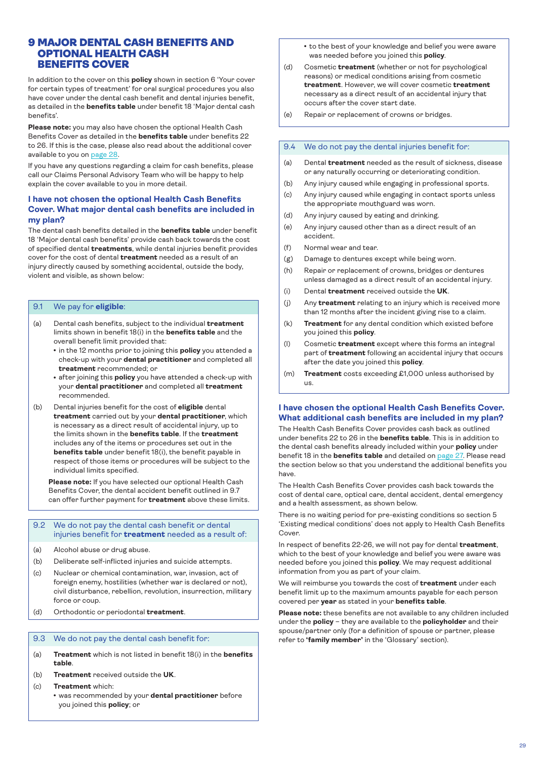# 9 MAJOR DENTAL CASH BENEFITS AND OPTIONAL HEALTH CASH BENEFITS COVER

In addition to the cover on this **policy** shown in section 6 'Your cover for certain types of treatment' for oral surgical procedures you also have cover under the dental cash benefit and dental injuries benefit, as detailed in the **benefits table** under benefit 18 'Major dental cash benefits'.

**Please note:** you may also have chosen the optional Health Cash Benefits Cover as detailed in the **benefits table** under benefits 22 to 26. If this is the case, please also read about the additional cover available to you on page 28.

If you have any questions regarding a claim for cash benefits, please call our Claims Personal Advisory Team who will be happy to help explain the cover available to you in more detail.

### I have not chosen the optional Health Cash Benefits Cover. What major dental cash benefits are included in my plan?

The dental cash benefits detailed in the **benefits table** under benefit 18 'Major dental cash benefits' provide cash back towards the cost of specified dental **treatments**, while dental injuries benefit provides cover for the cost of dental **treatment** needed as a result of an injury directly caused by something accidental, outside the body, violent and visible, as shown below:

#### 9.1 We pay for **eligible**:

(a) Dental cash benefits, subject to the individual **treatment** limits shown in benefit 18(i) in the **benefits table** and the overall benefit limit provided that:
- in the 12 months prior to joining this **policy** you attended a check-up with your **dental practitioner** and completed all **treatment** recommended; or
- after joining this **policy** you have attended a check-up with your **dental practitioner** and completed all **treatment** recommended.

(b) Dental injuries benefit for the cost of **eligible** dental **treatment** carried out by your **dental practitioner**, which is necessary as a direct result of accidental injury, up to the limits shown in the **benefits table**. If the **treatment** includes any of the items or procedures set out in the **benefits table** under benefit 18(i), the benefit payable in respect of those items or procedures will be subject to the individual limits specified.

**Please note:** If you have selected our optional Health Cash Benefits Cover, the dental accident benefit outlined in 9.7 can offer further payment for **treatment** above these limits.

#### 9.2 We do not pay the dental cash benefit or dental injuries benefit for **treatment** needed as a result of:

(a) Alcohol abuse or drug abuse.

(b) Deliberate self-inflicted injuries and suicide attempts.

(c) Nuclear or chemical contamination, war, invasion, act of foreign enemy, hostilities (whether war is declared or not), civil disturbance, rebellion, revolution, insurrection, military force or coup.

(d) Orthodontic or periodontal **treatment**.

#### 9.3 We do not pay the dental cash benefit for:

(a) **Treatment** which is not listed in benefit 18(i) in the **benefits table**.

(b) **Treatment** received outside the **UK**.

(c) **Treatment** which:
- was recommended by your **dental practitioner** before you joined this **policy**; or
- to the best of your knowledge and belief you were aware was needed before you joined this **policy**.

(d) Cosmetic **treatment** (whether or not for psychological reasons) or medical conditions arising from cosmetic **treatment**. However, we will cover cosmetic **treatment** necessary as a direct result of an accidental injury that occurs after the cover start date.

(e) Repair or replacement of crowns or bridges.

#### 9.4 We do not pay the dental injuries benefit for:

(a) Dental **treatment** needed as the result of sickness, disease or any naturally occurring or deteriorating condition.

(b) Any injury caused while engaging in professional sports.

(c) Any injury caused while engaging in contact sports unless the appropriate mouthguard was worn.

(d) Any injury caused by eating and drinking.

(e) Any injury caused other than as a direct result of an accident.

(f) Normal wear and tear.

(g) Damage to dentures except while being worn.

(h) Repair or replacement of crowns, bridges or dentures unless damaged as a direct result of an accidental injury.

(i) Dental **treatment** received outside the **UK**.

(j) Any **treatment** relating to an injury which is received more than 12 months after the incident giving rise to a claim.

(k) **Treatment** for any dental condition which existed before you joined this **policy**.

(l) Cosmetic **treatment** except where this forms an integral part of **treatment** following an accidental injury that occurs after the date you joined this **policy**.

(m) **Treatment** costs exceeding £1,000 unless authorised by us.

### I have chosen the optional Health Cash Benefits Cover. What additional cash benefits are included in my plan?

The Health Cash Benefits Cover provides cash back as outlined under benefits 22 to 26 in the **benefits table**. This is in addition to the dental cash benefits already included within your **policy** under benefit 18 in the **benefits table** and detailed on page 27. Please read the section below so that you understand the additional benefits you have.

The Health Cash Benefits Cover provides cash back towards the cost of dental care, optical care, dental accident, dental emergency and a health assessment, as shown below.

There is no waiting period for pre-existing conditions so section 5 'Existing medical conditions' does not apply to Health Cash Benefits Cover.

In respect of benefits 22-26, we will not pay for dental **treatment**, which to the best of your knowledge and belief you were aware was needed before you joined this **policy**. We may request additional information from you as part of your claim.

We will reimburse you towards the cost of **treatment** under each benefit limit up to the maximum amounts payable for each person covered per **year** as stated in your **benefits table**.

**Please note:** these benefits are not available to any children included under the **policy** – they are available to the **policyholder** and their spouse/partner only (for a definition of spouse or partner, please refer to **'family member'** in the 'Glossary' section).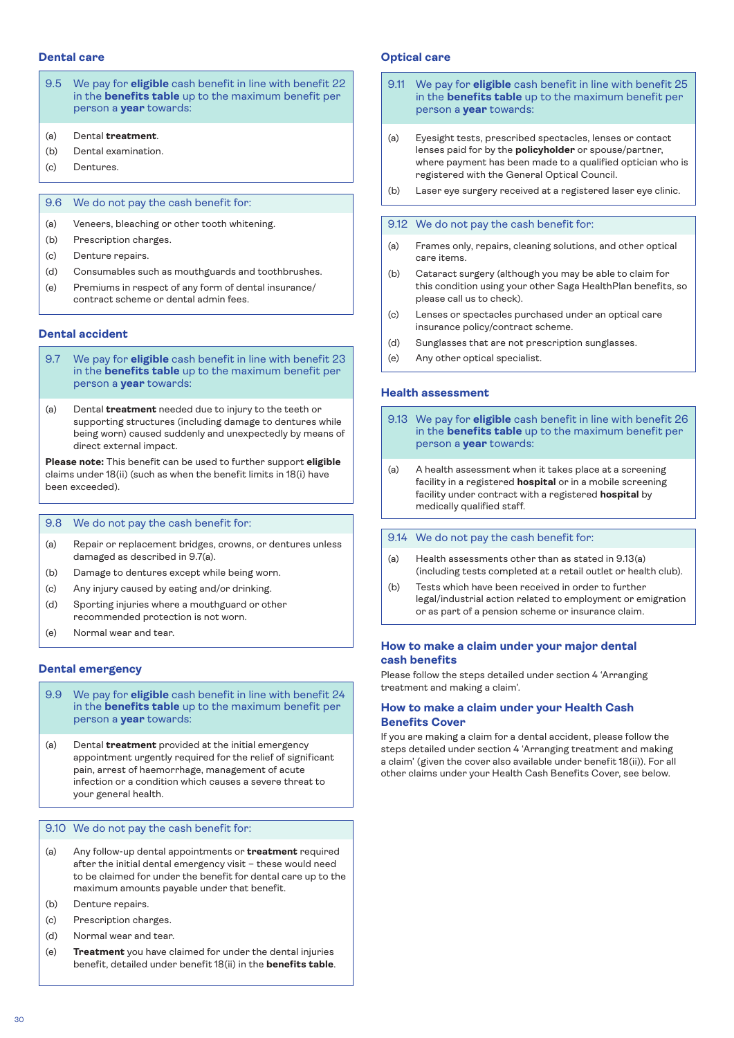## Dental care

**9.5** We pay for **eligible** cash benefit in line with benefit 22 in the **benefits table** up to the maximum benefit per person a **year** towards:

(a) Dental **treatment**.
(b) Dental examination.
(c) Dentures.

**9.6** We do not pay the cash benefit for:

(a) Veneers, bleaching or other tooth whitening.
(b) Prescription charges.
(c) Denture repairs.
(d) Consumables such as mouthguards and toothbrushes.
(e) Premiums in respect of any form of dental insurance/contract scheme or dental admin fees.

## Dental accident

**9.7** We pay for **eligible** cash benefit in line with benefit 23 in the **benefits table** up to the maximum benefit per person a **year** towards:

(a) Dental **treatment** needed due to injury to the teeth or supporting structures (including damage to dentures while being worn) caused suddenly and unexpectedly by means of direct external impact.

**Please note:** This benefit can be used to further support **eligible** claims under 18(ii) (such as when the benefit limits in 18(i) have been exceeded).

**9.8** We do not pay the cash benefit for:

(a) Repair or replacement bridges, crowns, or dentures unless damaged as described in 9.7(a).
(b) Damage to dentures except while being worn.
(c) Any injury caused by eating and/or drinking.
(d) Sporting injuries where a mouthguard or other recommended protection is not worn.
(e) Normal wear and tear.

## Dental emergency

**9.9** We pay for **eligible** cash benefit in line with benefit 24 in the **benefits table** up to the maximum benefit per person a **year** towards:

(a) Dental **treatment** provided at the initial emergency appointment urgently required for the relief of significant pain, arrest of haemorrhage, management of acute infection or a condition which causes a severe threat to your general health.

**9.10** We do not pay the cash benefit for:

(a) Any follow-up dental appointments or **treatment** required after the initial dental emergency visit – these would need to be claimed for under the benefit for dental care up to the maximum amounts payable under that benefit.
(b) Denture repairs.
(c) Prescription charges.
(d) Normal wear and tear.
(e) **Treatment** you have claimed for under the dental injuries benefit, detailed under benefit 18(ii) in the **benefits table**.

## Optical care

**9.11** We pay for **eligible** cash benefit in line with benefit 25 in the **benefits table** up to the maximum benefit per person a **year** towards:

(a) Eyesight tests, prescribed spectacles, lenses or contact lenses paid for by the **policyholder** or spouse/partner, where payment has been made to a qualified optician who is registered with the General Optical Council.
(b) Laser eye surgery received at a registered laser eye clinic.

**9.12** We do not pay the cash benefit for:

(a) Frames only, repairs, cleaning solutions, and other optical care items.
(b) Cataract surgery (although you may be able to claim for this condition using your other Saga HealthPlan benefits, so please call us to check).
(c) Lenses or spectacles purchased under an optical care insurance policy/contract scheme.
(d) Sunglasses that are not prescription sunglasses.
(e) Any other optical specialist.

## Health assessment

**9.13** We pay for **eligible** cash benefit in line with benefit 26 in the **benefits table** up to the maximum benefit per person a **year** towards:

(a) A health assessment when it takes place at a screening facility in a registered **hospital** or in a mobile screening facility under contract with a registered **hospital** by medically qualified staff.

**9.14** We do not pay the cash benefit for:

(a) Health assessments other than as stated in 9.13(a) (including tests completed at a retail outlet or health club).
(b) Tests which have been received in order to further legal/industrial action related to employment or emigration or as part of a pension scheme or insurance claim.

## How to make a claim under your major dental cash benefits

Please follow the steps detailed under section 4 'Arranging treatment and making a claim'.

## How to make a claim under your Health Cash Benefits Cover

If you are making a claim for a dental accident, please follow the steps detailed under section 4 'Arranging treatment and making a claim' (given the cover also available under benefit 18(ii)). For all other claims under your Health Cash Benefits Cover, see below.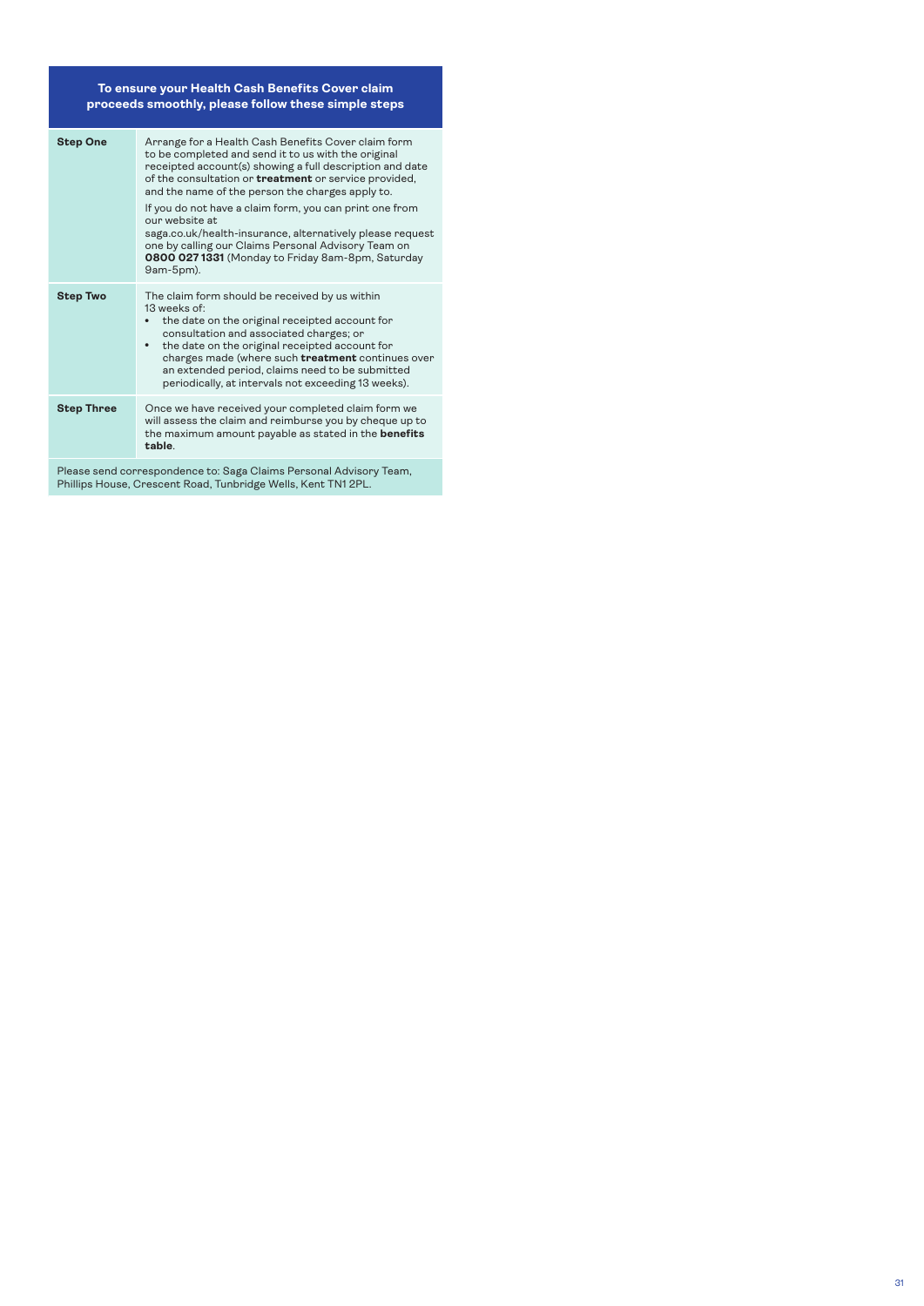| To ensure your Health Cash Benefits Cover claim proceeds smoothly, please follow these simple steps | |
|---|---|
| **Step One** | Arrange for a Health Cash Benefits Cover claim form to be completed and send it to us with the original receipted account(s) showing a full description and date of the consultation or **treatment** or service provided, and the name of the person the charges apply to.<br><br>If you do not have a claim form, you can print one from our website at saga.co.uk/health-insurance, alternatively please request one by calling our Claims Personal Advisory Team on **0800 027 1331** (Monday to Friday 8am-8pm, Saturday 9am-5pm). |
| **Step Two** | The claim form should be received by us within 13 weeks of:<br>• the date on the original receipted account for consultation and associated charges; or<br>• the date on the original receipted account for charges made (where such **treatment** continues over an extended period, claims need to be submitted periodically, at intervals not exceeding 13 weeks). |
| **Step Three** | Once we have received your completed claim form we will assess the claim and reimburse you by cheque up to the maximum amount payable as stated in the **benefits table**. |
| Please send correspondence to: Saga Claims Personal Advisory Team, Phillips House, Crescent Road, Tunbridge Wells, Kent TN1 2PL. | |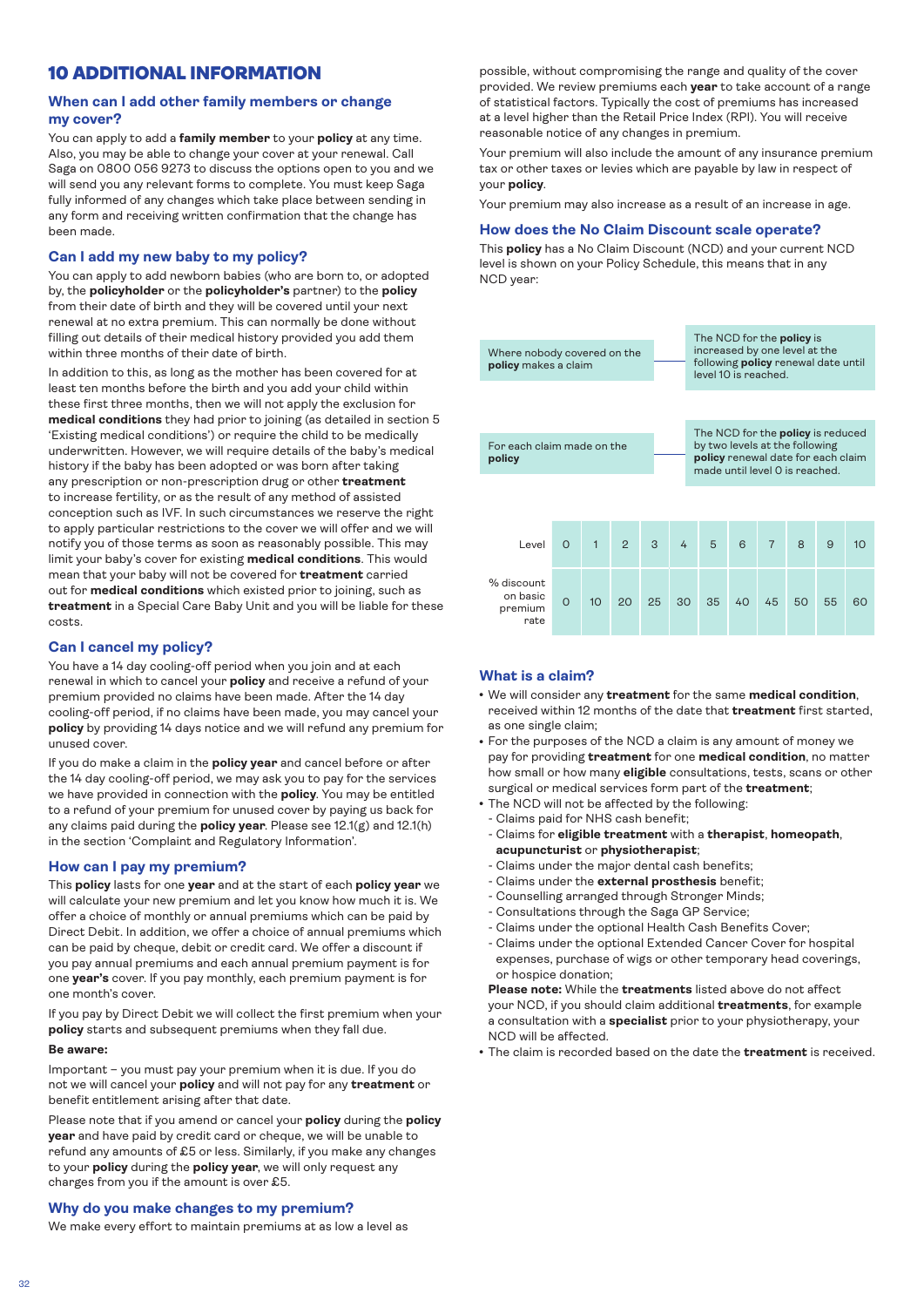# 10 ADDITIONAL INFORMATION

## When can I add other family members or change my cover?

You can apply to add a **family member** to your **policy** at any time. Also, you may be able to change your cover at your renewal. Call Saga on 0800 056 9273 to discuss the options open to you and we will send you any relevant forms to complete. You must keep Saga fully informed of any changes which take place between sending in any form and receiving written confirmation that the change has been made.

## Can I add my new baby to my policy?

You can apply to add newborn babies (who are born to, or adopted by, the **policyholder** or the **policyholder's** partner) to the **policy** from their date of birth and they will be covered until your next renewal at no extra premium. This can normally be done without filling out details of their medical history provided you add them within three months of their date of birth.

In addition to this, as long as the mother has been covered for at least ten months before the birth and you add your child within these first three months, then we will not apply the exclusion for **medical conditions** they had prior to joining (as detailed in section 5 'Existing medical conditions') or require the child to be medically underwritten. However, we will require details of the baby's medical history if the baby has been adopted or was born after taking any prescription or non-prescription drug or other **treatment** to increase fertility, or as the result of any method of assisted conception such as IVF. In such circumstances we reserve the right to apply particular restrictions to the cover we will offer and we will notify you of those terms as soon as reasonably possible. This may limit your baby's cover for existing **medical conditions**. This would mean that your baby will not be covered for **treatment** carried out for **medical conditions** which existed prior to joining, such as **treatment** in a Special Care Baby Unit and you will be liable for these costs.

## Can I cancel my policy?

You have a 14 day cooling-off period when you join and at each renewal in which to cancel your **policy** and receive a refund of your premium provided no claims have been made. After the 14 day cooling-off period, if no claims have been made, you may cancel your **policy** by providing 14 days notice and we will refund any premium for unused cover.

If you do make a claim in the **policy year** and cancel before or after the 14 day cooling-off period, we may ask you to pay for the services we have provided in connection with the **policy**. You may be entitled to a refund of your premium for unused cover less any money back for any claims paid during the **policy year**. Please see 12.1(g) and 12.1(h) in the section 'Complaint and Regulatory Information'.

## How can I pay my premium?

This **policy** lasts for one **year** and at the start of each **policy year** we will calculate your new premium and let you know how much it is. We offer a choice of monthly or annual premiums which can be paid by Direct Debit. In addition, we offer a choice of annual premiums which can be paid by cheque, debit or credit card. We offer a discount if you pay annual premiums and each annual premium payment is for one **year's** cover. If you pay monthly, each premium payment is for one month's cover.

If you pay by Direct Debit we will collect the first premium when your **policy** starts and subsequent premiums when they fall due.

**Be aware:**

Important – you must pay your premium when it is due. If you do not we will cancel your **policy** and will not pay for any **treatment** or benefit entitlement arising after that date.

Please note that if you amend or cancel your **policy** during the **policy year** and have paid by credit card or cheque, we will be unable to refund any amounts of £5 or less. Similarly, if you make any changes to your **policy** during the **policy year**, we will only request any charges from you if the amount is over £5.

## Why do you make changes to my premium?

We make every effort to maintain premiums at as low a level as possible, without compromising the range and quality of the cover provided. We review premiums each **year** to take account of a range of statistical factors. Typically the cost of premiums has increased at a level higher than the Retail Price Index (RPI). You will receive reasonable notice of any changes in premium.

Your premium will also include the amount of any insurance premium tax or other taxes or levies which are payable by law in respect of your **policy**.

Your premium may also increase as a result of an increase in age.

## How does the No Claim Discount scale operate?

This **policy** has a No Claim Discount (NCD) and your current NCD level is shown on your Policy Schedule, this means that in any NCD year:

| | |
|---|---|
| Where nobody covered on the **policy** makes a claim | The NCD for the **policy** is increased by one level at the following **policy** renewal date until level 10 is reached. |
| For each claim made on the **policy** | The NCD for the **policy** is reduced by two levels at the following **policy** renewal date for each claim made until level 0 is reached. |

| Level | 0 | 1 | 2 | 3 | 4 | 5 | 6 | 7 | 8 | 9 | 10 |
|---|---|---|---|---|---|---|---|---|---|---|---|
| % discount on basic premium rate | 0 | 10 | 20 | 25 | 30 | 35 | 40 | 45 | 50 | 55 | 60 |

## What is a claim?

- We will consider any **treatment** for the same **medical condition**, received within 12 months of the date that **treatment** first started, as one single claim;
- For the purposes of the NCD a claim is any amount of money we pay for providing **treatment** for one **medical condition**, no matter how small or how many **eligible** consultations, tests, scans or other surgical or medical services form part of the **treatment**;
- The NCD will not be affected by the following:
  - Claims paid for NHS cash benefit;
  - Claims for **eligible treatment** with a **therapist**, **homeopath**, **acupuncturist** or **physiotherapist**;
  - Claims under the major dental cash benefits;
  - Claims under the **external prosthesis** benefit;
  - Counselling arranged through Stronger Minds;
  - Consultations through the Saga GP Service;
  - Claims under the optional Health Cash Benefits Cover;
  - Claims under the optional Extended Cancer Cover for hospital expenses, purchase of wigs or other temporary head coverings, or hospice donation;

  **Please note:** While the **treatments** listed above do not affect your NCD, if you should claim additional **treatments**, for example a consultation with a **specialist** prior to your physiotherapy, your NCD will be affected.
- The claim is recorded based on the date the **treatment** is received.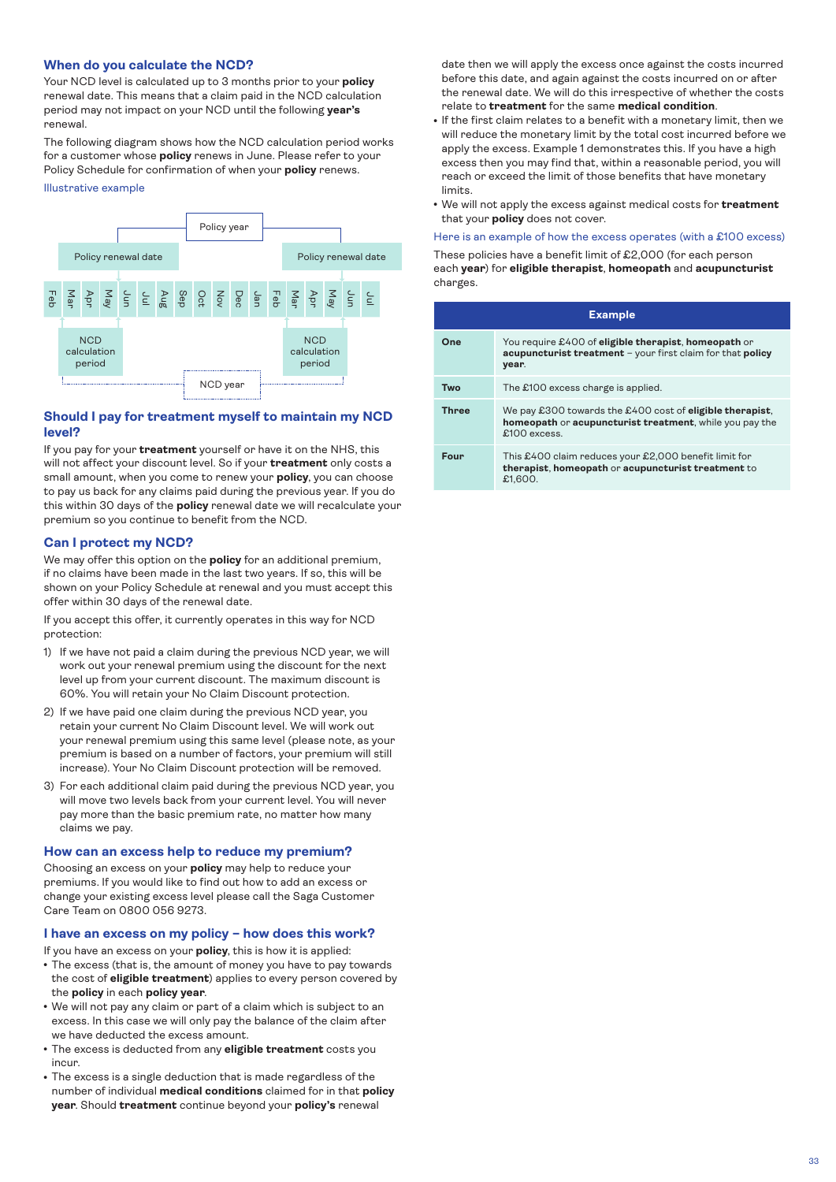## When do you calculate the NCD?

Your NCD level is calculated up to 3 months prior to your **policy** renewal date. This means that a claim paid in the NCD calculation period may not impact on your NCD until the following **year's** renewal.

The following diagram shows how the NCD calculation period works for a customer whose **policy** renews in June. Please refer to your Policy Schedule for confirmation of when your **policy** renews.

Illustrative example

Policy year

Policy renewal date | Policy renewal date

Feb Mar Apr May Jun Jul Aug Sep Oct Nov Dec Jan Feb Mar Apr May Jun Jul

NCD calculation period | NCD calculation period

NCD year

## Should I pay for treatment myself to maintain my NCD level?

If you pay for your **treatment** yourself or have it on the NHS, this will not affect your discount level. So if your **treatment** only costs a small amount, when you come to renew your **policy**, you can choose to pay us back for any claims paid during the previous year. If you do this within 30 days of the **policy** renewal date we will recalculate your premium so you continue to benefit from the NCD.

## Can I protect my NCD?

We may offer this option on the **policy** for an additional premium, if no claims have been made in the last two years. If so, this will be shown on your Policy Schedule at renewal and you must accept this offer within 30 days of the renewal date.

If you accept this offer, it currently operates in this way for NCD protection:

1) If we have not paid a claim during the previous NCD year, we will work out your renewal premium using the discount for the next level up from your current discount. The maximum discount is 60%. You will retain your No Claim Discount protection.
2) If we have paid one claim during the previous NCD year, you retain your current No Claim Discount level. We will work out your renewal premium using this same level (please note, as your premium is based on a number of factors, your premium will still increase). Your No Claim Discount protection will be removed.
3) For each additional claim paid during the previous NCD year, you will move two levels back from your current level. You will never pay more than the basic premium rate, no matter how many claims we pay.

## How can an excess help to reduce my premium?

Choosing an excess on your **policy** may help to reduce your premiums. If you would like to find out how to add an excess or change your existing excess level please call the Saga Customer Care Team on 0800 056 9273.

## I have an excess on my policy – how does this work?

If you have an excess on your **policy**, this is how it is applied:

- The excess (that is, the amount of money you have to pay towards the cost of **eligible treatment**) applies to every person covered by the **policy** in each **policy year**.
- We will not pay any claim or part of a claim which is subject to an excess. In this case we will only pay the balance of the claim after we have deducted the excess amount.
- The excess is deducted from any **eligible treatment** costs you incur.
- The excess is a single deduction that is made regardless of the number of individual **medical conditions** claimed for in that **policy year**. Should **treatment** continue beyond your **policy's** renewal date then we will apply the excess once against the costs incurred before this date, and again against the costs incurred on or after the renewal date. We will do this irrespective of whether the costs relate to **treatment** for the same **medical condition**.
- If the first claim relates to a benefit with a monetary limit, then we will reduce the monetary limit by the total cost incurred before we apply the excess. Example 1 demonstrates this. If you have a high excess then you may find that, within a reasonable period, you will reach or exceed the limit of those benefits that have monetary limits.
- We will not apply the excess against medical costs for **treatment** that your **policy** does not cover.

Here is an example of how the excess operates (with a £100 excess)

These policies have a benefit limit of £2,000 (for each person each **year**) for **eligible therapist**, **homeopath** and **acupuncturist** charges.

| Example | |
|---|---|
| **One** | You require £400 of **eligible therapist**, **homeopath** or **acupuncturist treatment** – your first claim for that **policy year**. |
| **Two** | The £100 excess charge is applied. |
| **Three** | We pay £300 towards the £400 cost of **eligible therapist**, **homeopath** or **acupuncturist treatment**, while you pay the £100 excess. |
| **Four** | This £400 claim reduces your £2,000 benefit limit for **therapist**, **homeopath** or **acupuncturist treatment** to £1,600. |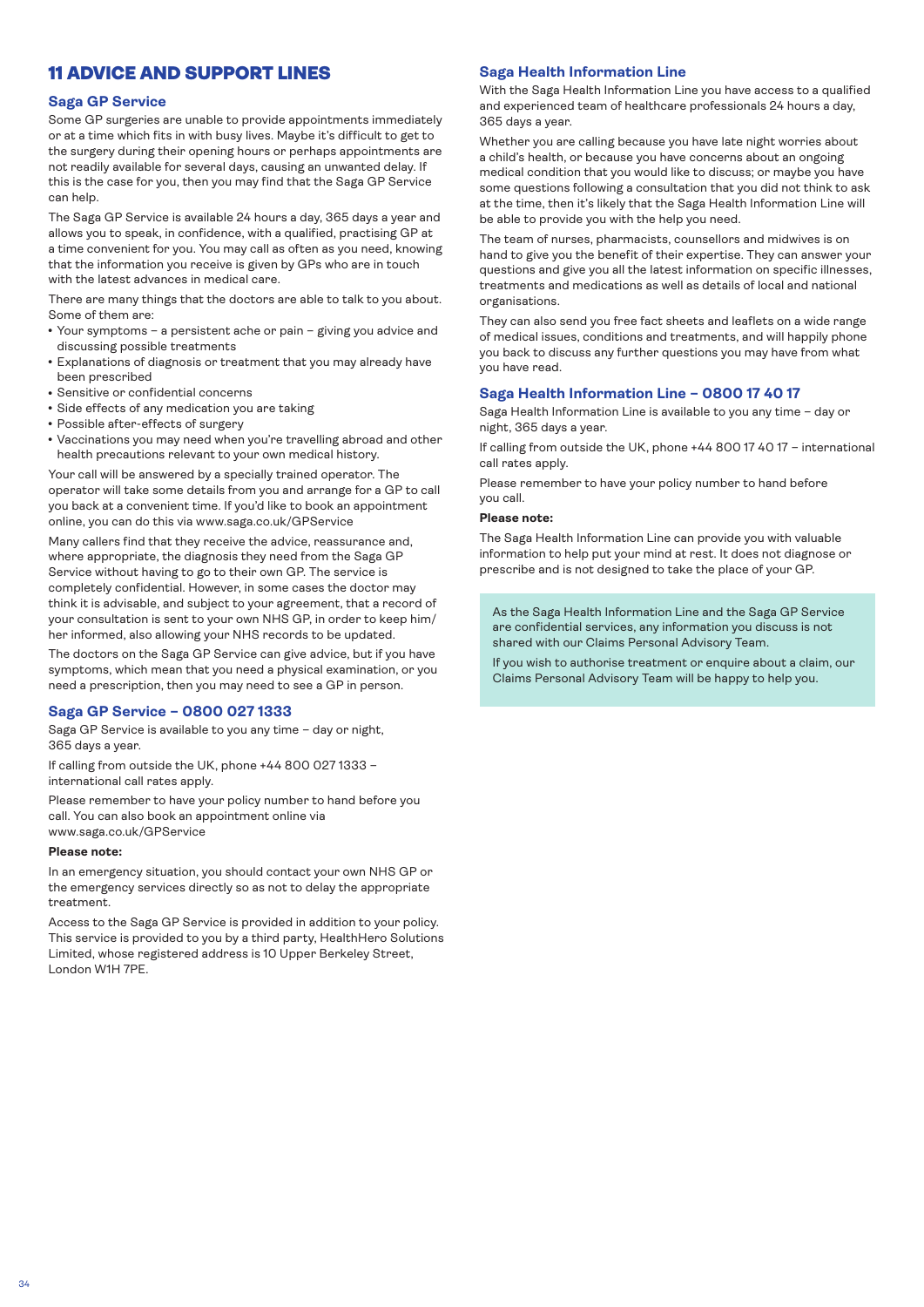## 11 ADVICE AND SUPPORT LINES

### Saga GP Service

Some GP surgeries are unable to provide appointments immediately or at a time which fits in with busy lives. Maybe it's difficult to get to the surgery during their opening hours or perhaps appointments are not readily available for several days, causing an unwanted delay. If this is the case for you, then you may find that the Saga GP Service can help.

The Saga GP Service is available 24 hours a day, 365 days a year and allows you to speak, in confidence, with a qualified, practising GP at a time convenient for you. You may call as often as you need, knowing that the information you receive is given by GPs who are in touch with the latest advances in medical care.

There are many things that the doctors are able to talk to you about. Some of them are:

- Your symptoms – a persistent ache or pain – giving you advice and discussing possible treatments
- Explanations of diagnosis or treatment that you may already have been prescribed
- Sensitive or confidential concerns
- Side effects of any medication you are taking
- Possible after-effects of surgery
- Vaccinations you may need when you're travelling abroad and other health precautions relevant to your own medical history.

Your call will be answered by a specially trained operator. The operator will take some details from you and arrange for a GP to call you back at a convenient time. If you'd like to book an appointment online, you can do this via www.saga.co.uk/GPService

Many callers find that they receive the advice, reassurance and, where appropriate, the diagnosis they need from the Saga GP Service without having to go to their own GP. The service is completely confidential. However, in some cases the doctor may think it is advisable, and subject to your agreement, that a record of your consultation is sent to your own NHS GP, in order to keep him/her informed, also allowing your NHS records to be updated.

The doctors on the Saga GP Service can give advice, but if you have symptoms, which mean that you need a physical examination, or you need a prescription, then you may need to see a GP in person.

### Saga GP Service – 0800 027 1333

Saga GP Service is available to you any time – day or night, 365 days a year.

If calling from outside the UK, phone +44 800 027 1333 – international call rates apply.

Please remember to have your policy number to hand before you call. You can also book an appointment online via www.saga.co.uk/GPService

**Please note:**

In an emergency situation, you should contact your own NHS GP or the emergency services directly so as not to delay the appropriate treatment.

Access to the Saga GP Service is provided in addition to your policy. This service is provided to you by a third party, HealthHero Solutions Limited, whose registered address is 10 Upper Berkeley Street, London W1H 7PE.

### Saga Health Information Line

With the Saga Health Information Line you have access to a qualified and experienced team of healthcare professionals 24 hours a day, 365 days a year.

Whether you are calling because you have late night worries about a child's health, or because you have concerns about an ongoing medical condition that you would like to discuss; or maybe you have some questions following a consultation that you did not think to ask at the time, then it's likely that the Saga Health Information Line will be able to provide you with the help you need.

The team of nurses, pharmacists, counsellors and midwives is on hand to give you the benefit of their expertise. They can answer your questions and give you all the latest information on specific illnesses, treatments and medications as well as details of local and national organisations.

They can also send you free fact sheets and leaflets on a wide range of medical issues, conditions and treatments, and will happily phone you back to discuss any further questions you may have from what you have read.

### Saga Health Information Line – 0800 17 40 17

Saga Health Information Line is available to you any time – day or night, 365 days a year.

If calling from outside the UK, phone +44 800 17 40 17 – international call rates apply.

Please remember to have your policy number to hand before you call.

**Please note:**

The Saga Health Information Line can provide you with valuable information to help put your mind at rest. It does not diagnose or prescribe and is not designed to take the place of your GP.

As the Saga Health Information Line and the Saga GP Service are confidential services, any information you discuss is not shared with our Claims Personal Advisory Team.

If you wish to authorise treatment or enquire about a claim, our Claims Personal Advisory Team will be happy to help you.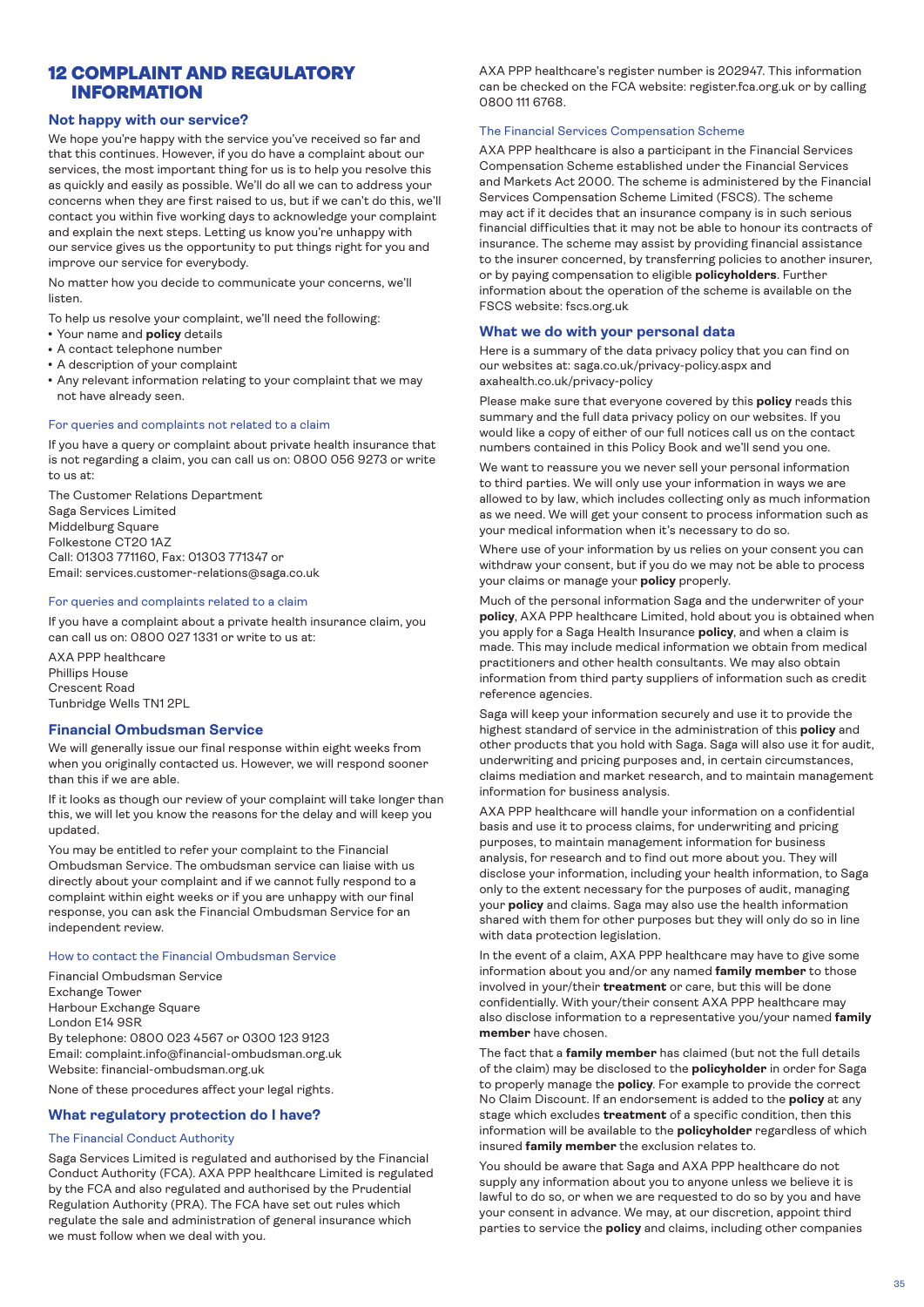# 12 COMPLAINT AND REGULATORY INFORMATION

## Not happy with our service?

We hope you're happy with the service you've received so far and that this continues. However, if you do have a complaint about our services, the most important thing for us is to help you resolve this as quickly and easily as possible. We'll do all we can to address your concerns when they are first raised to us, but if we can't do this, we'll contact you within five working days to acknowledge your complaint and explain the next steps. Letting us know you're unhappy with our service gives us the opportunity to put things right for you and improve our service for everybody.

No matter how you decide to communicate your concerns, we'll listen.

To help us resolve your complaint, we'll need the following:

- Your name and **policy** details
- A contact telephone number
- A description of your complaint
- Any relevant information relating to your complaint that we may not have already seen.

### For queries and complaints not related to a claim

If you have a query or complaint about private health insurance that is not regarding a claim, you can call us on: 0800 056 9273 or write to us at:

The Customer Relations Department
Saga Services Limited
Middelburg Square
Folkestone CT20 1AZ
Call: 01303 771160, Fax: 01303 771347 or
Email: services.customer-relations@saga.co.uk

### For queries and complaints related to a claim

If you have a complaint about a private health insurance claim, you can call us on: 0800 027 1331 or write to us at:

AXA PPP healthcare
Phillips House
Crescent Road
Tunbridge Wells TN1 2PL

## Financial Ombudsman Service

We will generally issue our final response within eight weeks from when you originally contacted us. However, we will respond sooner than this if we are able.

If it looks as though our review of your complaint will take longer than this, we will let you know the reasons for the delay and will keep you updated.

You may be entitled to refer your complaint to the Financial Ombudsman Service. The ombudsman service can liaise with us directly about your complaint and if we cannot fully respond to a complaint within eight weeks or if you are unhappy with our final response, you can ask the Financial Ombudsman Service for an independent review.

### How to contact the Financial Ombudsman Service

Financial Ombudsman Service
Exchange Tower
Harbour Exchange Square
London E14 9SR
By telephone: 0800 023 4567 or 0300 123 9123
Email: complaint.info@financial-ombudsman.org.uk
Website: financial-ombudsman.org.uk

None of these procedures affect your legal rights.

## What regulatory protection do I have?

### The Financial Conduct Authority

Saga Services Limited is regulated and authorised by the Financial Conduct Authority (FCA). AXA PPP healthcare Limited is regulated by the FCA and also regulated and authorised by the Prudential Regulation Authority (PRA). The FCA have set out rules which regulate the sale and administration of general insurance which we must follow when we deal with you.

AXA PPP healthcare's register number is 202947. This information can be checked on the FCA website: register.fca.org.uk or by calling 0800 111 6768.

### The Financial Services Compensation Scheme

AXA PPP healthcare is also a participant in the Financial Services Compensation Scheme established under the Financial Services and Markets Act 2000. The scheme is administered by the Financial Services Compensation Scheme Limited (FSCS). The scheme may act if it decides that an insurance company is in such serious financial difficulties that it may not be able to honour its contracts of insurance. The scheme may assist by providing financial assistance to the insurer concerned, by transferring policies to another insurer, or by paying compensation to eligible **policyholders**. Further information about the operation of the scheme is available on the FSCS website: fscs.org.uk

## What we do with your personal data

Here is a summary of the data privacy policy that you can find on our websites at: saga.co.uk/privacy-policy.aspx and axahealth.co.uk/privacy-policy

Please make sure that everyone covered by this **policy** reads this summary and the full data privacy policy on our websites. If you would like a copy of either of our full notices call us on the contact numbers contained in this Policy Book and we'll send you one.

We want to reassure you we never sell your personal information to third parties. We will only use your information in ways we are allowed to by law, which includes collecting only as much information as we need. We will get your consent to process information such as your medical information when it's necessary to do so.

Where use of your information by us relies on your consent you can withdraw your consent, but if you do we may not be able to process your claims or manage your **policy** properly.

Much of the personal information Saga and the underwriter of your **policy**, AXA PPP healthcare Limited, hold about you is obtained when you apply for a Saga Health Insurance **policy**, and when a claim is made. This may include medical information we obtain from medical practitioners and other health consultants. We may also obtain information from third party suppliers of information such as credit reference agencies.

Saga will keep your information securely and use it to provide the highest standard of service in the administration of this **policy** and other products that you hold with Saga. Saga will also use it for audit, underwriting and pricing purposes and, in certain circumstances, claims mediation and market research, and to maintain management information for business analysis.

AXA PPP healthcare will handle your information on a confidential basis and use it to process claims, for underwriting and pricing purposes, to maintain management information for business analysis, for research and to find out more about you. They will disclose your information, including your health information, to Saga only to the extent necessary for the purposes of audit, managing your **policy** and claims. Saga may also use the health information shared with them for other purposes but they will only do so in line with data protection legislation.

In the event of a claim, AXA PPP healthcare may have to give some information about you and/or any named **family member** to those involved in your/their **treatment** or care, but this will be done confidentially. With your/their consent AXA PPP healthcare may also disclose information to a representative you/your named **family member** have chosen.

The fact that a **family member** has claimed (but not the full details of the claim) may be disclosed to the **policyholder** in order for Saga to properly manage the **policy**. For example to provide the correct No Claim Discount. If an endorsement is added to the **policy** at any stage which excludes **treatment** of a specific condition, then this information will be available to the **policyholder** regardless of which insured **family member** the exclusion relates to.

You should be aware that Saga and AXA PPP healthcare do not supply any information about you to anyone unless we believe it is lawful to do so, or when we are requested to do so by you and have your consent in advance. We may, at our discretion, appoint third parties to service the **policy** and claims, including other companies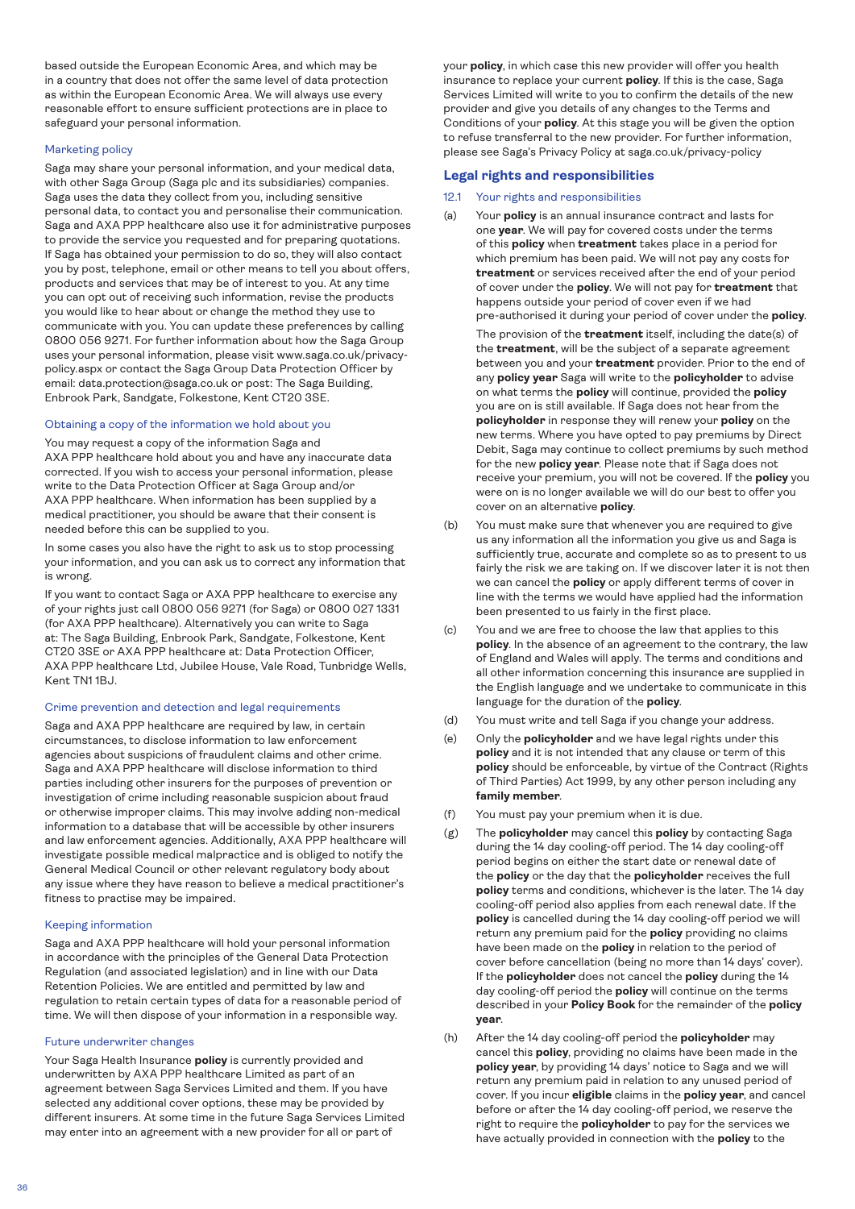based outside the European Economic Area, and which may be in a country that does not offer the same level of data protection as within the European Economic Area. We will always use every reasonable effort to ensure sufficient protections are in place to safeguard your personal information.

### Marketing policy

Saga may share your personal information, and your medical data, with other Saga Group (Saga plc and its subsidiaries) companies. Saga uses the data they collect from you, including sensitive personal data, to contact you and personalise their communication. Saga and AXA PPP healthcare also use it for administrative purposes to provide the service you requested and for preparing quotations. If Saga has obtained your permission to do so, they will also contact you by post, telephone, email or other means to tell you about offers, products and services that may be of interest to you. At any time you can opt out of receiving such information, revise the products you would like to hear about or change the method they use to communicate with you. You can update these preferences by calling 0800 056 9271. For further information about how the Saga Group uses your personal information, please visit www.saga.co.uk/privacy-policy.aspx or contact the Saga Group Data Protection Officer by email: data.protection@saga.co.uk or post: The Saga Building, Enbrook Park, Sandgate, Folkestone, Kent CT20 3SE.

### Obtaining a copy of the information we hold about you

You may request a copy of the information Saga and AXA PPP healthcare hold about you and have any inaccurate data corrected. If you wish to access your personal information, please write to the Data Protection Officer at Saga Group and/or AXA PPP healthcare. When information has been supplied by a medical practitioner, you should be aware that their consent is needed before this can be supplied to you.

In some cases you also have the right to ask us to stop processing your information, and you can ask us to correct any information that is wrong.

If you want to contact Saga or AXA PPP healthcare to exercise any of your rights just call 0800 056 9271 (for Saga) or 0800 027 1331 (for AXA PPP healthcare). Alternatively you can write to Saga at: The Saga Building, Enbrook Park, Sandgate, Folkestone, Kent CT20 3SE or AXA PPP healthcare at: Data Protection Officer, AXA PPP healthcare Ltd, Jubilee House, Vale Road, Tunbridge Wells, Kent TN1 1BJ.

### Crime prevention and detection and legal requirements

Saga and AXA PPP healthcare are required by law, in certain circumstances, to disclose information to law enforcement agencies about suspicions of fraudulent claims and other crime. Saga and AXA PPP healthcare will disclose information to third parties including other insurers for the purposes of prevention or investigation of crime including reasonable suspicion about fraud or otherwise improper claims. This may involve adding non-medical information to a database that will be accessible by other insurers and law enforcement agencies. Additionally, AXA PPP healthcare will investigate possible medical malpractice and is obliged to notify the General Medical Council or other relevant regulatory body about any issue where they have reason to believe a medical practitioner's fitness to practise may be impaired.

### Keeping information

Saga and AXA PPP healthcare will hold your personal information in accordance with the principles of the General Data Protection Regulation (and associated legislation) and in line with our Data Retention Policies. We are entitled and permitted by law and regulation to retain certain types of data for a reasonable period of time. We will then dispose of your information in a responsible way.

### Future underwriter changes

Your Saga Health Insurance **policy** is currently provided and underwritten by AXA PPP healthcare Limited as part of an agreement between Saga Services Limited and them. If you have selected any additional cover options, these may be provided by different insurers. At some time in the future Saga Services Limited may enter into an agreement with a new provider for all or part of your **policy**, in which case this new provider will offer you health insurance to replace your current **policy**. If this is the case, Saga Services Limited will write to you to confirm the details of the new provider and give you details of any changes to the Terms and Conditions of your **policy**. At this stage you will be given the option to refuse transferral to the new provider. For further information, please see Saga's Privacy Policy at saga.co.uk/privacy-policy

## Legal rights and responsibilities

### 12.1 Your rights and responsibilities

(a) Your **policy** is an annual insurance contract and lasts for one **year**. We will pay for covered costs under the terms of this **policy** when **treatment** takes place in a period for which premium has been paid. We will not pay any costs for **treatment** or services received after the end of your period of cover under the **policy**. We will not pay for **treatment** that happens outside your period of cover even if we had pre-authorised it during your period of cover under the **policy**.

The provision of the **treatment** itself, including the date(s) of the **treatment**, will be the subject of a separate agreement between you and your **treatment** provider. Prior to the end of any **policy year** Saga will write to the **policyholder** to advise on what terms the **policy** will continue, provided the **policy** you are on is still available. If Saga does not hear from the **policyholder** in response they will renew your **policy** on the new terms. Where you have opted to pay premiums by Direct Debit, Saga may continue to collect premiums by such method for the new **policy year**. Please note that if Saga does not receive your premium, you will not be covered. If the **policy** you were on is no longer available we will do our best to offer you cover on an alternative **policy**.

(b) You must make sure that whenever you are required to give us any information all the information you give us and Saga is sufficiently true, accurate and complete so as to present to us fairly the risk we are taking on. If we discover later it is not then we can cancel the **policy** or apply different terms of cover in line with the terms we would have applied had the information been presented to us fairly in the first place.

(c) You and we are free to choose the law that applies to this **policy**. In the absence of an agreement to the contrary, the law of England and Wales will apply. The terms and conditions and all other information concerning this insurance are supplied in the English language and we undertake to communicate in this language for the duration of the **policy**.

(d) You must write and tell Saga if you change your address.

(e) Only the **policyholder** and we have legal rights under this **policy** and it is not intended that any clause or term of this **policy** should be enforceable, by virtue of the Contract (Rights of Third Parties) Act 1999, by any other person including any **family member**.

(f) You must pay your premium when it is due.

(g) The **policyholder** may cancel this **policy** by contacting Saga during the 14 day cooling-off period. The 14 day cooling-off period begins on either the start date or renewal date of the **policy** or the day that the **policyholder** receives the full **policy** terms and conditions, whichever is the later. The 14 day cooling-off period also applies from each renewal date. If the **policy** is cancelled during the 14 day cooling-off period we will return any premium paid for the **policy** providing no claims have been made on the **policy** in relation to the period of cover before cancellation (being no more than 14 days' cover). If the **policyholder** does not cancel the **policy** during the 14 day cooling-off period the **policy** will continue on the terms described in your **Policy Book** for the remainder of the **policy year**.

(h) After the 14 day cooling-off period the **policyholder** may cancel this **policy**, providing no claims have been made in the **policy year**, by providing 14 days' notice to Saga and we will return any premium paid in relation to any unused period of cover. If you incur **eligible** claims in the **policy year**, and cancel before or after the 14 day cooling-off period, we reserve the right to require the **policyholder** to pay for the services we have actually provided in connection with the **policy** to the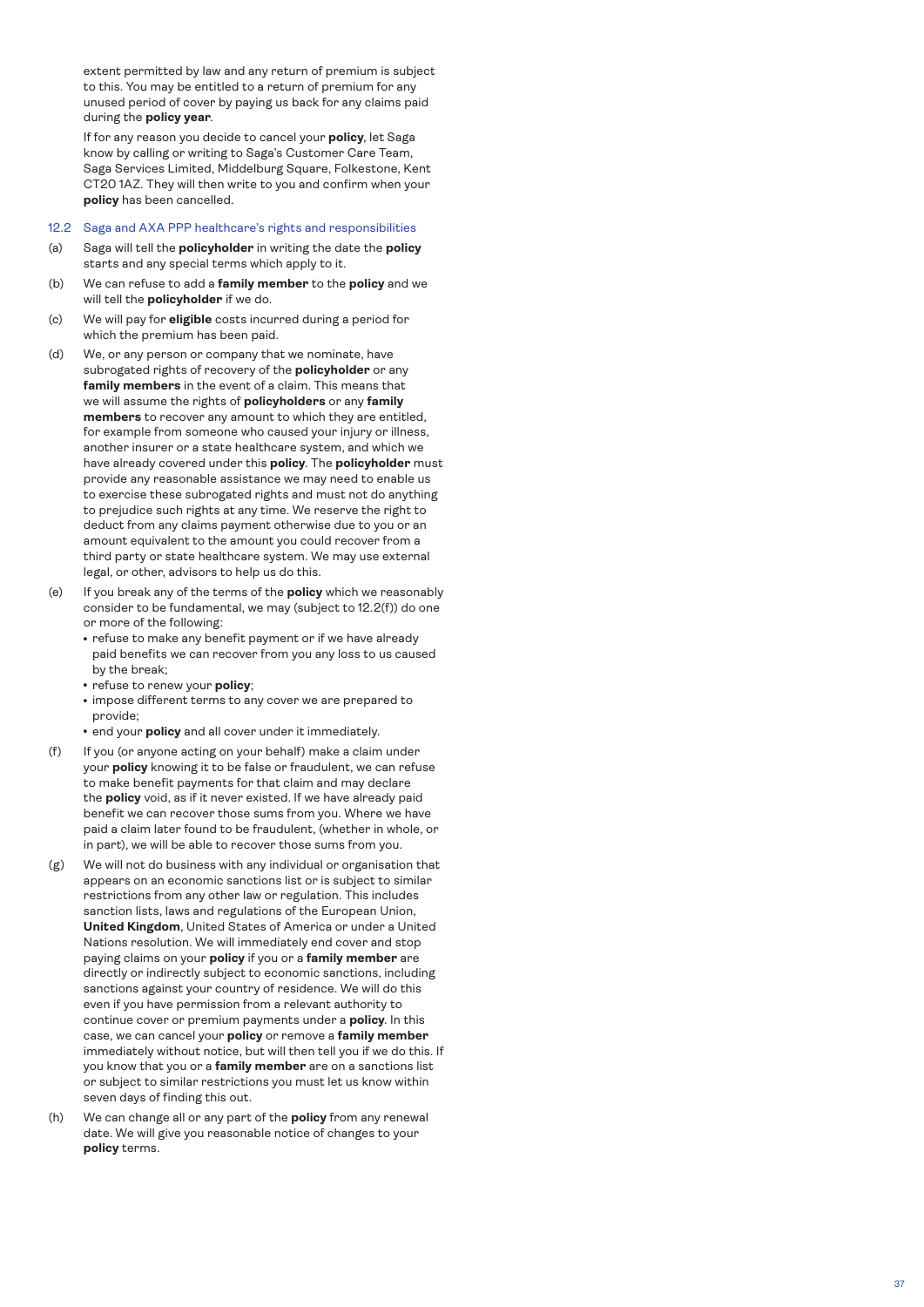extent permitted by law and any return of premium is subject to this. You may be entitled to a return of premium for any unused period of cover by paying us back for any claims paid during the **policy year**.

If for any reason you decide to cancel your **policy**, let Saga know by calling or writing to Saga's Customer Care Team, Saga Services Limited, Middelburg Square, Folkestone, Kent CT20 1AZ. They will then write to you and confirm when your **policy** has been cancelled.

### 12.2 Saga and AXA PPP healthcare's rights and responsibilities

(a) Saga will tell the **policyholder** in writing the date the **policy** starts and any special terms which apply to it.

(b) We can refuse to add a **family member** to the **policy** and we will tell the **policyholder** if we do.

(c) We will pay for **eligible** costs incurred during a period for which the premium has been paid.

(d) We, or any person or company that we nominate, have subrogated rights of recovery of the **policyholder** or any **family members** in the event of a claim. This means that we will assume the rights of **policyholders** or any **family members** to recover any amount to which they are entitled, for example from someone who caused your injury or illness, another insurer or a state healthcare system, and which we have already covered under this **policy**. The **policyholder** must provide any reasonable assistance we may need to enable us to exercise these subrogated rights and must not do anything to prejudice such rights at any time. We reserve the right to deduct from any claims payment otherwise due to you or an amount equivalent to the amount you could recover from a third party or state healthcare system. We may use external legal, or other, advisors to help us do this.

(e) If you break any of the terms of the **policy** which we reasonably consider to be fundamental, we may (subject to 12.2(f)) do one or more of the following:
- refuse to make any benefit payment or if we have already paid benefits we can recover from you any loss to us caused by the break;
- refuse to renew your **policy**;
- impose different terms to any cover we are prepared to provide;
- end your **policy** and all cover under it immediately.

(f) If you (or anyone acting on your behalf) make a claim under your **policy** knowing it to be false or fraudulent, we can refuse to make benefit payments for that claim and may declare the **policy** void, as if it never existed. If we have already paid benefit we can recover those sums from you. Where we have paid a claim later found to be fraudulent, (whether in whole, or in part), we will be able to recover those sums from you.

(g) We will not do business with any individual or organisation that appears on an economic sanctions list or is subject to similar restrictions from any other law or regulation. This includes sanction lists, laws and regulations of the European Union, **United Kingdom**, United States of America or under a United Nations resolution. We will immediately end cover and stop paying claims on your **policy** if you or a **family member** are directly or indirectly subject to economic sanctions, including sanctions against your country of residence. We will do this even if you have permission from a relevant authority to continue cover or premium payments under a **policy**. In this case, we can cancel your **policy** or remove a **family member** immediately without notice, but will then tell you if we do this. If you know that you or a **family member** are on a sanctions list or subject to similar restrictions you must let us know within seven days of finding this out.

(h) We can change all or any part of the **policy** from any renewal date. We will give you reasonable notice of changes to your **policy** terms.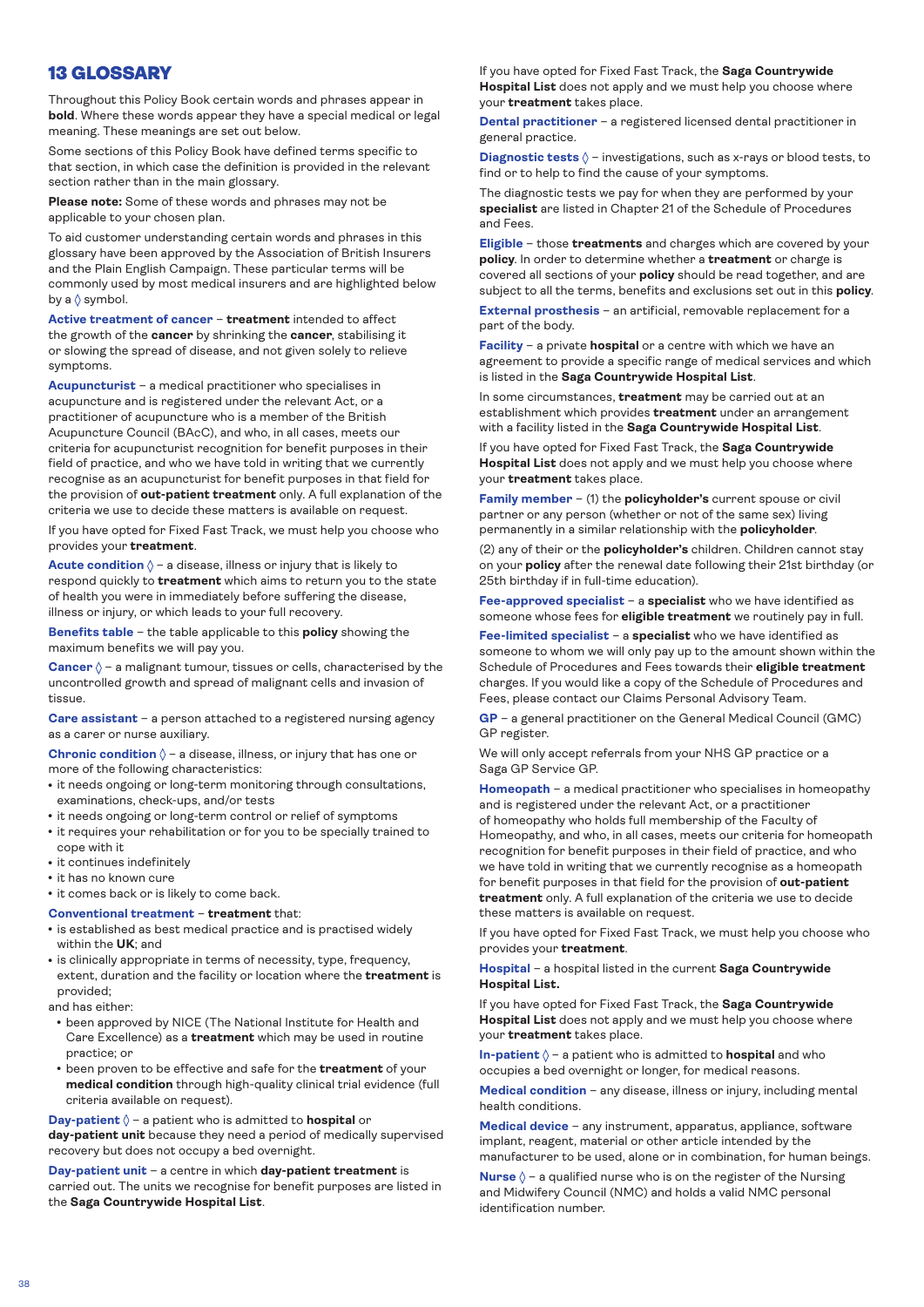## 13 GLOSSARY

Throughout this Policy Book certain words and phrases appear in **bold**. Where these words appear they have a special medical or legal meaning. These meanings are set out below.

Some sections of this Policy Book have defined terms specific to that section, in which case the definition is provided in the relevant section rather than in the main glossary.

**Please note:** Some of these words and phrases may not be applicable to your chosen plan.

To aid customer understanding certain words and phrases in this glossary have been approved by the Association of British Insurers and the Plain English Campaign. These particular terms will be commonly used by most medical insurers and are highlighted below by a ◊ symbol.

**Active treatment of cancer** – **treatment** intended to affect the growth of the **cancer** by shrinking the **cancer**, stabilising it or slowing the spread of disease, and not given solely to relieve symptoms.

**Acupuncturist** – a medical practitioner who specialises in acupuncture and is registered under the relevant Act, or a practitioner of acupuncture who is a member of the British Acupuncture Council (BAcC), and who, in all cases, meets our criteria for acupuncturist recognition for benefit purposes in their field of practice, and who we have told in writing that we currently recognise as an acupuncturist for benefit purposes in that field for the provision of **out-patient treatment** only. A full explanation of the criteria we use to decide these matters is available on request.

If you have opted for Fixed Fast Track, we must help you choose who provides your **treatment**.

**Acute condition** ◊ – a disease, illness or injury that is likely to respond quickly to **treatment** which aims to return you to the state of health you were in immediately before suffering the disease, illness or injury, or which leads to your full recovery.

**Benefits table** – the table applicable to this **policy** showing the maximum benefits we will pay you.

**Cancer** ◊ – a malignant tumour, tissues or cells, characterised by the uncontrolled growth and spread of malignant cells and invasion of tissue.

**Care assistant** – a person attached to a registered nursing agency as a carer or nurse auxiliary.

**Chronic condition** ◊ – a disease, illness, or injury that has one or more of the following characteristics:

- it needs ongoing or long-term monitoring through consultations, examinations, check-ups, and/or tests
- it needs ongoing or long-term control or relief of symptoms
- it requires your rehabilitation or for you to be specially trained to cope with it
- it continues indefinitely
- it has no known cure
- it comes back or is likely to come back.

**Conventional treatment** – **treatment** that:

- is established as best medical practice and is practised widely within the **UK**; and
- is clinically appropriate in terms of necessity, type, frequency, extent, duration and the facility or location where the **treatment** is provided;

and has either:

- been approved by NICE (The National Institute for Health and Care Excellence) as a **treatment** which may be used in routine practice; or
- been proven to be effective and safe for the **treatment** of your **medical condition** through high-quality clinical trial evidence (full criteria available on request).

**Day-patient** ◊ – a patient who is admitted to **hospital** or **day-patient unit** because they need a period of medically supervised recovery but does not occupy a bed overnight.

**Day-patient unit** – a centre in which **day-patient treatment** is carried out. The units we recognise for benefit purposes are listed in the **Saga Countrywide Hospital List**.

If you have opted for Fixed Fast Track, the **Saga Countrywide Hospital List** does not apply and we must help you choose where your **treatment** takes place.

**Dental practitioner** – a registered licensed dental practitioner in general practice.

**Diagnostic tests** ◊ – investigations, such as x-rays or blood tests, to find or to help to find the cause of your symptoms.

The diagnostic tests we pay for when they are performed by your **specialist** are listed in Chapter 21 of the Schedule of Procedures and Fees.

**Eligible** – those **treatments** and charges which are covered by your **policy**. In order to determine whether a **treatment** or charge is covered all sections of your **policy** should be read together, and are subject to all the terms, benefits and exclusions set out in this **policy**.

**External prosthesis** – an artificial, removable replacement for a part of the body.

**Facility** – a private **hospital** or a centre with which we have an agreement to provide a specific range of medical services and which is listed in the **Saga Countrywide Hospital List**.

In some circumstances, **treatment** may be carried out at an establishment which provides **treatment** under an arrangement with a facility listed in the **Saga Countrywide Hospital List**.

If you have opted for Fixed Fast Track, the **Saga Countrywide Hospital List** does not apply and we must help you choose where your **treatment** takes place.

**Family member** – (1) the **policyholder's** current spouse or civil partner or any person (whether or not of the same sex) living permanently in a similar relationship with the **policyholder**.

(2) any of their or the **policyholder's** children. Children cannot stay on your **policy** after the renewal date following their 21st birthday (or 25th birthday if in full-time education).

**Fee-approved specialist** – a **specialist** who we have identified as someone whose fees for **eligible treatment** we routinely pay in full.

**Fee-limited specialist** – a **specialist** who we have identified as someone to whom we will only pay up to the amount shown within the Schedule of Procedures and Fees towards their **eligible treatment** charges. If you would like a copy of the Schedule of Procedures and Fees, please contact our Claims Personal Advisory Team.

**GP** – a general practitioner on the General Medical Council (GMC) GP register.

We will only accept referrals from your NHS GP practice or a Saga GP Service GP.

**Homeopath** – a medical practitioner who specialises in homeopathy and is registered under the relevant Act, or a practitioner of homeopathy who holds full membership of the Faculty of Homeopathy, and who, in all cases, meets our criteria for homeopath recognition for benefit purposes in their field of practice, and who we have told in writing that we currently recognise as a homeopath for benefit purposes in that field for the provision of **out-patient treatment** only. A full explanation of the criteria we use to decide these matters is available on request.

If you have opted for Fixed Fast Track, we must help you choose who provides your **treatment**.

**Hospital** – a hospital listed in the current **Saga Countrywide Hospital List.**

If you have opted for Fixed Fast Track, the **Saga Countrywide Hospital List** does not apply and we must help you choose where your **treatment** takes place.

**In-patient** ◊ – a patient who is admitted to **hospital** and who occupies a bed overnight or longer, for medical reasons.

**Medical condition** – any disease, illness or injury, including mental health conditions.

**Medical device** – any instrument, apparatus, appliance, software implant, reagent, material or other article intended by the manufacturer to be used, alone or in combination, for human beings.

**Nurse** ◊ – a qualified nurse who is on the register of the Nursing and Midwifery Council (NMC) and holds a valid NMC personal identification number.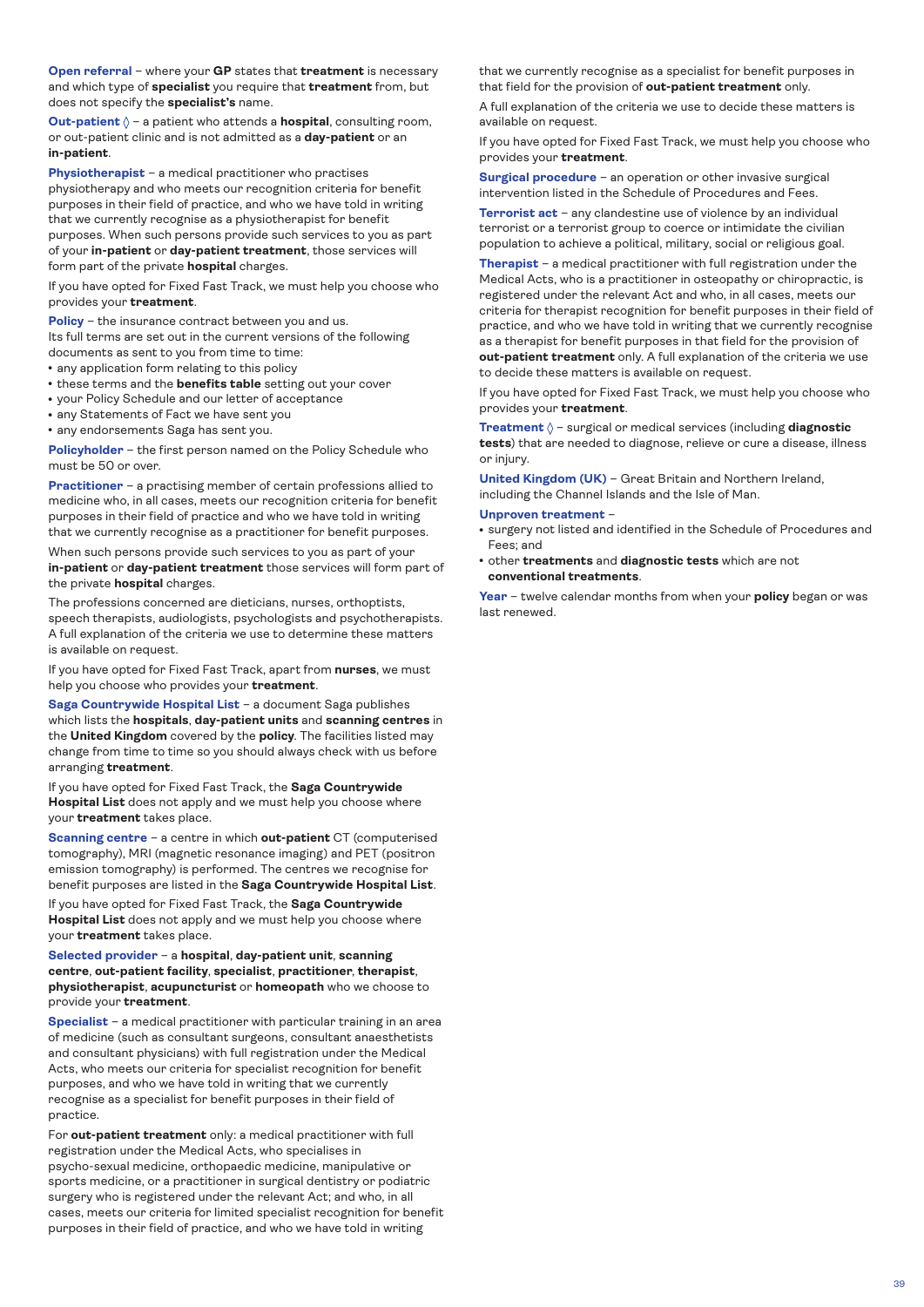**Open referral** – where your **GP** states that **treatment** is necessary and which type of **specialist** you require that **treatment** from, but does not specify the **specialist's** name.

**Out-patient** ◊ – a patient who attends a **hospital**, consulting room, or out-patient clinic and is not admitted as a **day-patient** or an **in-patient**.

**Physiotherapist** – a medical practitioner who practises physiotherapy and who meets our recognition criteria for benefit purposes in their field of practice, and who we have told in writing that we currently recognise as a physiotherapist for benefit purposes. When such persons provide such services to you as part of your **in-patient** or **day-patient treatment**, those services will form part of the private **hospital** charges.

If you have opted for Fixed Fast Track, we must help you choose who provides your **treatment**.

**Policy** – the insurance contract between you and us.
Its full terms are set out in the current versions of the following documents as sent to you from time to time:

- any application form relating to this policy
- these terms and the **benefits table** setting out your cover
- your Policy Schedule and our letter of acceptance
- any Statements of Fact we have sent you
- any endorsements Saga has sent you.

**Policyholder** – the first person named on the Policy Schedule who must be 50 or over.

**Practitioner** – a practising member of certain professions allied to medicine who, in all cases, meets our recognition criteria for benefit purposes in their field of practice and who we have told in writing that we currently recognise as a practitioner for benefit purposes.

When such persons provide such services to you as part of your **in-patient** or **day-patient treatment** those services will form part of the private **hospital** charges.

The professions concerned are dieticians, nurses, orthoptists, speech therapists, audiologists, psychologists and psychotherapists. A full explanation of the criteria we use to determine these matters is available on request.

If you have opted for Fixed Fast Track, apart from **nurses**, we must help you choose who provides your **treatment**.

**Saga Countrywide Hospital List** – a document Saga publishes which lists the **hospitals**, **day-patient units** and **scanning centres** in the **United Kingdom** covered by the **policy**. The facilities listed may change from time to time so you should always check with us before arranging **treatment**.

If you have opted for Fixed Fast Track, the **Saga Countrywide Hospital List** does not apply and we must help you choose where your **treatment** takes place.

**Scanning centre** – a centre in which **out-patient** CT (computerised tomography), MRI (magnetic resonance imaging) and PET (positron emission tomography) is performed. The centres we recognise for benefit purposes are listed in the **Saga Countrywide Hospital List**.

If you have opted for Fixed Fast Track, the **Saga Countrywide Hospital List** does not apply and we must help you choose where your **treatment** takes place.

**Selected provider** – a **hospital**, **day-patient unit**, **scanning centre**, **out-patient facility**, **specialist**, **practitioner**, **therapist**, **physiotherapist**, **acupuncturist** or **homeopath** who we choose to provide your **treatment**.

**Specialist** – a medical practitioner with particular training in an area of medicine (such as consultant surgeons, consultant anaesthetists and consultant physicians) with full registration under the Medical Acts, who meets our criteria for specialist recognition for benefit purposes, and who we have told in writing that we currently recognise as a specialist for benefit purposes in their field of practice.

For **out-patient treatment** only: a medical practitioner with full registration under the Medical Acts, who specialises in psycho-sexual medicine, orthopaedic medicine, manipulative or sports medicine, or a practitioner in surgical dentistry or podiatric surgery who is registered under the relevant Act; and who, in all cases, meets our criteria for limited specialist recognition for benefit purposes in their field of practice, and who we have told in writing that we currently recognise as a specialist for benefit purposes in that field for the provision of **out-patient treatment** only.

A full explanation of the criteria we use to decide these matters is available on request.

If you have opted for Fixed Fast Track, we must help you choose who provides your **treatment**.

**Surgical procedure** – an operation or other invasive surgical intervention listed in the Schedule of Procedures and Fees.

**Terrorist act** – any clandestine use of violence by an individual terrorist or a terrorist group to coerce or intimidate the civilian population to achieve a political, military, social or religious goal.

**Therapist** – a medical practitioner with full registration under the Medical Acts, who is a practitioner in osteopathy or chiropractic, is registered under the relevant Act and who, in all cases, meets our criteria for therapist recognition for benefit purposes in their field of practice, and who we have told in writing that we currently recognise as a therapist for benefit purposes in that field for the provision of **out-patient treatment** only. A full explanation of the criteria we use to decide these matters is available on request.

If you have opted for Fixed Fast Track, we must help you choose who provides your **treatment**.

**Treatment** ◊ – surgical or medical services (including **diagnostic tests**) that are needed to diagnose, relieve or cure a disease, illness or injury.

**United Kingdom (UK)** – Great Britain and Northern Ireland, including the Channel Islands and the Isle of Man.

**Unproven treatment** –

- surgery not listed and identified in the Schedule of Procedures and Fees; and
- other **treatments** and **diagnostic tests** which are not **conventional treatments**.

**Year** – twelve calendar months from when your **policy** began or was last renewed.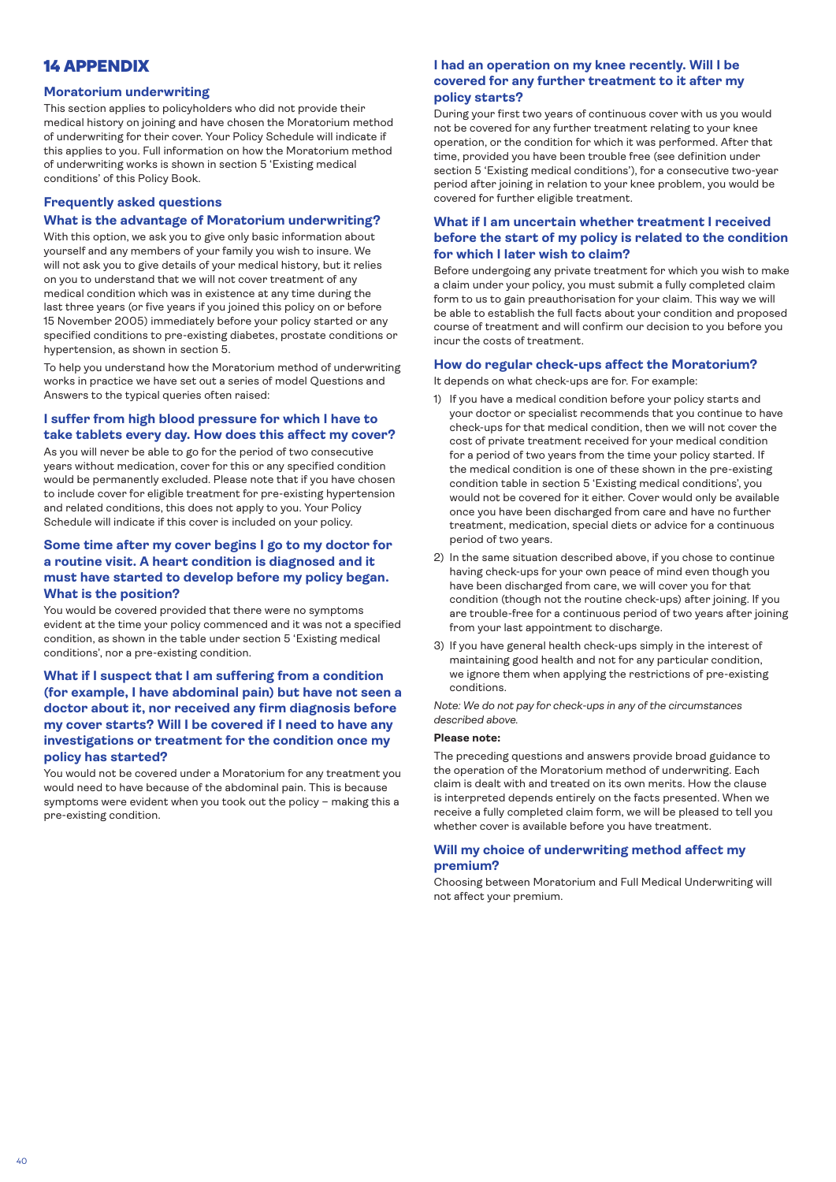# 14 APPENDIX

## Moratorium underwriting

This section applies to policyholders who did not provide their medical history on joining and have chosen the Moratorium method of underwriting for their cover. Your Policy Schedule will indicate if this applies to you. Full information on how the Moratorium method of underwriting works is shown in section 5 'Existing medical conditions' of this Policy Book.

## Frequently asked questions

### What is the advantage of Moratorium underwriting?

With this option, we ask you to give only basic information about yourself and any members of your family you wish to insure. We will not ask you to give details of your medical history, but it relies on you to understand that we will not cover treatment of any medical condition which was in existence at any time during the last three years (or five years if you joined this policy on or before 15 November 2005) immediately before your policy started or any specified conditions to pre-existing diabetes, prostate conditions or hypertension, as shown in section 5.

To help you understand how the Moratorium method of underwriting works in practice we have set out a series of model Questions and Answers to the typical queries often raised:

### I suffer from high blood pressure for which I have to take tablets every day. How does this affect my cover?

As you will never be able to go for the period of two consecutive years without medication, cover for this or any specified condition would be permanently excluded. Please note that if you have chosen to include cover for eligible treatment for pre-existing hypertension and related conditions, this does not apply to you. Your Policy Schedule will indicate if this cover is included on your policy.

### Some time after my cover begins I go to my doctor for a routine visit. A heart condition is diagnosed and it must have started to develop before my policy began. What is the position?

You would be covered provided that there were no symptoms evident at the time your policy commenced and it was not a specified condition, as shown in the table under section 5 'Existing medical conditions', nor a pre-existing condition.

### What if I suspect that I am suffering from a condition (for example, I have abdominal pain) but have not seen a doctor about it, nor received any firm diagnosis before my cover starts? Will I be covered if I need to have any investigations or treatment for the condition once my policy has started?

You would not be covered under a Moratorium for any treatment you would need to have because of the abdominal pain. This is because symptoms were evident when you took out the policy – making this a pre-existing condition.

### I had an operation on my knee recently. Will I be covered for any further treatment to it after my policy starts?

During your first two years of continuous cover with us you would not be covered for any further treatment relating to your knee operation, or the condition for which it was performed. After that time, provided you have been trouble free (see definition under section 5 'Existing medical conditions'), for a consecutive two-year period after joining in relation to your knee problem, you would be covered for further eligible treatment.

### What if I am uncertain whether treatment I received before the start of my policy is related to the condition for which I later wish to claim?

Before undergoing any private treatment for which you wish to make a claim under your policy, you must submit a fully completed claim form to us to gain preauthorisation for your claim. This way we will be able to establish the full facts about your condition and proposed course of treatment and will confirm our decision to you before you incur the costs of treatment.

### How do regular check-ups affect the Moratorium?

It depends on what check-ups are for. For example:

1) If you have a medical condition before your policy starts and your doctor or specialist recommends that you continue to have check-ups for that medical condition, then we will not cover the cost of private treatment received for your medical condition for a period of two years from the time your policy started. If the medical condition is one of these shown in the pre-existing condition table in section 5 'Existing medical conditions', you would not be covered for it either. Cover would only be available once you have been discharged from care, and have no further treatment, medication, special diets or advice for a continuous period of two years.
2) In the same situation described above, if you chose to continue having check-ups for your own peace of mind even though you have been discharged from care, we will cover you for that condition (though not the routine check-ups) after joining. If you are trouble-free for a continuous period of two years after joining from your last appointment to discharge.
3) If you have general health check-ups simply in the interest of maintaining good health and not for any particular condition, we ignore them when applying the restrictions of pre-existing conditions.

*Note: We do not pay for check-ups in any of the circumstances described above.*

**Please note:**

The preceding questions and answers provide broad guidance to the operation of the Moratorium method of underwriting. Each claim is dealt with and treated on its own merits. How the clause is interpreted depends entirely on the facts presented. When we receive a fully completed claim form, we will be pleased to tell you whether cover is available before you have treatment.

### Will my choice of underwriting method affect my premium?

Choosing between Moratorium and Full Medical Underwriting will not affect your premium.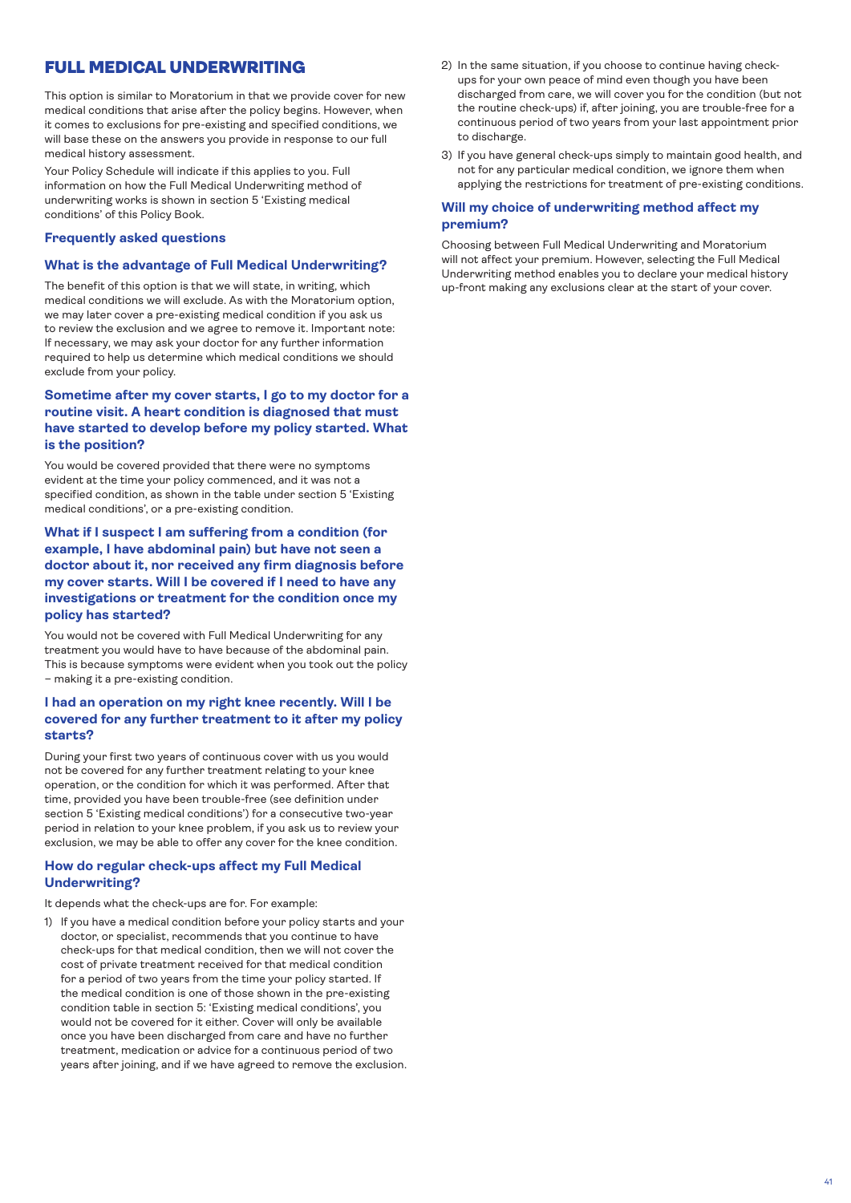## FULL MEDICAL UNDERWRITING

This option is similar to Moratorium in that we provide cover for new medical conditions that arise after the policy begins. However, when it comes to exclusions for pre-existing and specified conditions, we will base these on the answers you provide in response to our full medical history assessment.

Your Policy Schedule will indicate if this applies to you. Full information on how the Full Medical Underwriting method of underwriting works is shown in section 5 'Existing medical conditions' of this Policy Book.

### Frequently asked questions

### What is the advantage of Full Medical Underwriting?

The benefit of this option is that we will state, in writing, which medical conditions we will exclude. As with the Moratorium option, we may later cover a pre-existing medical condition if you ask us to review the exclusion and we agree to remove it. Important note: If necessary, we may ask your doctor for any further information required to help us determine which medical conditions we should exclude from your policy.

### Sometime after my cover starts, I go to my doctor for a routine visit. A heart condition is diagnosed that must have started to develop before my policy started. What is the position?

You would be covered provided that there were no symptoms evident at the time your policy commenced, and it was not a specified condition, as shown in the table under section 5 'Existing medical conditions', or a pre-existing condition.

### What if I suspect I am suffering from a condition (for example, I have abdominal pain) but have not seen a doctor about it, nor received any firm diagnosis before my cover starts. Will I be covered if I need to have any investigations or treatment for the condition once my policy has started?

You would not be covered with Full Medical Underwriting for any treatment you would have to have because of the abdominal pain. This is because symptoms were evident when you took out the policy – making it a pre-existing condition.

### I had an operation on my right knee recently. Will I be covered for any further treatment to it after my policy starts?

During your first two years of continuous cover with us you would not be covered for any further treatment relating to your knee operation, or the condition for which it was performed. After that time, provided you have been trouble-free (see definition under section 5 'Existing medical conditions') for a consecutive two-year period in relation to your knee problem, if you ask us to review your exclusion, we may be able to offer any cover for the knee condition.

### How do regular check-ups affect my Full Medical Underwriting?

It depends what the check-ups are for. For example:

1) If you have a medical condition before your policy starts and your doctor, or specialist, recommends that you continue to have check-ups for that medical condition, then we will not cover the cost of private treatment received for that medical condition for a period of two years from the time your policy started. If the medical condition is one of those shown in the pre-existing condition table in section 5: 'Existing medical conditions', you would not be covered for it either. Cover will only be available once you have been discharged from care and have no further treatment, medication or advice for a continuous period of two years after joining, and if we have agreed to remove the exclusion.
2) In the same situation, if you choose to continue having check-ups for your own peace of mind even though you have been discharged from care, we will cover you for the condition (but not the routine check-ups) if, after joining, you are trouble-free for a continuous period of two years from your last appointment prior to discharge.
3) If you have general check-ups simply to maintain good health, and not for any particular medical condition, we ignore them when applying the restrictions for treatment of pre-existing conditions.

### Will my choice of underwriting method affect my premium?

Choosing between Full Medical Underwriting and Moratorium will not affect your premium. However, selecting the Full Medical Underwriting method enables you to declare your medical history up-front making any exclusions clear at the start of your cover.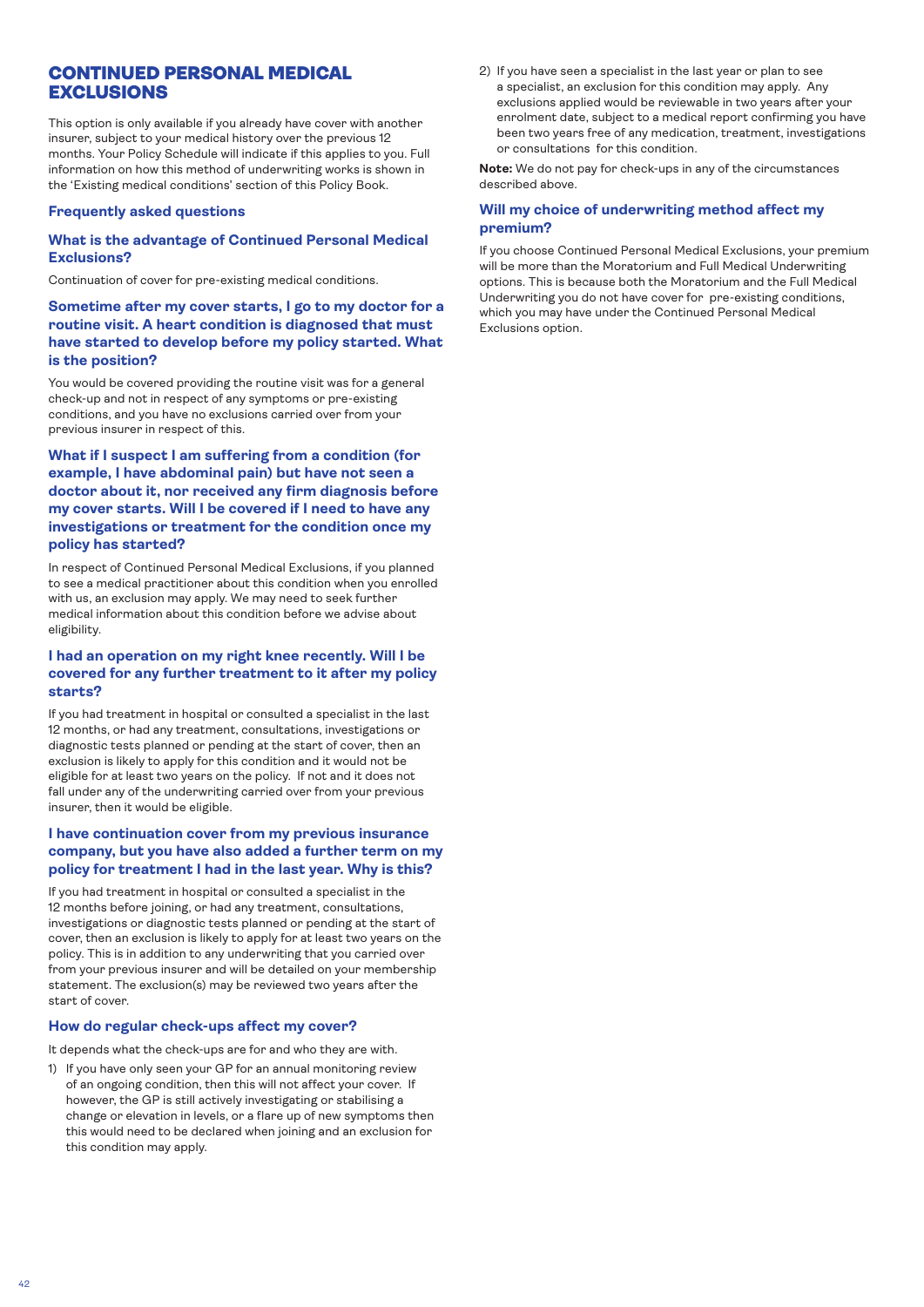## CONTINUED PERSONAL MEDICAL EXCLUSIONS

This option is only available if you already have cover with another insurer, subject to your medical history over the previous 12 months. Your Policy Schedule will indicate if this applies to you. Full information on how this method of underwriting works is shown in the 'Existing medical conditions' section of this Policy Book.

### Frequently asked questions

### What is the advantage of Continued Personal Medical Exclusions?

Continuation of cover for pre-existing medical conditions.

### Sometime after my cover starts, I go to my doctor for a routine visit. A heart condition is diagnosed that must have started to develop before my policy started. What is the position?

You would be covered providing the routine visit was for a general check-up and not in respect of any symptoms or pre-existing conditions, and you have no exclusions carried over from your previous insurer in respect of this.

### What if I suspect I am suffering from a condition (for example, I have abdominal pain) but have not seen a doctor about it, nor received any firm diagnosis before my cover starts. Will I be covered if I need to have any investigations or treatment for the condition once my policy has started?

In respect of Continued Personal Medical Exclusions, if you planned to see a medical practitioner about this condition when you enrolled with us, an exclusion may apply. We may need to seek further medical information about this condition before we advise about eligibility.

### I had an operation on my right knee recently. Will I be covered for any further treatment to it after my policy starts?

If you had treatment in hospital or consulted a specialist in the last 12 months, or had any treatment, consultations, investigations or diagnostic tests planned or pending at the start of cover, then an exclusion is likely to apply for this condition and it would not be eligible for at least two years on the policy. If not and it does not fall under any of the underwriting carried over from your previous insurer, then it would be eligible.

### I have continuation cover from my previous insurance company, but you have also added a further term on my policy for treatment I had in the last year. Why is this?

If you had treatment in hospital or consulted a specialist in the 12 months before joining, or had any treatment, consultations, investigations or diagnostic tests planned or pending at the start of cover, then an exclusion is likely to apply for at least two years on the policy. This is in addition to any underwriting that you carried over from your previous insurer and will be detailed on your membership statement. The exclusion(s) may be reviewed two years after the start of cover.

### How do regular check-ups affect my cover?

It depends what the check-ups are for and who they are with.

1) If you have only seen your GP for an annual monitoring review of an ongoing condition, then this will not affect your cover. If however, the GP is still actively investigating or stabilising a change or elevation in levels, or a flare up of new symptoms then this would need to be declared when joining and an exclusion for this condition may apply.
2) If you have seen a specialist in the last year or plan to see a specialist, an exclusion for this condition may apply. Any exclusions applied would be reviewable in two years after your enrolment date, subject to a medical report confirming you have been two years free of any medication, treatment, investigations or consultations for this condition.

**Note:** We do not pay for check-ups in any of the circumstances described above.

### Will my choice of underwriting method affect my premium?

If you choose Continued Personal Medical Exclusions, your premium will be more than the Moratorium and Full Medical Underwriting options. This is because both the Moratorium and the Full Medical Underwriting you do not have cover for pre-existing conditions, which you may have under the Continued Personal Medical Exclusions option.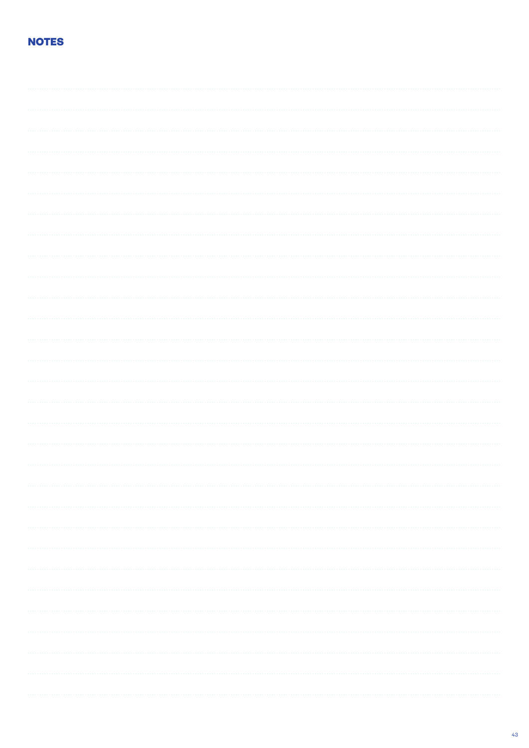# NOTES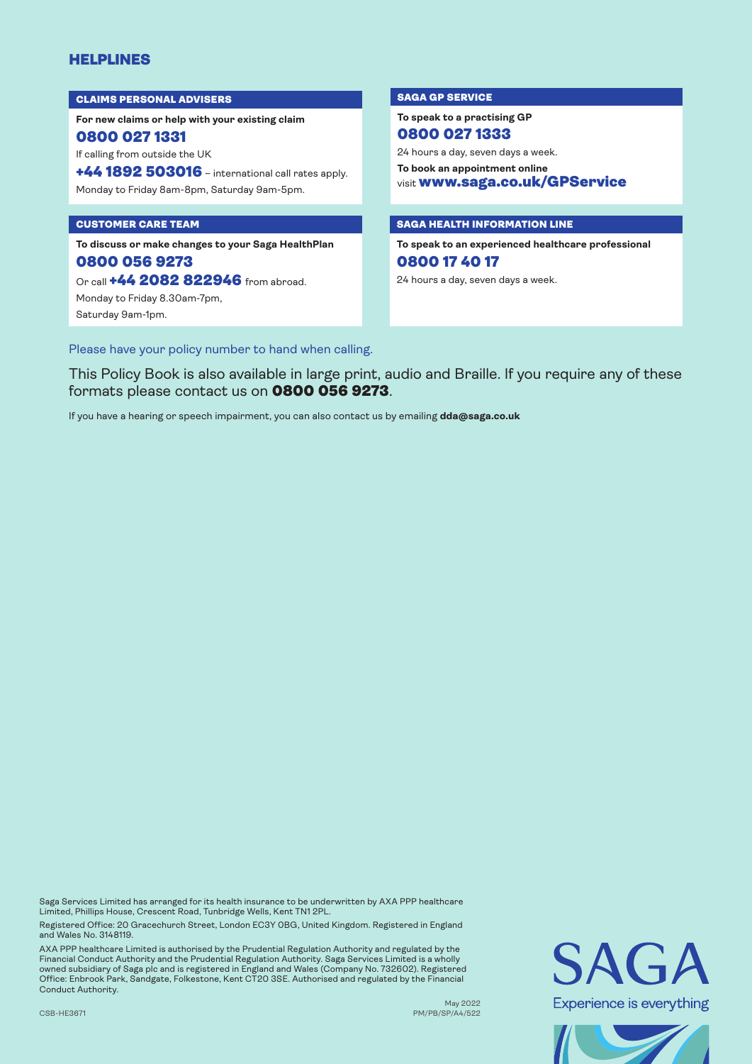# HELPLINES

## CLAIMS PERSONAL ADVISERS

**For new claims or help with your existing claim**

**0800 027 1331**

If calling from outside the UK

**+44 1892 503016** – international call rates apply.

Monday to Friday 8am-8pm, Saturday 9am-5pm.

## CUSTOMER CARE TEAM

**To discuss or make changes to your Saga HealthPlan**

**0800 056 9273**

Or call **+44 2082 822946** from abroad.

Monday to Friday 8.30am-7pm,

Saturday 9am-1pm.

## SAGA GP SERVICE

**To speak to a practising GP**

**0800 027 1333**

24 hours a day, seven days a week.

**To book an appointment online**

visit **www.saga.co.uk/GPService**

## SAGA HEALTH INFORMATION LINE

**To speak to an experienced healthcare professional**

**0800 17 40 17**

24 hours a day, seven days a week.

Please have your policy number to hand when calling.

This Policy Book is also available in large print, audio and Braille. If you require any of these formats please contact us on **0800 056 9273**.

If you have a hearing or speech impairment, you can also contact us by emailing **dda@saga.co.uk**

Saga Services Limited has arranged for its health insurance to be underwritten by AXA PPP healthcare Limited, Phillips House, Crescent Road, Tunbridge Wells, Kent TN1 2PL.

Registered Office: 20 Gracechurch Street, London EC3Y 0BG, United Kingdom. Registered in England and Wales No. 3148119.

AXA PPP healthcare Limited is authorised by the Prudential Regulation Authority and regulated by the Financial Conduct Authority and the Prudential Regulation Authority. Saga Services Limited is a wholly owned subsidiary of Saga plc and is registered in England and Wales (Company No. 732602). Registered Office: Enbrook Park, Sandgate, Folkestone, Kent CT20 3SE. Authorised and regulated by the Financial Conduct Authority.

CSB-HE3671

May 2022
PM/PB/SP/A4/522

SAGA

Experience is everything